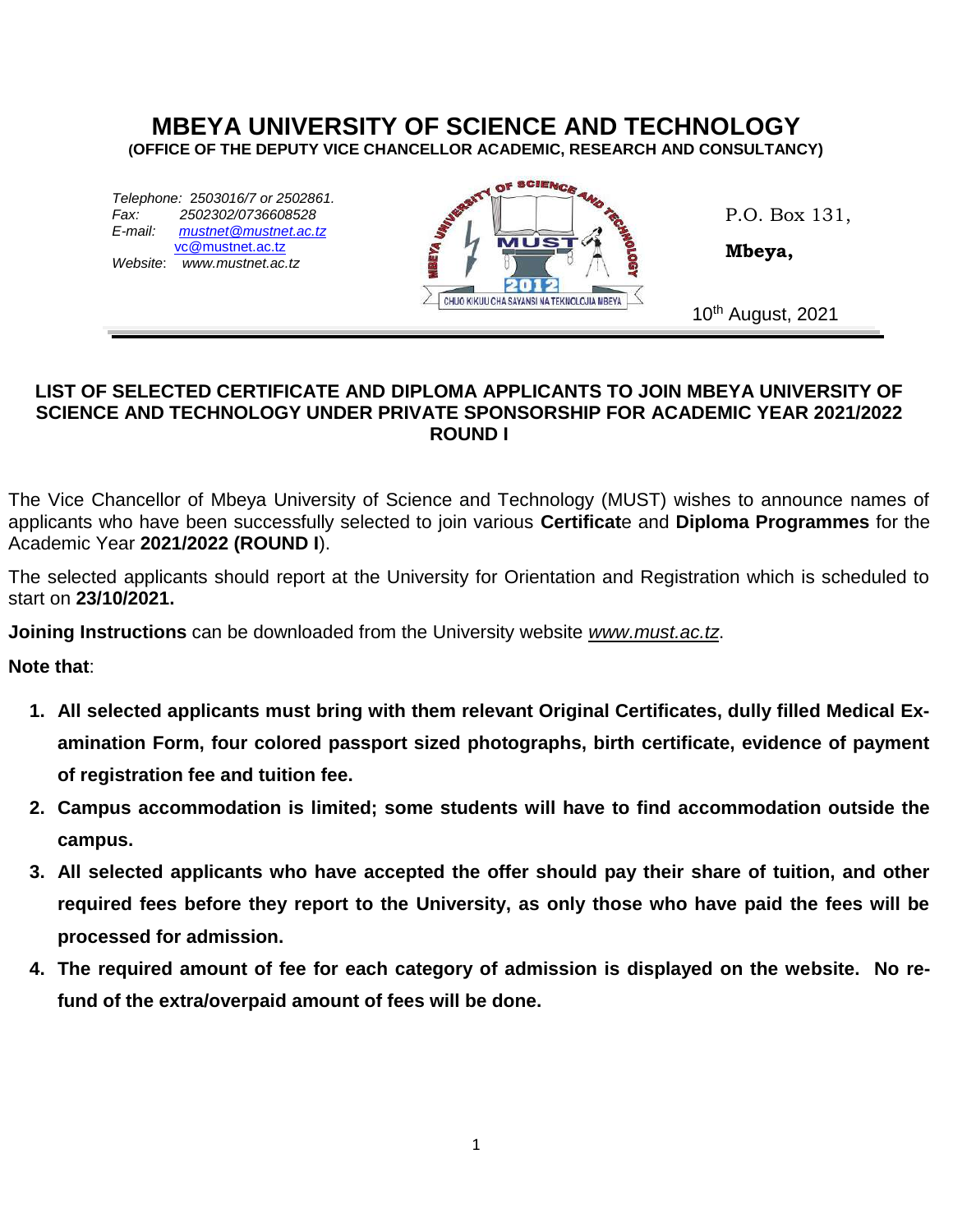# MBEYA UNIVERSITY OF SCIENCE AND TECHNOLOGY

**(OFFICE OF THE DEPUTY VICE CHANCELLOR ACADEMIC, RESEARCH AND CONSULTANCY)**

*Telephone: 2503016/7 or 2502861.*
*Fax: 2502302/0736608528*
*E-mail: mustnet@mustnet.ac.tz*
vc@mustnet.ac.tz
*Website: www.mustnet.ac.tz*

P.O. Box 131,

**Mbeya,**

10th August, 2021

**LIST OF SELECTED CERTIFICATE AND DIPLOMA APPLICANTS TO JOIN MBEYA UNIVERSITY OF SCIENCE AND TECHNOLOGY UNDER PRIVATE SPONSORSHIP FOR ACADEMIC YEAR 2021/2022 ROUND I**

The Vice Chancellor of Mbeya University of Science and Technology (MUST) wishes to announce names of applicants who have been successfully selected to join various **Certificat**e and **Diploma Programmes** for the Academic Year **2021/2022 (ROUND I**).

The selected applicants should report at the University for Orientation and Registration which is scheduled to start on **23/10/2021.**

**Joining Instructions** can be downloaded from the University website *www.must.ac.tz*.

**Note that**:

1. **All selected applicants must bring with them relevant Original Certificates, dully filled Medical Examination Form, four colored passport sized photographs, birth certificate, evidence of payment of registration fee and tuition fee.**
2. **Campus accommodation is limited; some students will have to find accommodation outside the campus.**
3. **All selected applicants who have accepted the offer should pay their share of tuition, and other required fees before they report to the University, as only those who have paid the fees will be processed for admission.**
4. **The required amount of fee for each category of admission is displayed on the website. No refund of the extra/overpaid amount of fees will be done.**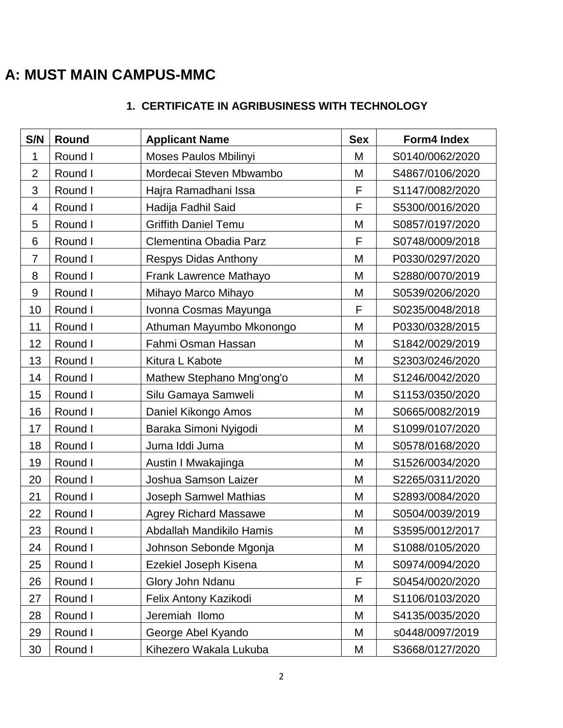# A: MUST MAIN CAMPUS-MMC

### 1. CERTIFICATE IN AGRIBUSINESS WITH TECHNOLOGY

| S/N | Round | Applicant Name | Sex | Form4 Index |
|---|---|---|---|---|
| 1 | Round I | Moses Paulos Mbilinyi | M | S0140/0062/2020 |
| 2 | Round I | Mordecai Steven Mbwambo | M | S4867/0106/2020 |
| 3 | Round I | Hajra Ramadhani Issa | F | S1147/0082/2020 |
| 4 | Round I | Hadija Fadhil Said | F | S5300/0016/2020 |
| 5 | Round I | Griffith Daniel Temu | M | S0857/0197/2020 |
| 6 | Round I | Clementina Obadia Parz | F | S0748/0009/2018 |
| 7 | Round I | Respys Didas Anthony | M | P0330/0297/2020 |
| 8 | Round I | Frank Lawrence Mathayo | M | S2880/0070/2019 |
| 9 | Round I | Mihayo Marco Mihayo | M | S0539/0206/2020 |
| 10 | Round I | Ivonna Cosmas Mayunga | F | S0235/0048/2018 |
| 11 | Round I | Athuman Mayumbo Mkonongo | M | P0330/0328/2015 |
| 12 | Round I | Fahmi Osman Hassan | M | S1842/0029/2019 |
| 13 | Round I | Kitura L Kabote | M | S2303/0246/2020 |
| 14 | Round I | Mathew Stephano Mng'ong'o | M | S1246/0042/2020 |
| 15 | Round I | Silu Gamaya Samweli | M | S1153/0350/2020 |
| 16 | Round I | Daniel Kikongo Amos | M | S0665/0082/2019 |
| 17 | Round I | Baraka Simoni Nyigodi | M | S1099/0107/2020 |
| 18 | Round I | Juma Iddi Juma | M | S0578/0168/2020 |
| 19 | Round I | Austin I Mwakajinga | M | S1526/0034/2020 |
| 20 | Round I | Joshua Samson Laizer | M | S2265/0311/2020 |
| 21 | Round I | Joseph Samwel Mathias | M | S2893/0084/2020 |
| 22 | Round I | Agrey Richard Massawe | M | S0504/0039/2019 |
| 23 | Round I | Abdallah Mandikilo Hamis | M | S3595/0012/2017 |
| 24 | Round I | Johnson Sebonde Mgonja | M | S1088/0105/2020 |
| 25 | Round I | Ezekiel Joseph Kisena | M | S0974/0094/2020 |
| 26 | Round I | Glory John Ndanu | F | S0454/0020/2020 |
| 27 | Round I | Felix Antony Kazikodi | M | S1106/0103/2020 |
| 28 | Round I | Jeremiah Ilomo | M | S4135/0035/2020 |
| 29 | Round I | George Abel Kyando | M | s0448/0097/2019 |
| 30 | Round I | Kihezero Wakala Lukuba | M | S3668/0127/2020 |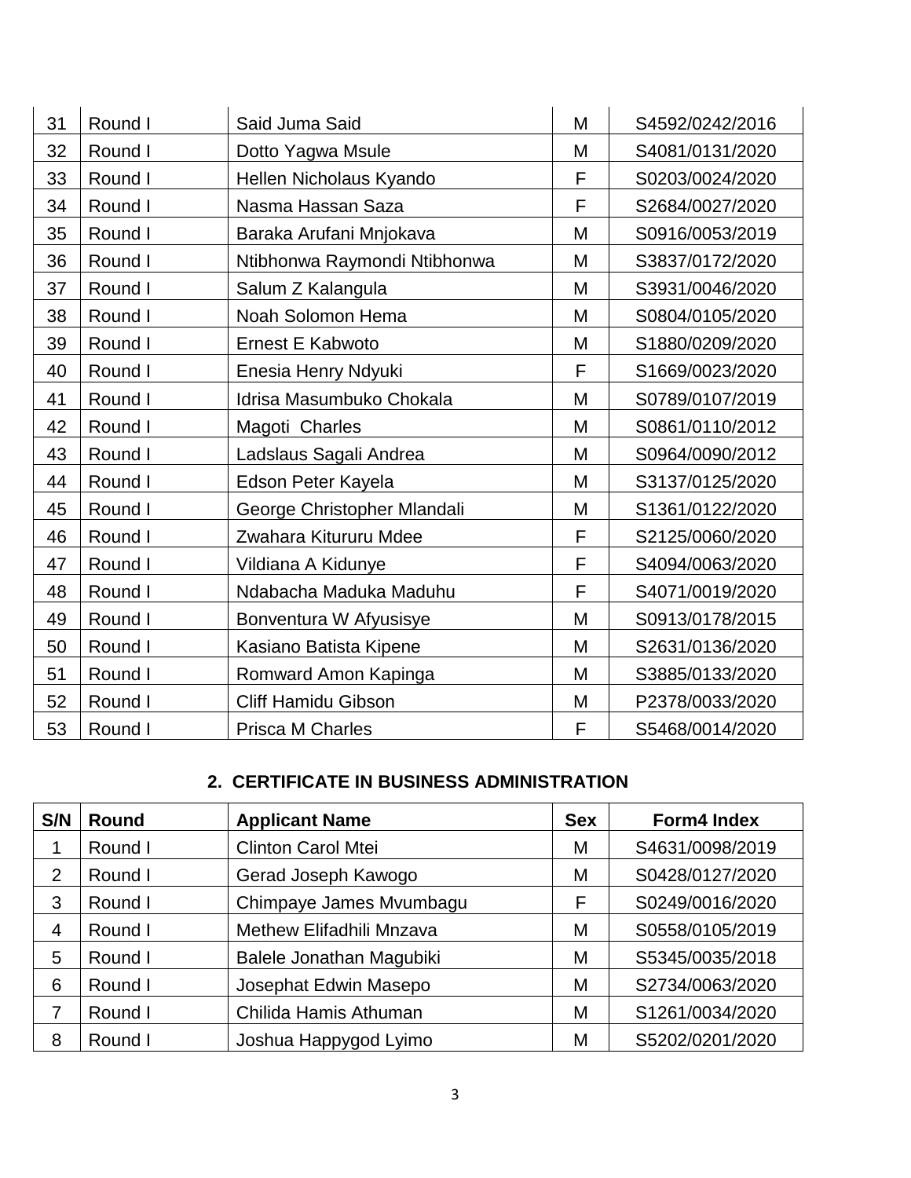| S/N | Round | Applicant Name | Sex | Form4 Index |
|---|---|---|---|---|
| 31 | Round I | Said Juma Said | M | S4592/0242/2016 |
| 32 | Round I | Dotto Yagwa Msule | M | S4081/0131/2020 |
| 33 | Round I | Hellen Nicholaus Kyando | F | S0203/0024/2020 |
| 34 | Round I | Nasma Hassan Saza | F | S2684/0027/2020 |
| 35 | Round I | Baraka Arufani Mnjokava | M | S0916/0053/2019 |
| 36 | Round I | Ntibhonwa Raymondi Ntibhonwa | M | S3837/0172/2020 |
| 37 | Round I | Salum Z Kalangula | M | S3931/0046/2020 |
| 38 | Round I | Noah Solomon Hema | M | S0804/0105/2020 |
| 39 | Round I | Ernest E Kabwoto | M | S1880/0209/2020 |
| 40 | Round I | Enesia Henry Ndyuki | F | S1669/0023/2020 |
| 41 | Round I | Idrisa Masumbuko Chokala | M | S0789/0107/2019 |
| 42 | Round I | Magoti Charles | M | S0861/0110/2012 |
| 43 | Round I | Ladslaus Sagali Andrea | M | S0964/0090/2012 |
| 44 | Round I | Edson Peter Kayela | M | S3137/0125/2020 |
| 45 | Round I | George Christopher Mlandali | M | S1361/0122/2020 |
| 46 | Round I | Zwahara Kitururu Mdee | F | S2125/0060/2020 |
| 47 | Round I | Vildiana A Kidunye | F | S4094/0063/2020 |
| 48 | Round I | Ndabacha Maduka Maduhu | F | S4071/0019/2020 |
| 49 | Round I | Bonventura W Afyusisye | M | S0913/0178/2015 |
| 50 | Round I | Kasiano Batista Kipene | M | S2631/0136/2020 |
| 51 | Round I | Romward Amon Kapinga | M | S3885/0133/2020 |
| 52 | Round I | Cliff Hamidu Gibson | M | P2378/0033/2020 |
| 53 | Round I | Prisca M Charles | F | S5468/0014/2020 |

## 2. CERTIFICATE IN BUSINESS ADMINISTRATION

| S/N | Round | Applicant Name | Sex | Form4 Index |
|---|---|---|---|---|
| 1 | Round I | Clinton Carol Mtei | M | S4631/0098/2019 |
| 2 | Round I | Gerad Joseph Kawogo | M | S0428/0127/2020 |
| 3 | Round I | Chimpaye James Mvumbagu | F | S0249/0016/2020 |
| 4 | Round I | Methew Elifadhili Mnzava | M | S0558/0105/2019 |
| 5 | Round I | Balele Jonathan Magubiki | M | S5345/0035/2018 |
| 6 | Round I | Josephat Edwin Masepo | M | S2734/0063/2020 |
| 7 | Round I | Chilida Hamis Athuman | M | S1261/0034/2020 |
| 8 | Round I | Joshua Happygod Lyimo | M | S5202/0201/2020 |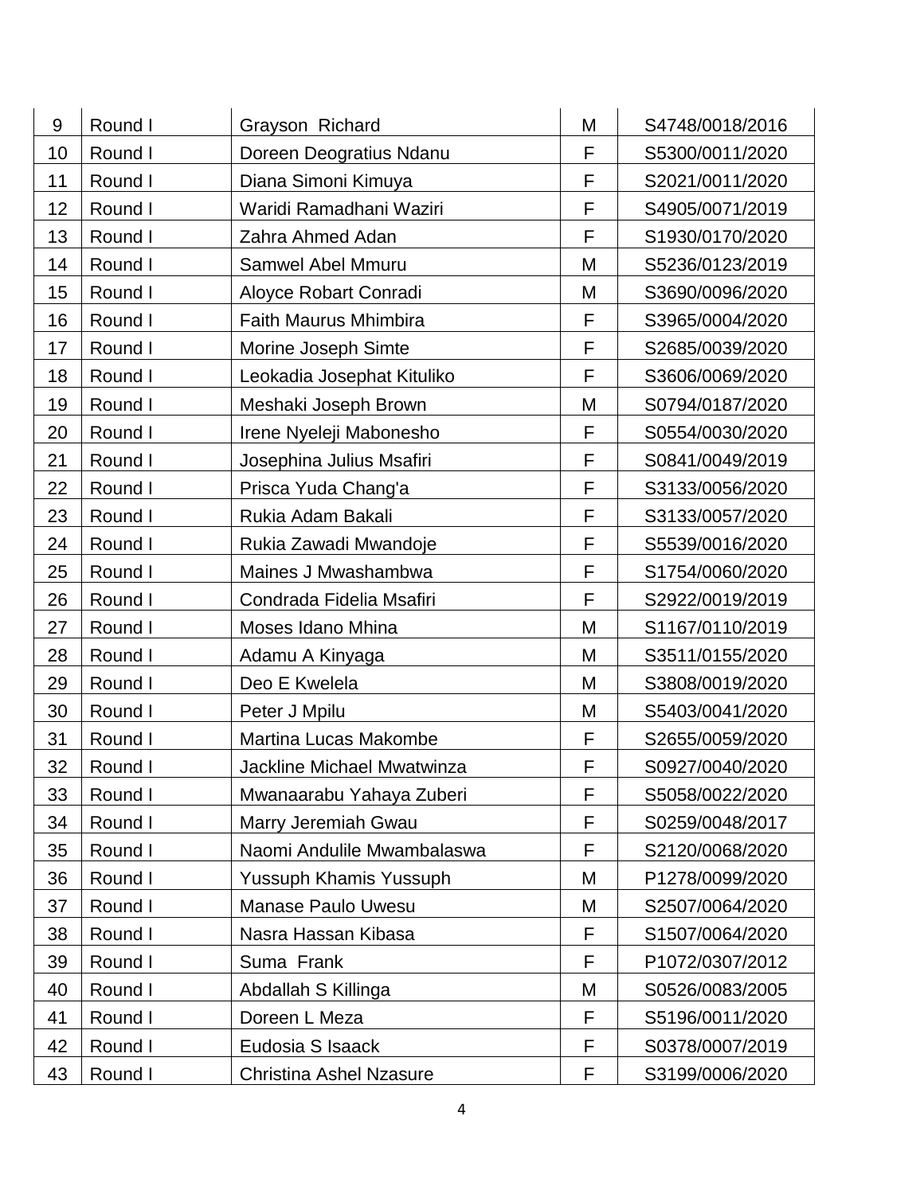| 9 | Round I | Grayson Richard | M | S4748/0018/2016 |
|---|---|---|---|---|
| 10 | Round I | Doreen Deogratius Ndanu | F | S5300/0011/2020 |
| 11 | Round I | Diana Simoni Kimuya | F | S2021/0011/2020 |
| 12 | Round I | Waridi Ramadhani Waziri | F | S4905/0071/2019 |
| 13 | Round I | Zahra Ahmed Adan | F | S1930/0170/2020 |
| 14 | Round I | Samwel Abel Mmuru | M | S5236/0123/2019 |
| 15 | Round I | Aloyce Robart Conradi | M | S3690/0096/2020 |
| 16 | Round I | Faith Maurus Mhimbira | F | S3965/0004/2020 |
| 17 | Round I | Morine Joseph Simte | F | S2685/0039/2020 |
| 18 | Round I | Leokadia Josephat Kituliko | F | S3606/0069/2020 |
| 19 | Round I | Meshaki Joseph Brown | M | S0794/0187/2020 |
| 20 | Round I | Irene Nyeleji Mabonesho | F | S0554/0030/2020 |
| 21 | Round I | Josephina Julius Msafiri | F | S0841/0049/2019 |
| 22 | Round I | Prisca Yuda Chang'a | F | S3133/0056/2020 |
| 23 | Round I | Rukia Adam Bakali | F | S3133/0057/2020 |
| 24 | Round I | Rukia Zawadi Mwandoje | F | S5539/0016/2020 |
| 25 | Round I | Maines J Mwashambwa | F | S1754/0060/2020 |
| 26 | Round I | Condrada Fidelia Msafiri | F | S2922/0019/2019 |
| 27 | Round I | Moses Idano Mhina | M | S1167/0110/2019 |
| 28 | Round I | Adamu A Kinyaga | M | S3511/0155/2020 |
| 29 | Round I | Deo E Kwelela | M | S3808/0019/2020 |
| 30 | Round I | Peter J Mpilu | M | S5403/0041/2020 |
| 31 | Round I | Martina Lucas Makombe | F | S2655/0059/2020 |
| 32 | Round I | Jackline Michael Mwatwinza | F | S0927/0040/2020 |
| 33 | Round I | Mwanaarabu Yahaya Zuberi | F | S5058/0022/2020 |
| 34 | Round I | Marry Jeremiah Gwau | F | S0259/0048/2017 |
| 35 | Round I | Naomi Andulile Mwambalaswa | F | S2120/0068/2020 |
| 36 | Round I | Yussuph Khamis Yussuph | M | P1278/0099/2020 |
| 37 | Round I | Manase Paulo Uwesu | M | S2507/0064/2020 |
| 38 | Round I | Nasra Hassan Kibasa | F | S1507/0064/2020 |
| 39 | Round I | Suma Frank | F | P1072/0307/2012 |
| 40 | Round I | Abdallah S Killinga | M | S0526/0083/2005 |
| 41 | Round I | Doreen L Meza | F | S5196/0011/2020 |
| 42 | Round I | Eudosia S Isaack | F | S0378/0007/2019 |
| 43 | Round I | Christina Ashel Nzasure | F | S3199/0006/2020 |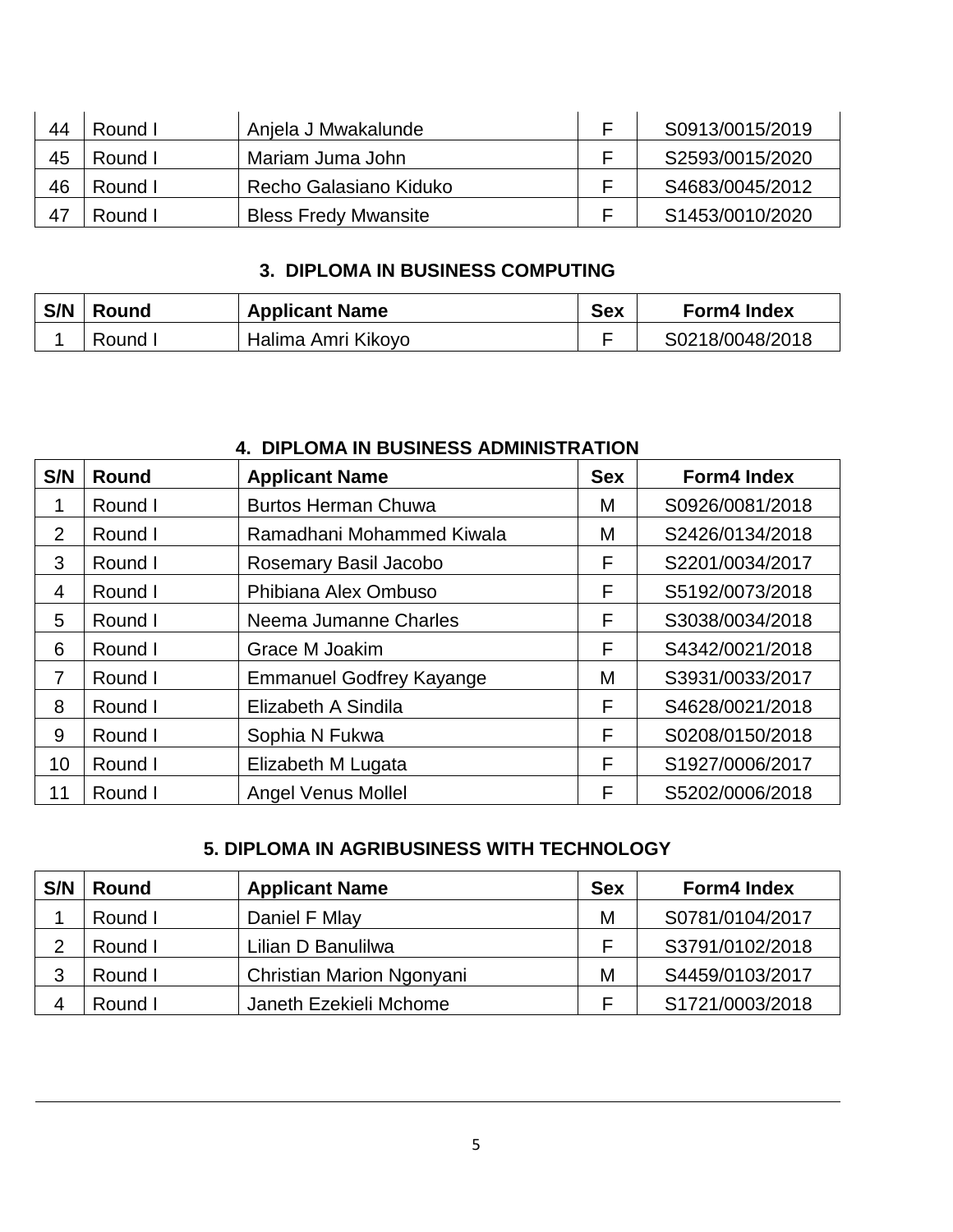| | | | | |
|---|---|---|---|---|
| 44 | Round I | Anjela J Mwakalunde | F | S0913/0015/2019 |
| 45 | Round I | Mariam Juma John | F | S2593/0015/2020 |
| 46 | Round I | Recho Galasiano Kiduko | F | S4683/0045/2012 |
| 47 | Round I | Bless Fredy Mwansite | F | S1453/0010/2020 |

## 3. DIPLOMA IN BUSINESS COMPUTING

| S/N | Round | Applicant Name | Sex | Form4 Index |
|---|---|---|---|---|
| 1 | Round I | Halima Amri Kikoyo | F | S0218/0048/2018 |

## 4. DIPLOMA IN BUSINESS ADMINISTRATION

| S/N | Round | Applicant Name | Sex | Form4 Index |
|---|---|---|---|---|
| 1 | Round I | Burtos Herman Chuwa | M | S0926/0081/2018 |
| 2 | Round I | Ramadhani Mohammed Kiwala | M | S2426/0134/2018 |
| 3 | Round I | Rosemary Basil Jacobo | F | S2201/0034/2017 |
| 4 | Round I | Phibiana Alex Ombuso | F | S5192/0073/2018 |
| 5 | Round I | Neema Jumanne Charles | F | S3038/0034/2018 |
| 6 | Round I | Grace M Joakim | F | S4342/0021/2018 |
| 7 | Round I | Emmanuel Godfrey Kayange | M | S3931/0033/2017 |
| 8 | Round I | Elizabeth A Sindila | F | S4628/0021/2018 |
| 9 | Round I | Sophia N Fukwa | F | S0208/0150/2018 |
| 10 | Round I | Elizabeth M Lugata | F | S1927/0006/2017 |
| 11 | Round I | Angel Venus Mollel | F | S5202/0006/2018 |

## 5. DIPLOMA IN AGRIBUSINESS WITH TECHNOLOGY

| S/N | Round | Applicant Name | Sex | Form4 Index |
|---|---|---|---|---|
| 1 | Round I | Daniel F Mlay | M | S0781/0104/2017 |
| 2 | Round I | Lilian D Banulilwa | F | S3791/0102/2018 |
| 3 | Round I | Christian Marion Ngonyani | M | S4459/0103/2017 |
| 4 | Round I | Janeth Ezekieli Mchome | F | S1721/0003/2018 |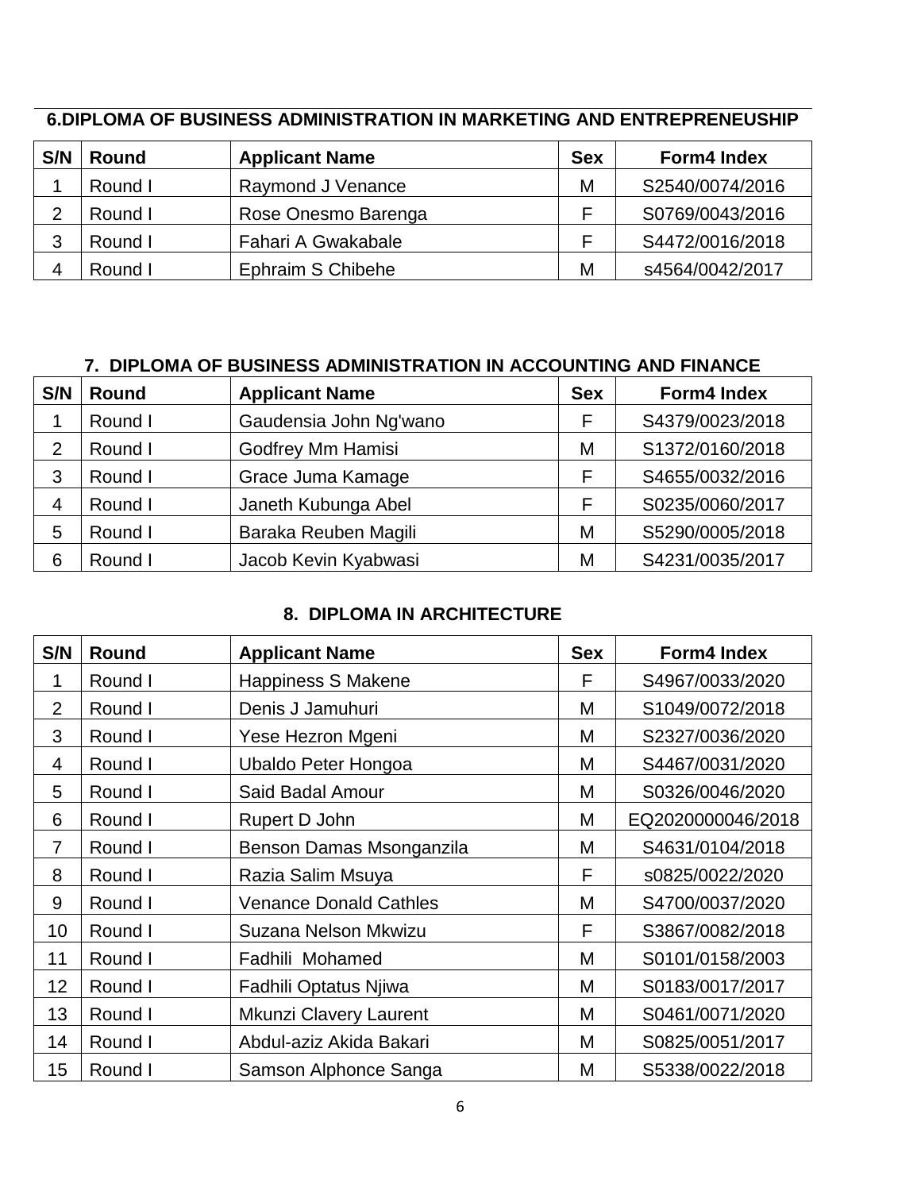### 6.DIPLOMA OF BUSINESS ADMINISTRATION IN MARKETING AND ENTREPRENEUSHIP

| S/N | Round | Applicant Name | Sex | Form4 Index |
|---|---|---|---|---|
| 1 | Round I | Raymond J Venance | M | S2540/0074/2016 |
| 2 | Round I | Rose Onesmo Barenga | F | S0769/0043/2016 |
| 3 | Round I | Fahari A Gwakabale | F | S4472/0016/2018 |
| 4 | Round I | Ephraim S Chibehe | M | s4564/0042/2017 |

### 7. DIPLOMA OF BUSINESS ADMINISTRATION IN ACCOUNTING AND FINANCE

| S/N | Round | Applicant Name | Sex | Form4 Index |
|---|---|---|---|---|
| 1 | Round I | Gaudensia John Ng'wano | F | S4379/0023/2018 |
| 2 | Round I | Godfrey Mm Hamisi | M | S1372/0160/2018 |
| 3 | Round I | Grace Juma Kamage | F | S4655/0032/2016 |
| 4 | Round I | Janeth Kubunga Abel | F | S0235/0060/2017 |
| 5 | Round I | Baraka Reuben Magili | M | S5290/0005/2018 |
| 6 | Round I | Jacob Kevin Kyabwasi | M | S4231/0035/2017 |

### 8. DIPLOMA IN ARCHITECTURE

| S/N | Round | Applicant Name | Sex | Form4 Index |
|---|---|---|---|---|
| 1 | Round I | Happiness S Makene | F | S4967/0033/2020 |
| 2 | Round I | Denis J Jamuhuri | M | S1049/0072/2018 |
| 3 | Round I | Yese Hezron Mgeni | M | S2327/0036/2020 |
| 4 | Round I | Ubaldo Peter Hongoa | M | S4467/0031/2020 |
| 5 | Round I | Said Badal Amour | M | S0326/0046/2020 |
| 6 | Round I | Rupert D John | M | EQ2020000046/2018 |
| 7 | Round I | Benson Damas Msonganzila | M | S4631/0104/2018 |
| 8 | Round I | Razia Salim Msuya | F | s0825/0022/2020 |
| 9 | Round I | Venance Donald Cathles | M | S4700/0037/2020 |
| 10 | Round I | Suzana Nelson Mkwizu | F | S3867/0082/2018 |
| 11 | Round I | Fadhili Mohamed | M | S0101/0158/2003 |
| 12 | Round I | Fadhili Optatus Njiwa | M | S0183/0017/2017 |
| 13 | Round I | Mkunzi Clavery Laurent | M | S0461/0071/2020 |
| 14 | Round I | Abdul-aziz Akida Bakari | M | S0825/0051/2017 |
| 15 | Round I | Samson Alphonce Sanga | M | S5338/0022/2018 |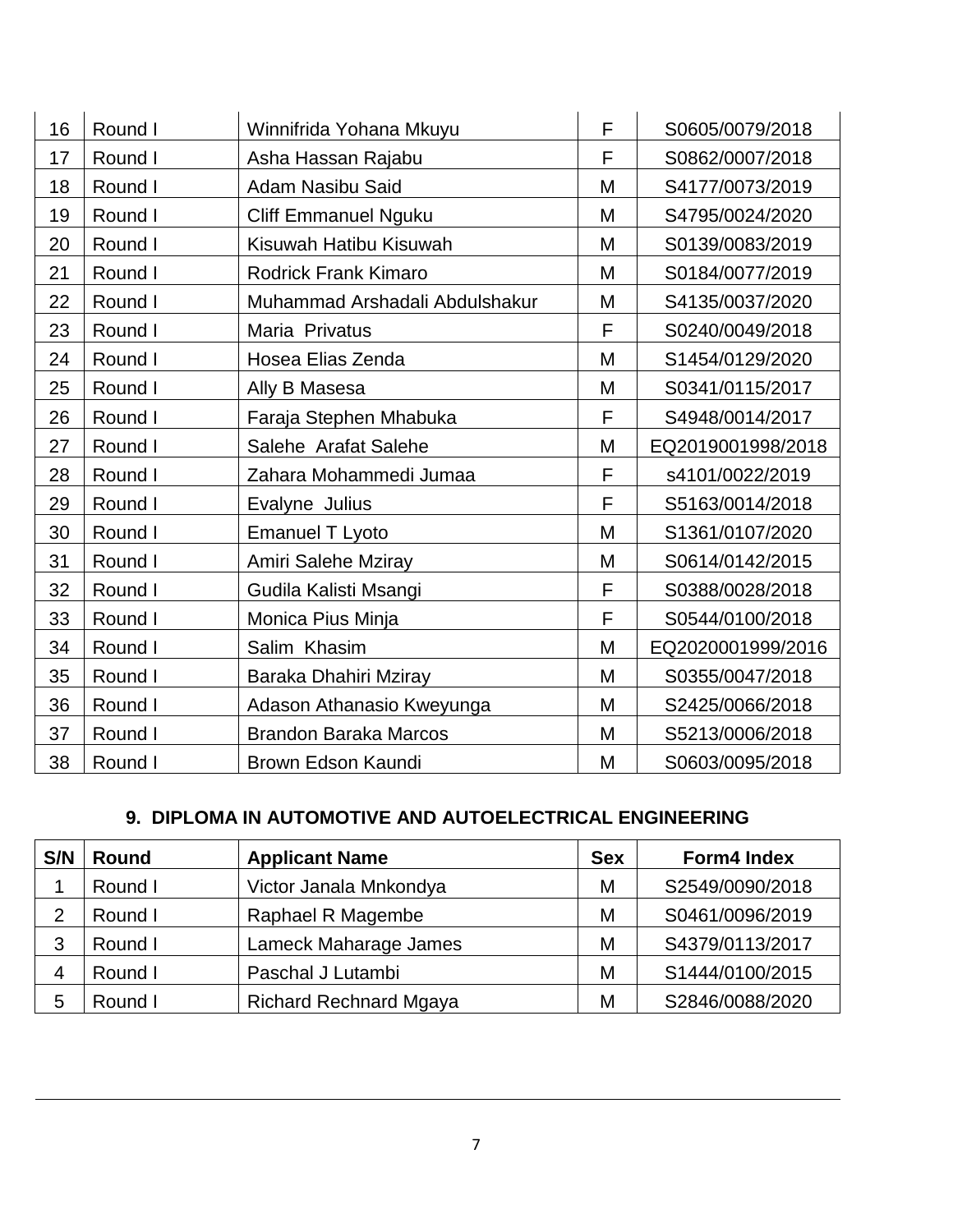| S/N | Round | Applicant Name | Sex | Form4 Index |
|---|---|---|---|---|
| 16 | Round I | Winnifrida Yohana Mkuyu | F | S0605/0079/2018 |
| 17 | Round I | Asha Hassan Rajabu | F | S0862/0007/2018 |
| 18 | Round I | Adam Nasibu Said | M | S4177/0073/2019 |
| 19 | Round I | Cliff Emmanuel Nguku | M | S4795/0024/2020 |
| 20 | Round I | Kisuwah Hatibu Kisuwah | M | S0139/0083/2019 |
| 21 | Round I | Rodrick Frank Kimaro | M | S0184/0077/2019 |
| 22 | Round I | Muhammad Arshadali Abdulshakur | M | S4135/0037/2020 |
| 23 | Round I | Maria Privatus | F | S0240/0049/2018 |
| 24 | Round I | Hosea Elias Zenda | M | S1454/0129/2020 |
| 25 | Round I | Ally B Masesa | M | S0341/0115/2017 |
| 26 | Round I | Faraja Stephen Mhabuka | F | S4948/0014/2017 |
| 27 | Round I | Salehe Arafat Salehe | M | EQ2019001998/2018 |
| 28 | Round I | Zahara Mohammedi Jumaa | F | s4101/0022/2019 |
| 29 | Round I | Evalyne Julius | F | S5163/0014/2018 |
| 30 | Round I | Emanuel T Lyoto | M | S1361/0107/2020 |
| 31 | Round I | Amiri Salehe Mziray | M | S0614/0142/2015 |
| 32 | Round I | Gudila Kalisti Msangi | F | S0388/0028/2018 |
| 33 | Round I | Monica Pius Minja | F | S0544/0100/2018 |
| 34 | Round I | Salim Khasim | M | EQ2020001999/2016 |
| 35 | Round I | Baraka Dhahiri Mziray | M | S0355/0047/2018 |
| 36 | Round I | Adason Athanasio Kweyunga | M | S2425/0066/2018 |
| 37 | Round I | Brandon Baraka Marcos | M | S5213/0006/2018 |
| 38 | Round I | Brown Edson Kaundi | M | S0603/0095/2018 |

## 9. DIPLOMA IN AUTOMOTIVE AND AUTOELECTRICAL ENGINEERING

| S/N | Round | Applicant Name | Sex | Form4 Index |
|---|---|---|---|---|
| 1 | Round I | Victor Janala Mnkondya | M | S2549/0090/2018 |
| 2 | Round I | Raphael R Magembe | M | S0461/0096/2019 |
| 3 | Round I | Lameck Maharage James | M | S4379/0113/2017 |
| 4 | Round I | Paschal J Lutambi | M | S1444/0100/2015 |
| 5 | Round I | Richard Rechnard Mgaya | M | S2846/0088/2020 |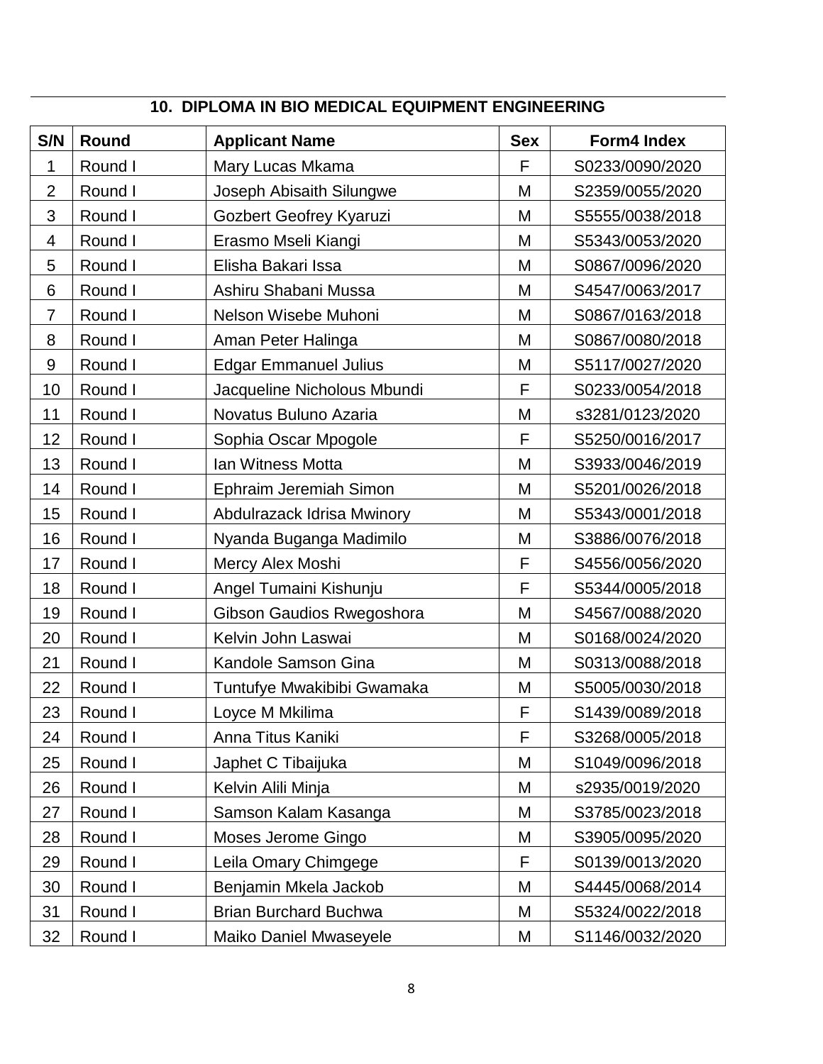## 10. DIPLOMA IN BIO MEDICAL EQUIPMENT ENGINEERING

| S/N | Round | Applicant Name | Sex | Form4 Index |
|---|---|---|---|---|
| 1 | Round I | Mary Lucas Mkama | F | S0233/0090/2020 |
| 2 | Round I | Joseph Abisaith Silungwe | M | S2359/0055/2020 |
| 3 | Round I | Gozbert Geofrey Kyaruzi | M | S5555/0038/2018 |
| 4 | Round I | Erasmo Mseli Kiangi | M | S5343/0053/2020 |
| 5 | Round I | Elisha Bakari Issa | M | S0867/0096/2020 |
| 6 | Round I | Ashiru Shabani Mussa | M | S4547/0063/2017 |
| 7 | Round I | Nelson Wisebe Muhoni | M | S0867/0163/2018 |
| 8 | Round I | Aman Peter Halinga | M | S0867/0080/2018 |
| 9 | Round I | Edgar Emmanuel Julius | M | S5117/0027/2020 |
| 10 | Round I | Jacqueline Nicholous Mbundi | F | S0233/0054/2018 |
| 11 | Round I | Novatus Buluno Azaria | M | s3281/0123/2020 |
| 12 | Round I | Sophia Oscar Mpogole | F | S5250/0016/2017 |
| 13 | Round I | Ian Witness Motta | M | S3933/0046/2019 |
| 14 | Round I | Ephraim Jeremiah Simon | M | S5201/0026/2018 |
| 15 | Round I | Abdulrazack Idrisa Mwinory | M | S5343/0001/2018 |
| 16 | Round I | Nyanda Buganga Madimilo | M | S3886/0076/2018 |
| 17 | Round I | Mercy Alex Moshi | F | S4556/0056/2020 |
| 18 | Round I | Angel Tumaini Kishunju | F | S5344/0005/2018 |
| 19 | Round I | Gibson Gaudios Rwegoshora | M | S4567/0088/2020 |
| 20 | Round I | Kelvin John Laswai | M | S0168/0024/2020 |
| 21 | Round I | Kandole Samson Gina | M | S0313/0088/2018 |
| 22 | Round I | Tuntufye Mwakibibi Gwamaka | M | S5005/0030/2018 |
| 23 | Round I | Loyce M Mkilima | F | S1439/0089/2018 |
| 24 | Round I | Anna Titus Kaniki | F | S3268/0005/2018 |
| 25 | Round I | Japhet C Tibaijuka | M | S1049/0096/2018 |
| 26 | Round I | Kelvin Alili Minja | M | s2935/0019/2020 |
| 27 | Round I | Samson Kalam Kasanga | M | S3785/0023/2018 |
| 28 | Round I | Moses Jerome Gingo | M | S3905/0095/2020 |
| 29 | Round I | Leila Omary Chimgege | F | S0139/0013/2020 |
| 30 | Round I | Benjamin Mkela Jackob | M | S4445/0068/2014 |
| 31 | Round I | Brian Burchard Buchwa | M | S5324/0022/2018 |
| 32 | Round I | Maiko Daniel Mwaseyele | M | S1146/0032/2020 |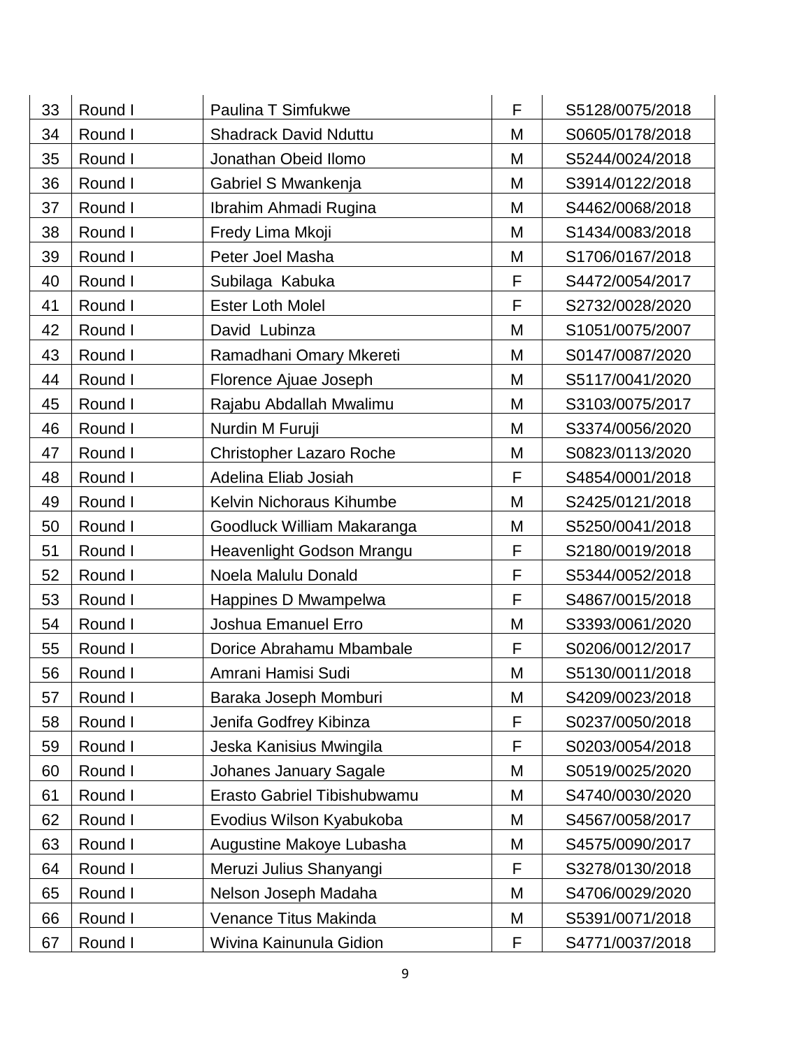| | | | | |
|---|---|---|---|---|
| 33 | Round I | Paulina T Simfukwe | F | S5128/0075/2018 |
| 34 | Round I | Shadrack David Nduttu | M | S0605/0178/2018 |
| 35 | Round I | Jonathan Obeid Ilomo | M | S5244/0024/2018 |
| 36 | Round I | Gabriel S Mwankenja | M | S3914/0122/2018 |
| 37 | Round I | Ibrahim Ahmadi Rugina | M | S4462/0068/2018 |
| 38 | Round I | Fredy Lima Mkoji | M | S1434/0083/2018 |
| 39 | Round I | Peter Joel Masha | M | S1706/0167/2018 |
| 40 | Round I | Subilaga  Kabuka | F | S4472/0054/2017 |
| 41 | Round I | Ester Loth Molel | F | S2732/0028/2020 |
| 42 | Round I | David  Lubinza | M | S1051/0075/2007 |
| 43 | Round I | Ramadhani Omary Mkereti | M | S0147/0087/2020 |
| 44 | Round I | Florence Ajuae Joseph | M | S5117/0041/2020 |
| 45 | Round I | Rajabu Abdallah Mwalimu | M | S3103/0075/2017 |
| 46 | Round I | Nurdin M Furuji | M | S3374/0056/2020 |
| 47 | Round I | Christopher Lazaro Roche | M | S0823/0113/2020 |
| 48 | Round I | Adelina Eliab Josiah | F | S4854/0001/2018 |
| 49 | Round I | Kelvin Nichoraus Kihumbe | M | S2425/0121/2018 |
| 50 | Round I | Goodluck William Makaranga | M | S5250/0041/2018 |
| 51 | Round I | Heavenlight Godson Mrangu | F | S2180/0019/2018 |
| 52 | Round I | Noela Malulu Donald | F | S5344/0052/2018 |
| 53 | Round I | Happines D Mwampelwa | F | S4867/0015/2018 |
| 54 | Round I | Joshua Emanuel Erro | M | S3393/0061/2020 |
| 55 | Round I | Dorice Abrahamu Mbambale | F | S0206/0012/2017 |
| 56 | Round I | Amrani Hamisi Sudi | M | S5130/0011/2018 |
| 57 | Round I | Baraka Joseph Momburi | M | S4209/0023/2018 |
| 58 | Round I | Jenifa Godfrey Kibinza | F | S0237/0050/2018 |
| 59 | Round I | Jeska Kanisius Mwingila | F | S0203/0054/2018 |
| 60 | Round I | Johanes January Sagale | M | S0519/0025/2020 |
| 61 | Round I | Erasto Gabriel Tibishubwamu | M | S4740/0030/2020 |
| 62 | Round I | Evodius Wilson Kyabukoba | M | S4567/0058/2017 |
| 63 | Round I | Augustine Makoye Lubasha | M | S4575/0090/2017 |
| 64 | Round I | Meruzi Julius Shanyangi | F | S3278/0130/2018 |
| 65 | Round I | Nelson Joseph Madaha | M | S4706/0029/2020 |
| 66 | Round I | Venance Titus Makinda | M | S5391/0071/2018 |
| 67 | Round I | Wivina Kainunula Gidion | F | S4771/0037/2018 |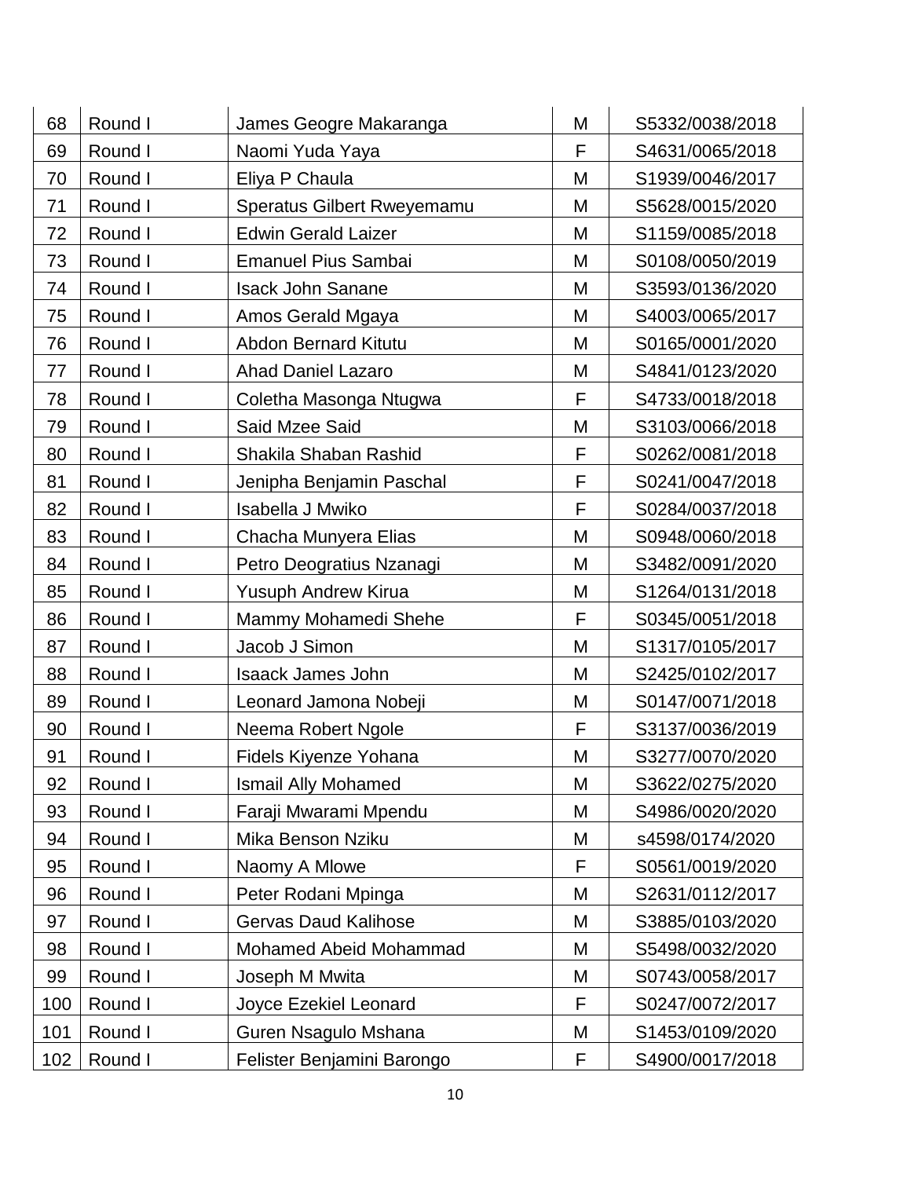| 68 | Round I | James Geogre Makaranga | M | S5332/0038/2018 |
|---|---|---|---|---|
| 69 | Round I | Naomi Yuda Yaya | F | S4631/0065/2018 |
| 70 | Round I | Eliya P Chaula | M | S1939/0046/2017 |
| 71 | Round I | Speratus Gilbert Rweyemamu | M | S5628/0015/2020 |
| 72 | Round I | Edwin Gerald Laizer | M | S1159/0085/2018 |
| 73 | Round I | Emanuel Pius Sambai | M | S0108/0050/2019 |
| 74 | Round I | Isack John Sanane | M | S3593/0136/2020 |
| 75 | Round I | Amos Gerald Mgaya | M | S4003/0065/2017 |
| 76 | Round I | Abdon Bernard Kitutu | M | S0165/0001/2020 |
| 77 | Round I | Ahad Daniel Lazaro | M | S4841/0123/2020 |
| 78 | Round I | Coletha Masonga Ntugwa | F | S4733/0018/2018 |
| 79 | Round I | Said Mzee Said | M | S3103/0066/2018 |
| 80 | Round I | Shakila Shaban Rashid | F | S0262/0081/2018 |
| 81 | Round I | Jenipha Benjamin Paschal | F | S0241/0047/2018 |
| 82 | Round I | Isabella J Mwiko | F | S0284/0037/2018 |
| 83 | Round I | Chacha Munyera Elias | M | S0948/0060/2018 |
| 84 | Round I | Petro Deogratius Nzanagi | M | S3482/0091/2020 |
| 85 | Round I | Yusuph Andrew Kirua | M | S1264/0131/2018 |
| 86 | Round I | Mammy Mohamedi Shehe | F | S0345/0051/2018 |
| 87 | Round I | Jacob J Simon | M | S1317/0105/2017 |
| 88 | Round I | Isaack James John | M | S2425/0102/2017 |
| 89 | Round I | Leonard Jamona Nobeji | M | S0147/0071/2018 |
| 90 | Round I | Neema Robert Ngole | F | S3137/0036/2019 |
| 91 | Round I | Fidels Kiyenze Yohana | M | S3277/0070/2020 |
| 92 | Round I | Ismail Ally Mohamed | M | S3622/0275/2020 |
| 93 | Round I | Faraji Mwarami Mpendu | M | S4986/0020/2020 |
| 94 | Round I | Mika Benson Nziku | M | s4598/0174/2020 |
| 95 | Round I | Naomy A Mlowe | F | S0561/0019/2020 |
| 96 | Round I | Peter Rodani Mpinga | M | S2631/0112/2017 |
| 97 | Round I | Gervas Daud Kalihose | M | S3885/0103/2020 |
| 98 | Round I | Mohamed Abeid Mohammad | M | S5498/0032/2020 |
| 99 | Round I | Joseph M Mwita | M | S0743/0058/2017 |
| 100 | Round I | Joyce Ezekiel Leonard | F | S0247/0072/2017 |
| 101 | Round I | Guren Nsagulo Mshana | M | S1453/0109/2020 |
| 102 | Round I | Felister Benjamini Barongo | F | S4900/0017/2018 |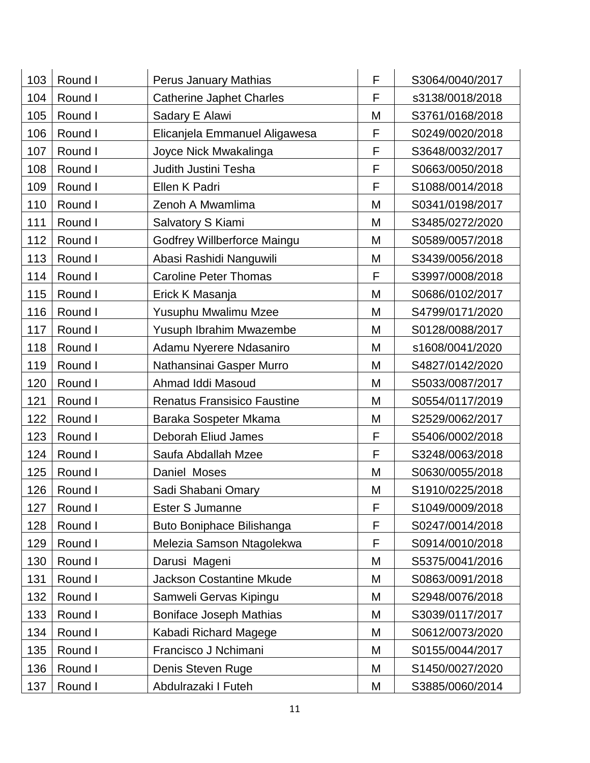| | | | | |
|---|---|---|---|---|
| 103 | Round I | Perus January Mathias | F | S3064/0040/2017 |
| 104 | Round I | Catherine Japhet Charles | F | s3138/0018/2018 |
| 105 | Round I | Sadary E Alawi | M | S3761/0168/2018 |
| 106 | Round I | Elicanjela Emmanuel Aligawesa | F | S0249/0020/2018 |
| 107 | Round I | Joyce Nick Mwakalinga | F | S3648/0032/2017 |
| 108 | Round I | Judith Justini Tesha | F | S0663/0050/2018 |
| 109 | Round I | Ellen K Padri | F | S1088/0014/2018 |
| 110 | Round I | Zenoh A Mwamlima | M | S0341/0198/2017 |
| 111 | Round I | Salvatory S Kiami | M | S3485/0272/2020 |
| 112 | Round I | Godfrey Willberforce Maingu | M | S0589/0057/2018 |
| 113 | Round I | Abasi Rashidi Nanguwili | M | S3439/0056/2018 |
| 114 | Round I | Caroline Peter Thomas | F | S3997/0008/2018 |
| 115 | Round I | Erick K Masanja | M | S0686/0102/2017 |
| 116 | Round I | Yusuphu Mwalimu Mzee | M | S4799/0171/2020 |
| 117 | Round I | Yusuph Ibrahim Mwazembe | M | S0128/0088/2017 |
| 118 | Round I | Adamu Nyerere Ndasaniro | M | s1608/0041/2020 |
| 119 | Round I | Nathansinai Gasper Murro | M | S4827/0142/2020 |
| 120 | Round I | Ahmad Iddi Masoud | M | S5033/0087/2017 |
| 121 | Round I | Renatus Fransisico Faustine | M | S0554/0117/2019 |
| 122 | Round I | Baraka Sospeter Mkama | M | S2529/0062/2017 |
| 123 | Round I | Deborah Eliud James | F | S5406/0002/2018 |
| 124 | Round I | Saufa Abdallah Mzee | F | S3248/0063/2018 |
| 125 | Round I | Daniel Moses | M | S0630/0055/2018 |
| 126 | Round I | Sadi Shabani Omary | M | S1910/0225/2018 |
| 127 | Round I | Ester S Jumanne | F | S1049/0009/2018 |
| 128 | Round I | Buto Boniphace Bilishanga | F | S0247/0014/2018 |
| 129 | Round I | Melezia Samson Ntagolekwa | F | S0914/0010/2018 |
| 130 | Round I | Darusi Mageni | M | S5375/0041/2016 |
| 131 | Round I | Jackson Costantine Mkude | M | S0863/0091/2018 |
| 132 | Round I | Samweli Gervas Kipingu | M | S2948/0076/2018 |
| 133 | Round I | Boniface Joseph Mathias | M | S3039/0117/2017 |
| 134 | Round I | Kabadi Richard Magege | M | S0612/0073/2020 |
| 135 | Round I | Francisco J Nchimani | M | S0155/0044/2017 |
| 136 | Round I | Denis Steven Ruge | M | S1450/0027/2020 |
| 137 | Round I | Abdulrazaki I Futeh | M | S3885/0060/2014 |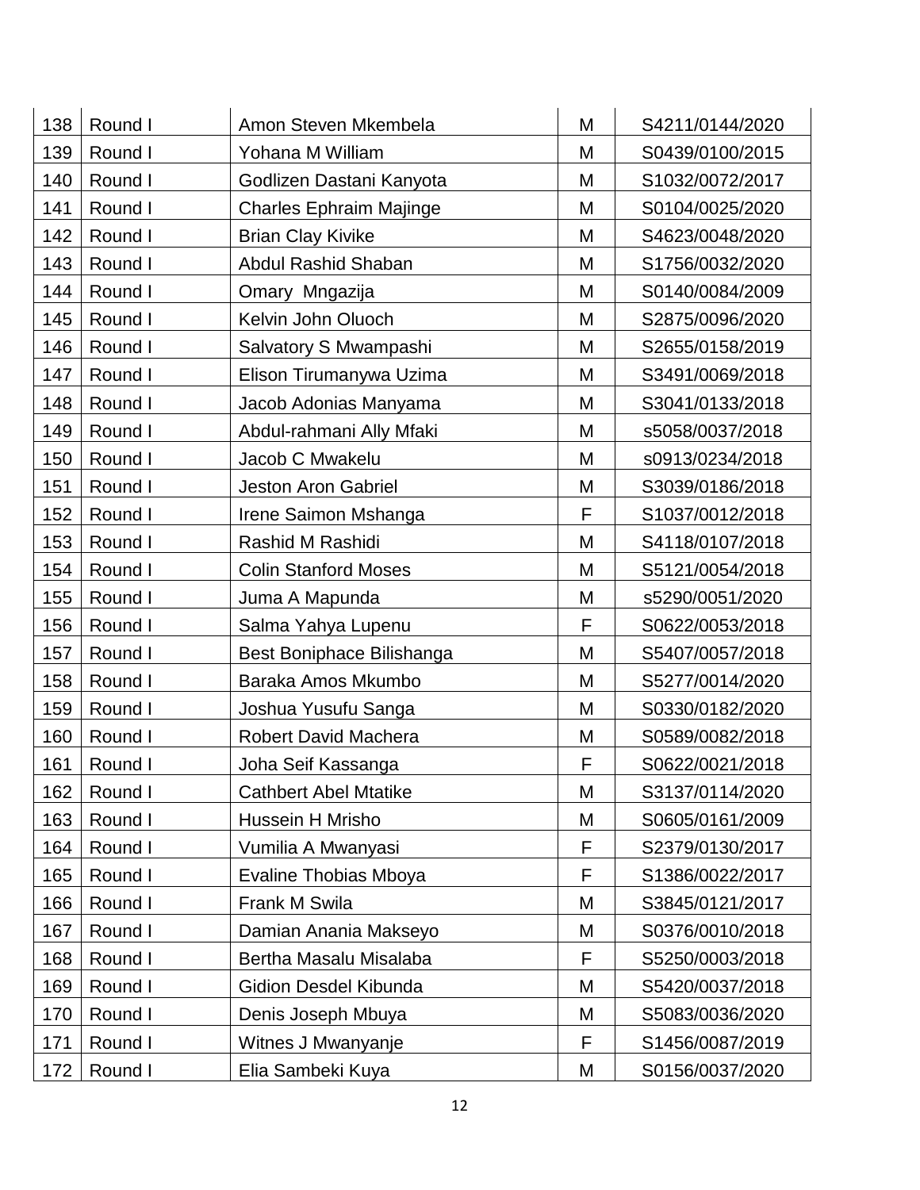| 138 | Round I | Amon Steven Mkembela | M | S4211/0144/2020 |
|---|---|---|---|---|
| 139 | Round I | Yohana M William | M | S0439/0100/2015 |
| 140 | Round I | Godlizen Dastani Kanyota | M | S1032/0072/2017 |
| 141 | Round I | Charles Ephraim Majinge | M | S0104/0025/2020 |
| 142 | Round I | Brian Clay Kivike | M | S4623/0048/2020 |
| 143 | Round I | Abdul Rashid Shaban | M | S1756/0032/2020 |
| 144 | Round I | Omary  Mngazija | M | S0140/0084/2009 |
| 145 | Round I | Kelvin John Oluoch | M | S2875/0096/2020 |
| 146 | Round I | Salvatory S Mwampashi | M | S2655/0158/2019 |
| 147 | Round I | Elison Tirumanywa Uzima | M | S3491/0069/2018 |
| 148 | Round I | Jacob Adonias Manyama | M | S3041/0133/2018 |
| 149 | Round I | Abdul-rahmani Ally Mfaki | M | s5058/0037/2018 |
| 150 | Round I | Jacob C Mwakelu | M | s0913/0234/2018 |
| 151 | Round I | Jeston Aron Gabriel | M | S3039/0186/2018 |
| 152 | Round I | Irene Saimon Mshanga | F | S1037/0012/2018 |
| 153 | Round I | Rashid M Rashidi | M | S4118/0107/2018 |
| 154 | Round I | Colin Stanford Moses | M | S5121/0054/2018 |
| 155 | Round I | Juma A Mapunda | M | s5290/0051/2020 |
| 156 | Round I | Salma Yahya Lupenu | F | S0622/0053/2018 |
| 157 | Round I | Best Boniphace Bilishanga | M | S5407/0057/2018 |
| 158 | Round I | Baraka Amos Mkumbo | M | S5277/0014/2020 |
| 159 | Round I | Joshua Yusufu Sanga | M | S0330/0182/2020 |
| 160 | Round I | Robert David Machera | M | S0589/0082/2018 |
| 161 | Round I | Joha Seif Kassanga | F | S0622/0021/2018 |
| 162 | Round I | Cathbert Abel Mtatike | M | S3137/0114/2020 |
| 163 | Round I | Hussein H Mrisho | M | S0605/0161/2009 |
| 164 | Round I | Vumilia A Mwanyasi | F | S2379/0130/2017 |
| 165 | Round I | Evaline Thobias Mboya | F | S1386/0022/2017 |
| 166 | Round I | Frank M Swila | M | S3845/0121/2017 |
| 167 | Round I | Damian Anania Makseyo | M | S0376/0010/2018 |
| 168 | Round I | Bertha Masalu Misalaba | F | S5250/0003/2018 |
| 169 | Round I | Gidion Desdel Kibunda | M | S5420/0037/2018 |
| 170 | Round I | Denis Joseph Mbuya | M | S5083/0036/2020 |
| 171 | Round I | Witnes J Mwanyanje | F | S1456/0087/2019 |
| 172 | Round I | Elia Sambeki Kuya | M | S0156/0037/2020 |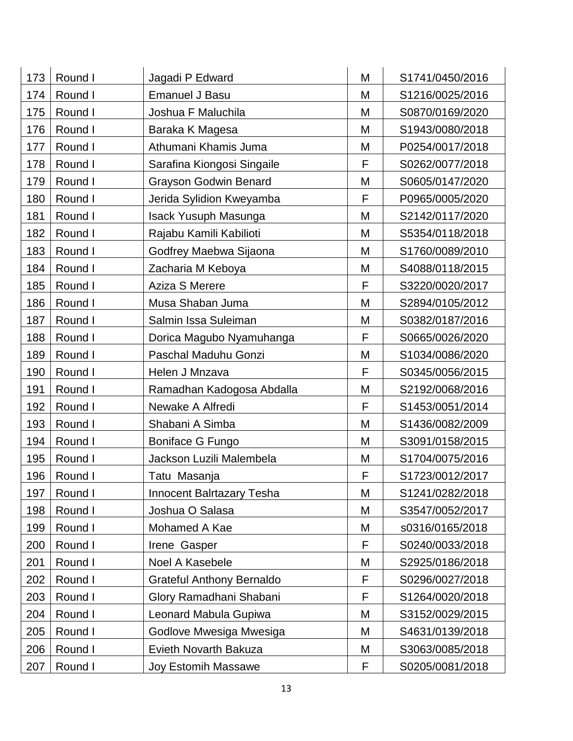| 173 | Round I | Jagadi P Edward | M | S1741/0450/2016 |
|---|---|---|---|---|
| 174 | Round I | Emanuel J Basu | M | S1216/0025/2016 |
| 175 | Round I | Joshua F Maluchila | M | S0870/0169/2020 |
| 176 | Round I | Baraka K Magesa | M | S1943/0080/2018 |
| 177 | Round I | Athumani Khamis Juma | M | P0254/0017/2018 |
| 178 | Round I | Sarafina Kiongosi Singaile | F | S0262/0077/2018 |
| 179 | Round I | Grayson Godwin Benard | M | S0605/0147/2020 |
| 180 | Round I | Jerida Sylidion Kweyamba | F | P0965/0005/2020 |
| 181 | Round I | Isack Yusuph Masunga | M | S2142/0117/2020 |
| 182 | Round I | Rajabu Kamili Kabilioti | M | S5354/0118/2018 |
| 183 | Round I | Godfrey Maebwa Sijaona | M | S1760/0089/2010 |
| 184 | Round I | Zacharia M Keboya | M | S4088/0118/2015 |
| 185 | Round I | Aziza S Merere | F | S3220/0020/2017 |
| 186 | Round I | Musa Shaban Juma | M | S2894/0105/2012 |
| 187 | Round I | Salmin Issa Suleiman | M | S0382/0187/2016 |
| 188 | Round I | Dorica Magubo Nyamuhanga | F | S0665/0026/2020 |
| 189 | Round I | Paschal Maduhu Gonzi | M | S1034/0086/2020 |
| 190 | Round I | Helen J Mnzava | F | S0345/0056/2015 |
| 191 | Round I | Ramadhan Kadogosa Abdalla | M | S2192/0068/2016 |
| 192 | Round I | Newake A Alfredi | F | S1453/0051/2014 |
| 193 | Round I | Shabani A Simba | M | S1436/0082/2009 |
| 194 | Round I | Boniface G Fungo | M | S3091/0158/2015 |
| 195 | Round I | Jackson Luzili Malembela | M | S1704/0075/2016 |
| 196 | Round I | Tatu Masanja | F | S1723/0012/2017 |
| 197 | Round I | Innocent Balrtazary Tesha | M | S1241/0282/2018 |
| 198 | Round I | Joshua O Salasa | M | S3547/0052/2017 |
| 199 | Round I | Mohamed A Kae | M | s0316/0165/2018 |
| 200 | Round I | Irene Gasper | F | S0240/0033/2018 |
| 201 | Round I | Noel A Kasebele | M | S2925/0186/2018 |
| 202 | Round I | Grateful Anthony Bernaldo | F | S0296/0027/2018 |
| 203 | Round I | Glory Ramadhani Shabani | F | S1264/0020/2018 |
| 204 | Round I | Leonard Mabula Gupiwa | M | S3152/0029/2015 |
| 205 | Round I | Godlove Mwesiga Mwesiga | M | S4631/0139/2018 |
| 206 | Round I | Evieth Novarth Bakuza | M | S3063/0085/2018 |
| 207 | Round I | Joy Estomih Massawe | F | S0205/0081/2018 |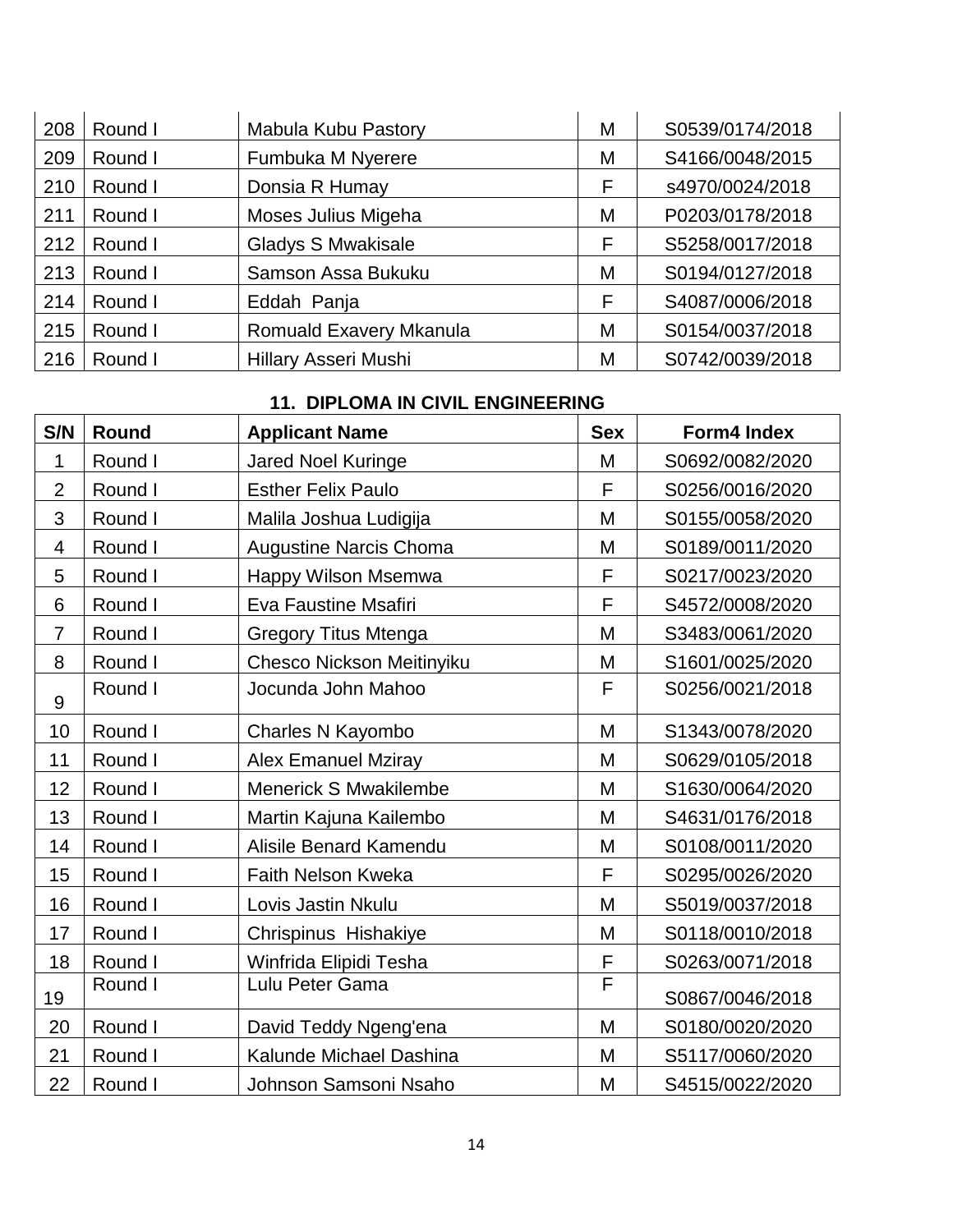| | | | | |
|---|---|---|---|---|
| 208 | Round I | Mabula Kubu Pastory | M | S0539/0174/2018 |
| 209 | Round I | Fumbuka M Nyerere | M | S4166/0048/2015 |
| 210 | Round I | Donsia R Humay | F | s4970/0024/2018 |
| 211 | Round I | Moses Julius Migeha | M | P0203/0178/2018 |
| 212 | Round I | Gladys S Mwakisale | F | S5258/0017/2018 |
| 213 | Round I | Samson Assa Bukuku | M | S0194/0127/2018 |
| 214 | Round I | Eddah  Panja | F | S4087/0006/2018 |
| 215 | Round I | Romuald Exavery Mkanula | M | S0154/0037/2018 |
| 216 | Round I | Hillary Asseri Mushi | M | S0742/0039/2018 |

### 11. DIPLOMA IN CIVIL ENGINEERING

| S/N | Round | Applicant Name | Sex | Form4 Index |
|---|---|---|---|---|
| 1 | Round I | Jared Noel Kuringe | M | S0692/0082/2020 |
| 2 | Round I | Esther Felix Paulo | F | S0256/0016/2020 |
| 3 | Round I | Malila Joshua Ludigija | M | S0155/0058/2020 |
| 4 | Round I | Augustine Narcis Choma | M | S0189/0011/2020 |
| 5 | Round I | Happy Wilson Msemwa | F | S0217/0023/2020 |
| 6 | Round I | Eva Faustine Msafiri | F | S4572/0008/2020 |
| 7 | Round I | Gregory Titus Mtenga | M | S3483/0061/2020 |
| 8 | Round I | Chesco Nickson Meitinyiku | M | S1601/0025/2020 |
| 9 | Round I | Jocunda John Mahoo | F | S0256/0021/2018 |
| 10 | Round I | Charles N Kayombo | M | S1343/0078/2020 |
| 11 | Round I | Alex Emanuel Mziray | M | S0629/0105/2018 |
| 12 | Round I | Menerick S Mwakilembe | M | S1630/0064/2020 |
| 13 | Round I | Martin Kajuna Kailembo | M | S4631/0176/2018 |
| 14 | Round I | Alisile Benard Kamendu | M | S0108/0011/2020 |
| 15 | Round I | Faith Nelson Kweka | F | S0295/0026/2020 |
| 16 | Round I | Lovis Jastin Nkulu | M | S5019/0037/2018 |
| 17 | Round I | Chrispinus  Hishakiye | M | S0118/0010/2018 |
| 18 | Round I | Winfrida Elipidi Tesha | F | S0263/0071/2018 |
| 19 | Round I | Lulu Peter Gama | F | S0867/0046/2018 |
| 20 | Round I | David Teddy Ngeng'ena | M | S0180/0020/2020 |
| 21 | Round I | Kalunde Michael Dashina | M | S5117/0060/2020 |
| 22 | Round I | Johnson Samsoni Nsaho | M | S4515/0022/2020 |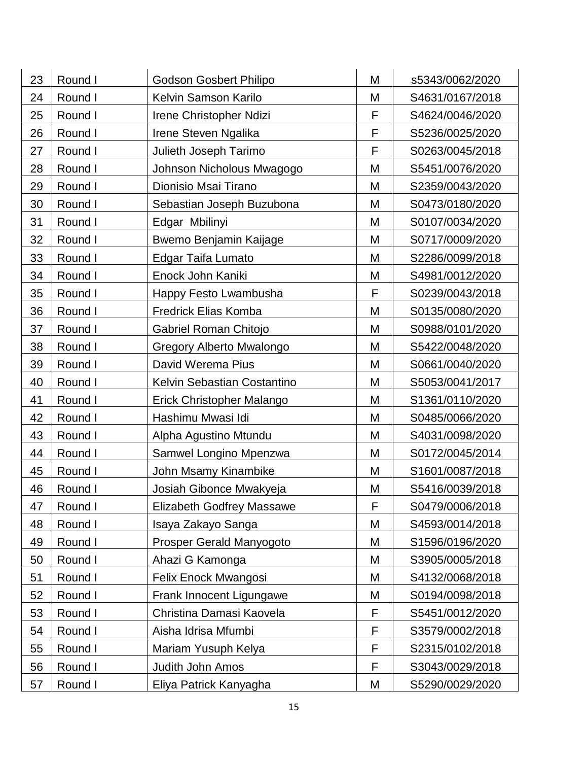| | | | | |
|---|---|---|---|---|
| 23 | Round I | Godson Gosbert Philipo | M | s5343/0062/2020 |
| 24 | Round I | Kelvin Samson Karilo | M | S4631/0167/2018 |
| 25 | Round I | Irene Christopher Ndizi | F | S4624/0046/2020 |
| 26 | Round I | Irene Steven Ngalika | F | S5236/0025/2020 |
| 27 | Round I | Julieth Joseph Tarimo | F | S0263/0045/2018 |
| 28 | Round I | Johnson Nicholous Mwagogo | M | S5451/0076/2020 |
| 29 | Round I | Dionisio Msai Tirano | M | S2359/0043/2020 |
| 30 | Round I | Sebastian Joseph Buzubona | M | S0473/0180/2020 |
| 31 | Round I | Edgar  Mbilinyi | M | S0107/0034/2020 |
| 32 | Round I | Bwemo Benjamin Kaijage | M | S0717/0009/2020 |
| 33 | Round I | Edgar Taifa Lumato | M | S2286/0099/2018 |
| 34 | Round I | Enock John Kaniki | M | S4981/0012/2020 |
| 35 | Round I | Happy Festo Lwambusha | F | S0239/0043/2018 |
| 36 | Round I | Fredrick Elias Komba | M | S0135/0080/2020 |
| 37 | Round I | Gabriel Roman Chitojo | M | S0988/0101/2020 |
| 38 | Round I | Gregory Alberto Mwalongo | M | S5422/0048/2020 |
| 39 | Round I | David Werema Pius | M | S0661/0040/2020 |
| 40 | Round I | Kelvin Sebastian Costantino | M | S5053/0041/2017 |
| 41 | Round I | Erick Christopher Malango | M | S1361/0110/2020 |
| 42 | Round I | Hashimu Mwasi Idi | M | S0485/0066/2020 |
| 43 | Round I | Alpha Agustino Mtundu | M | S4031/0098/2020 |
| 44 | Round I | Samwel Longino Mpenzwa | M | S0172/0045/2014 |
| 45 | Round I | John Msamy Kinambike | M | S1601/0087/2018 |
| 46 | Round I | Josiah Gibonce Mwakyeja | M | S5416/0039/2018 |
| 47 | Round I | Elizabeth Godfrey Massawe | F | S0479/0006/2018 |
| 48 | Round I | Isaya Zakayo Sanga | M | S4593/0014/2018 |
| 49 | Round I | Prosper Gerald Manyogoto | M | S1596/0196/2020 |
| 50 | Round I | Ahazi G Kamonga | M | S3905/0005/2018 |
| 51 | Round I | Felix Enock Mwangosi | M | S4132/0068/2018 |
| 52 | Round I | Frank Innocent Ligungawe | M | S0194/0098/2018 |
| 53 | Round I | Christina Damasi Kaovela | F | S5451/0012/2020 |
| 54 | Round I | Aisha Idrisa Mfumbi | F | S3579/0002/2018 |
| 55 | Round I | Mariam Yusuph Kelya | F | S2315/0102/2018 |
| 56 | Round I | Judith John Amos | F | S3043/0029/2018 |
| 57 | Round I | Eliya Patrick Kanyagha | M | S5290/0029/2020 |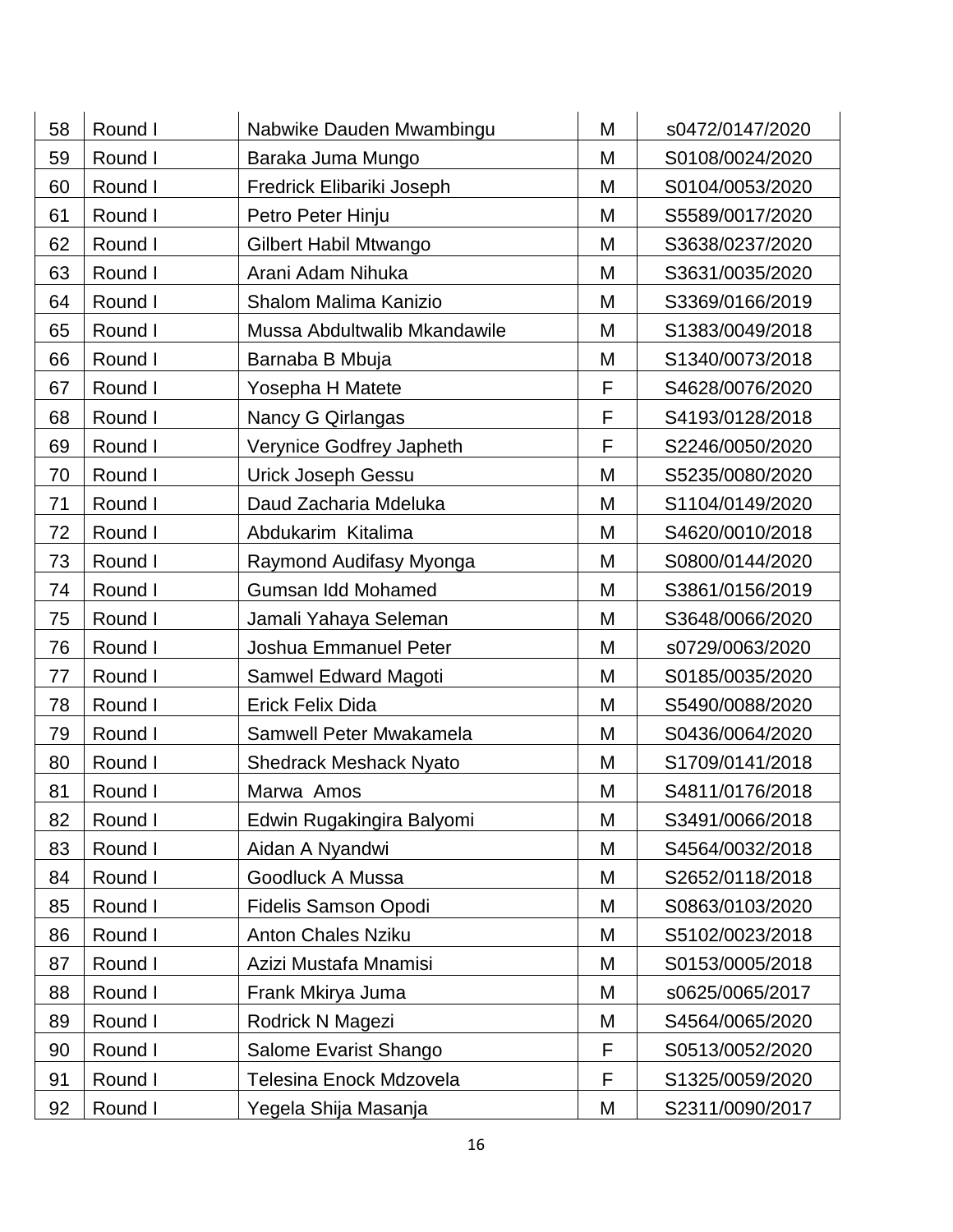| 58 | Round I | Nabwike Dauden Mwambingu | M | s0472/0147/2020 |
|---|---|---|---|---|
| 59 | Round I | Baraka Juma Mungo | M | S0108/0024/2020 |
| 60 | Round I | Fredrick Elibariki Joseph | M | S0104/0053/2020 |
| 61 | Round I | Petro Peter Hinju | M | S5589/0017/2020 |
| 62 | Round I | Gilbert Habil Mtwango | M | S3638/0237/2020 |
| 63 | Round I | Arani Adam Nihuka | M | S3631/0035/2020 |
| 64 | Round I | Shalom Malima Kanizio | M | S3369/0166/2019 |
| 65 | Round I | Mussa Abdultwalib Mkandawile | M | S1383/0049/2018 |
| 66 | Round I | Barnaba B Mbuja | M | S1340/0073/2018 |
| 67 | Round I | Yosepha H Matete | F | S4628/0076/2020 |
| 68 | Round I | Nancy G Qirlangas | F | S4193/0128/2018 |
| 69 | Round I | Verynice Godfrey Japheth | F | S2246/0050/2020 |
| 70 | Round I | Urick Joseph Gessu | M | S5235/0080/2020 |
| 71 | Round I | Daud Zacharia Mdeluka | M | S1104/0149/2020 |
| 72 | Round I | Abdukarim Kitalima | M | S4620/0010/2018 |
| 73 | Round I | Raymond Audifasy Myonga | M | S0800/0144/2020 |
| 74 | Round I | Gumsan Idd Mohamed | M | S3861/0156/2019 |
| 75 | Round I | Jamali Yahaya Seleman | M | S3648/0066/2020 |
| 76 | Round I | Joshua Emmanuel Peter | M | s0729/0063/2020 |
| 77 | Round I | Samwel Edward Magoti | M | S0185/0035/2020 |
| 78 | Round I | Erick Felix Dida | M | S5490/0088/2020 |
| 79 | Round I | Samwell Peter Mwakamela | M | S0436/0064/2020 |
| 80 | Round I | Shedrack Meshack Nyato | M | S1709/0141/2018 |
| 81 | Round I | Marwa Amos | M | S4811/0176/2018 |
| 82 | Round I | Edwin Rugakingira Balyomi | M | S3491/0066/2018 |
| 83 | Round I | Aidan A Nyandwi | M | S4564/0032/2018 |
| 84 | Round I | Goodluck A Mussa | M | S2652/0118/2018 |
| 85 | Round I | Fidelis Samson Opodi | M | S0863/0103/2020 |
| 86 | Round I | Anton Chales Nziku | M | S5102/0023/2018 |
| 87 | Round I | Azizi Mustafa Mnamisi | M | S0153/0005/2018 |
| 88 | Round I | Frank Mkirya Juma | M | s0625/0065/2017 |
| 89 | Round I | Rodrick N Magezi | M | S4564/0065/2020 |
| 90 | Round I | Salome Evarist Shango | F | S0513/0052/2020 |
| 91 | Round I | Telesina Enock Mdzovela | F | S1325/0059/2020 |
| 92 | Round I | Yegela Shija Masanja | M | S2311/0090/2017 |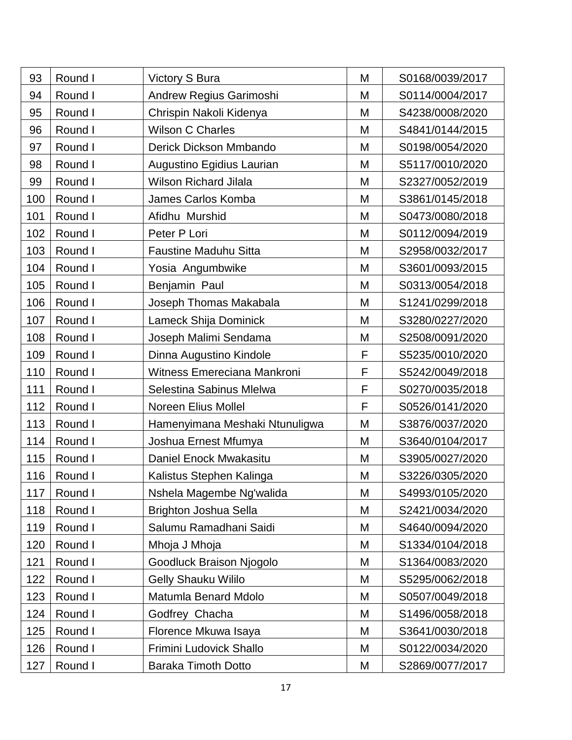| 93 | Round I | Victory S Bura | M | S0168/0039/2017 |
|---|---|---|---|---|
| 94 | Round I | Andrew Regius Garimoshi | M | S0114/0004/2017 |
| 95 | Round I | Chrispin Nakoli Kidenya | M | S4238/0008/2020 |
| 96 | Round I | Wilson C Charles | M | S4841/0144/2015 |
| 97 | Round I | Derick Dickson Mmbando | M | S0198/0054/2020 |
| 98 | Round I | Augustino Egidius Laurian | M | S5117/0010/2020 |
| 99 | Round I | Wilson Richard Jilala | M | S2327/0052/2019 |
| 100 | Round I | James Carlos Komba | M | S3861/0145/2018 |
| 101 | Round I | Afidhu  Murshid | M | S0473/0080/2018 |
| 102 | Round I | Peter P Lori | M | S0112/0094/2019 |
| 103 | Round I | Faustine Maduhu Sitta | M | S2958/0032/2017 |
| 104 | Round I | Yosia  Angumbwike | M | S3601/0093/2015 |
| 105 | Round I | Benjamin  Paul | M | S0313/0054/2018 |
| 106 | Round I | Joseph Thomas Makabala | M | S1241/0299/2018 |
| 107 | Round I | Lameck Shija Dominick | M | S3280/0227/2020 |
| 108 | Round I | Joseph Malimi Sendama | M | S2508/0091/2020 |
| 109 | Round I | Dinna Augustino Kindole | F | S5235/0010/2020 |
| 110 | Round I | Witness Emereciana Mankroni | F | S5242/0049/2018 |
| 111 | Round I | Selestina Sabinus Mlelwa | F | S0270/0035/2018 |
| 112 | Round I | Noreen Elius Mollel | F | S0526/0141/2020 |
| 113 | Round I | Hamenyimana Meshaki Ntunuligwa | M | S3876/0037/2020 |
| 114 | Round I | Joshua Ernest Mfumya | M | S3640/0104/2017 |
| 115 | Round I | Daniel Enock Mwakasitu | M | S3905/0027/2020 |
| 116 | Round I | Kalistus Stephen Kalinga | M | S3226/0305/2020 |
| 117 | Round I | Nshela Magembe Ng'walida | M | S4993/0105/2020 |
| 118 | Round I | Brighton Joshua Sella | M | S2421/0034/2020 |
| 119 | Round I | Salumu Ramadhani Saidi | M | S4640/0094/2020 |
| 120 | Round I | Mhoja J Mhoja | M | S1334/0104/2018 |
| 121 | Round I | Goodluck Braison Njogolo | M | S1364/0083/2020 |
| 122 | Round I | Gelly Shauku Wililo | M | S5295/0062/2018 |
| 123 | Round I | Matumla Benard Mdolo | M | S0507/0049/2018 |
| 124 | Round I | Godfrey  Chacha | M | S1496/0058/2018 |
| 125 | Round I | Florence Mkuwa Isaya | M | S3641/0030/2018 |
| 126 | Round I | Frimini Ludovick Shallo | M | S0122/0034/2020 |
| 127 | Round I | Baraka Timoth Dotto | M | S2869/0077/2017 |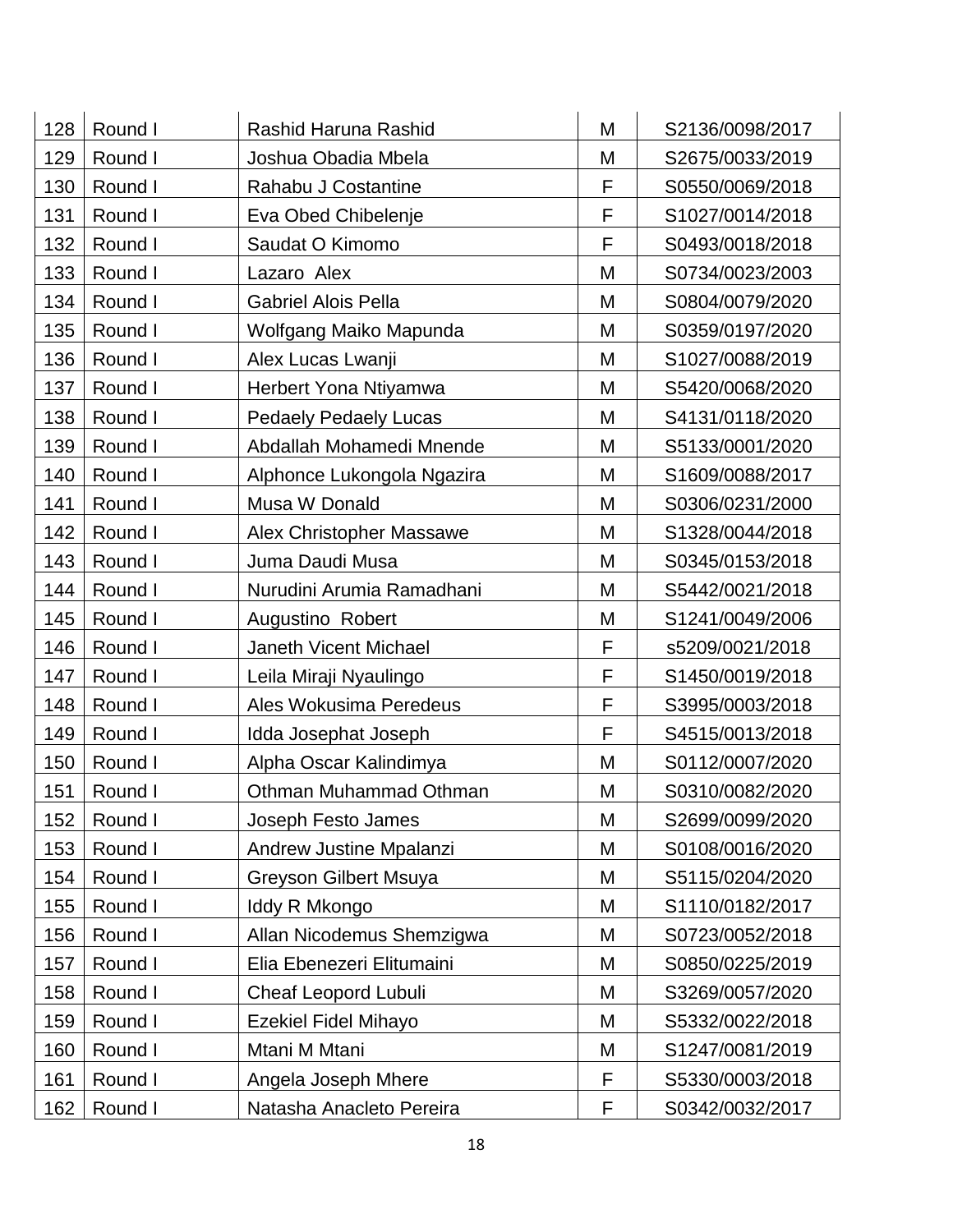| 128 | Round I | Rashid Haruna Rashid | M | S2136/0098/2017 |
|---|---|---|---|---|
| 129 | Round I | Joshua Obadia Mbela | M | S2675/0033/2019 |
| 130 | Round I | Rahabu J Costantine | F | S0550/0069/2018 |
| 131 | Round I | Eva Obed Chibelenje | F | S1027/0014/2018 |
| 132 | Round I | Saudat O Kimomo | F | S0493/0018/2018 |
| 133 | Round I | Lazaro  Alex | M | S0734/0023/2003 |
| 134 | Round I | Gabriel Alois Pella | M | S0804/0079/2020 |
| 135 | Round I | Wolfgang Maiko Mapunda | M | S0359/0197/2020 |
| 136 | Round I | Alex Lucas Lwanji | M | S1027/0088/2019 |
| 137 | Round I | Herbert Yona Ntiyamwa | M | S5420/0068/2020 |
| 138 | Round I | Pedaely Pedaely Lucas | M | S4131/0118/2020 |
| 139 | Round I | Abdallah Mohamedi Mnende | M | S5133/0001/2020 |
| 140 | Round I | Alphonce Lukongola Ngazira | M | S1609/0088/2017 |
| 141 | Round I | Musa W Donald | M | S0306/0231/2000 |
| 142 | Round I | Alex Christopher Massawe | M | S1328/0044/2018 |
| 143 | Round I | Juma Daudi Musa | M | S0345/0153/2018 |
| 144 | Round I | Nurudini Arumia Ramadhani | M | S5442/0021/2018 |
| 145 | Round I | Augustino  Robert | M | S1241/0049/2006 |
| 146 | Round I | Janeth Vicent Michael | F | s5209/0021/2018 |
| 147 | Round I | Leila Miraji Nyaulingo | F | S1450/0019/2018 |
| 148 | Round I | Ales Wokusima Peredeus | F | S3995/0003/2018 |
| 149 | Round I | Idda Josephat Joseph | F | S4515/0013/2018 |
| 150 | Round I | Alpha Oscar Kalindimya | M | S0112/0007/2020 |
| 151 | Round I | Othman Muhammad Othman | M | S0310/0082/2020 |
| 152 | Round I | Joseph Festo James | M | S2699/0099/2020 |
| 153 | Round I | Andrew Justine Mpalanzi | M | S0108/0016/2020 |
| 154 | Round I | Greyson Gilbert Msuya | M | S5115/0204/2020 |
| 155 | Round I | Iddy R Mkongo | M | S1110/0182/2017 |
| 156 | Round I | Allan Nicodemus Shemzigwa | M | S0723/0052/2018 |
| 157 | Round I | Elia Ebenezeri Elitumaini | M | S0850/0225/2019 |
| 158 | Round I | Cheaf Leopord Lubuli | M | S3269/0057/2020 |
| 159 | Round I | Ezekiel Fidel Mihayo | M | S5332/0022/2018 |
| 160 | Round I | Mtani M Mtani | M | S1247/0081/2019 |
| 161 | Round I | Angela Joseph Mhere | F | S5330/0003/2018 |
| 162 | Round I | Natasha Anacleto Pereira | F | S0342/0032/2017 |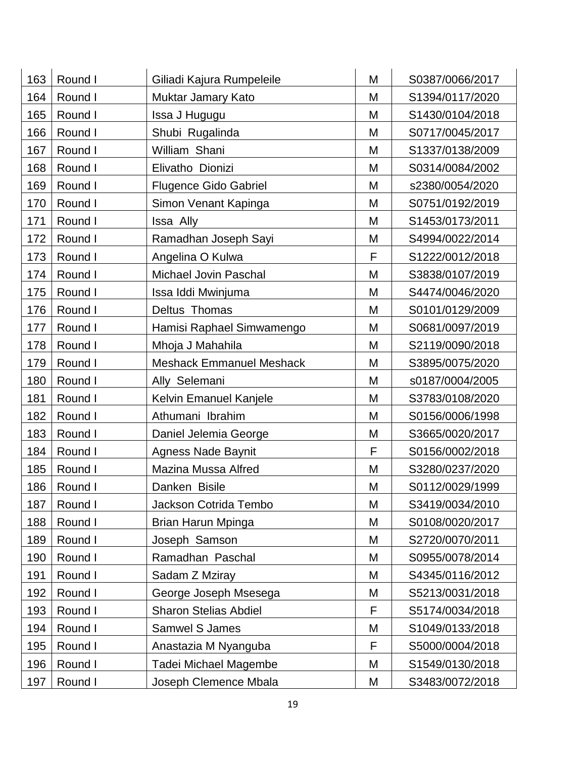| 163 | Round I | Giliadi Kajura Rumpeleile | M | S0387/0066/2017 |
|---|---|---|---|---|
| 164 | Round I | Muktar Jamary Kato | M | S1394/0117/2020 |
| 165 | Round I | Issa J Hugugu | M | S1430/0104/2018 |
| 166 | Round I | Shubi Rugalinda | M | S0717/0045/2017 |
| 167 | Round I | William Shani | M | S1337/0138/2009 |
| 168 | Round I | Elivatho Dionizi | M | S0314/0084/2002 |
| 169 | Round I | Flugence Gido Gabriel | M | s2380/0054/2020 |
| 170 | Round I | Simon Venant Kapinga | M | S0751/0192/2019 |
| 171 | Round I | Issa Ally | M | S1453/0173/2011 |
| 172 | Round I | Ramadhan Joseph Sayi | M | S4994/0022/2014 |
| 173 | Round I | Angelina O Kulwa | F | S1222/0012/2018 |
| 174 | Round I | Michael Jovin Paschal | M | S3838/0107/2019 |
| 175 | Round I | Issa Iddi Mwinjuma | M | S4474/0046/2020 |
| 176 | Round I | Deltus Thomas | M | S0101/0129/2009 |
| 177 | Round I | Hamisi Raphael Simwamengo | M | S0681/0097/2019 |
| 178 | Round I | Mhoja J Mahahila | M | S2119/0090/2018 |
| 179 | Round I | Meshack Emmanuel Meshack | M | S3895/0075/2020 |
| 180 | Round I | Ally Selemani | M | s0187/0004/2005 |
| 181 | Round I | Kelvin Emanuel Kanjele | M | S3783/0108/2020 |
| 182 | Round I | Athumani Ibrahim | M | S0156/0006/1998 |
| 183 | Round I | Daniel Jelemia George | M | S3665/0020/2017 |
| 184 | Round I | Agness Nade Baynit | F | S0156/0002/2018 |
| 185 | Round I | Mazina Mussa Alfred | M | S3280/0237/2020 |
| 186 | Round I | Danken Bisile | M | S0112/0029/1999 |
| 187 | Round I | Jackson Cotrida Tembo | M | S3419/0034/2010 |
| 188 | Round I | Brian Harun Mpinga | M | S0108/0020/2017 |
| 189 | Round I | Joseph Samson | M | S2720/0070/2011 |
| 190 | Round I | Ramadhan Paschal | M | S0955/0078/2014 |
| 191 | Round I | Sadam Z Mziray | M | S4345/0116/2012 |
| 192 | Round I | George Joseph Msesega | M | S5213/0031/2018 |
| 193 | Round I | Sharon Stelias Abdiel | F | S5174/0034/2018 |
| 194 | Round I | Samwel S James | M | S1049/0133/2018 |
| 195 | Round I | Anastazia M Nyanguba | F | S5000/0004/2018 |
| 196 | Round I | Tadei Michael Magembe | M | S1549/0130/2018 |
| 197 | Round I | Joseph Clemence Mbala | M | S3483/0072/2018 |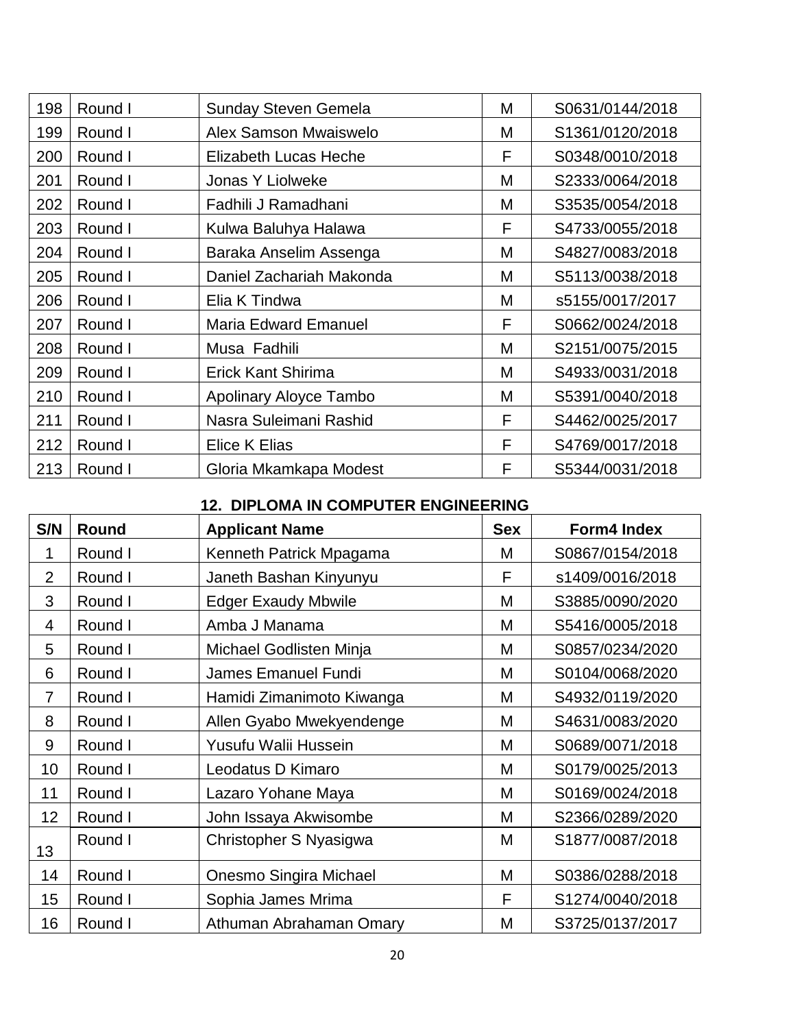| 198 | Round I | Sunday Steven Gemela | M | S0631/0144/2018 |
|---|---|---|---|---|
| 199 | Round I | Alex Samson Mwaiswelo | M | S1361/0120/2018 |
| 200 | Round I | Elizabeth Lucas Heche | F | S0348/0010/2018 |
| 201 | Round I | Jonas Y Liolweke | M | S2333/0064/2018 |
| 202 | Round I | Fadhili J Ramadhani | M | S3535/0054/2018 |
| 203 | Round I | Kulwa Baluhya Halawa | F | S4733/0055/2018 |
| 204 | Round I | Baraka Anselim Assenga | M | S4827/0083/2018 |
| 205 | Round I | Daniel Zachariah Makonda | M | S5113/0038/2018 |
| 206 | Round I | Elia K Tindwa | M | s5155/0017/2017 |
| 207 | Round I | Maria Edward Emanuel | F | S0662/0024/2018 |
| 208 | Round I | Musa Fadhili | M | S2151/0075/2015 |
| 209 | Round I | Erick Kant Shirima | M | S4933/0031/2018 |
| 210 | Round I | Apolinary Aloyce Tambo | M | S5391/0040/2018 |
| 211 | Round I | Nasra Suleimani Rashid | F | S4462/0025/2017 |
| 212 | Round I | Elice K Elias | F | S4769/0017/2018 |
| 213 | Round I | Gloria Mkamkapa Modest | F | S5344/0031/2018 |

### 12. DIPLOMA IN COMPUTER ENGINEERING

| S/N | Round | Applicant Name | Sex | Form4 Index |
|---|---|---|---|---|
| 1 | Round I | Kenneth Patrick Mpagama | M | S0867/0154/2018 |
| 2 | Round I | Janeth Bashan Kinyunyu | F | s1409/0016/2018 |
| 3 | Round I | Edger Exaudy Mbwile | M | S3885/0090/2020 |
| 4 | Round I | Amba J Manama | M | S5416/0005/2018 |
| 5 | Round I | Michael Godlisten Minja | M | S0857/0234/2020 |
| 6 | Round I | James Emanuel Fundi | M | S0104/0068/2020 |
| 7 | Round I | Hamidi Zimanimoto Kiwanga | M | S4932/0119/2020 |
| 8 | Round I | Allen Gyabo Mwekyendenge | M | S4631/0083/2020 |
| 9 | Round I | Yusufu Walii Hussein | M | S0689/0071/2018 |
| 10 | Round I | Leodatus D Kimaro | M | S0179/0025/2013 |
| 11 | Round I | Lazaro Yohane Maya | M | S0169/0024/2018 |
| 12 | Round I | John Issaya Akwisombe | M | S2366/0289/2020 |
| 13 | Round I | Christopher S Nyasigwa | M | S1877/0087/2018 |
| 14 | Round I | Onesmo Singira Michael | M | S0386/0288/2018 |
| 15 | Round I | Sophia James Mrima | F | S1274/0040/2018 |
| 16 | Round I | Athuman Abrahaman Omary | M | S3725/0137/2017 |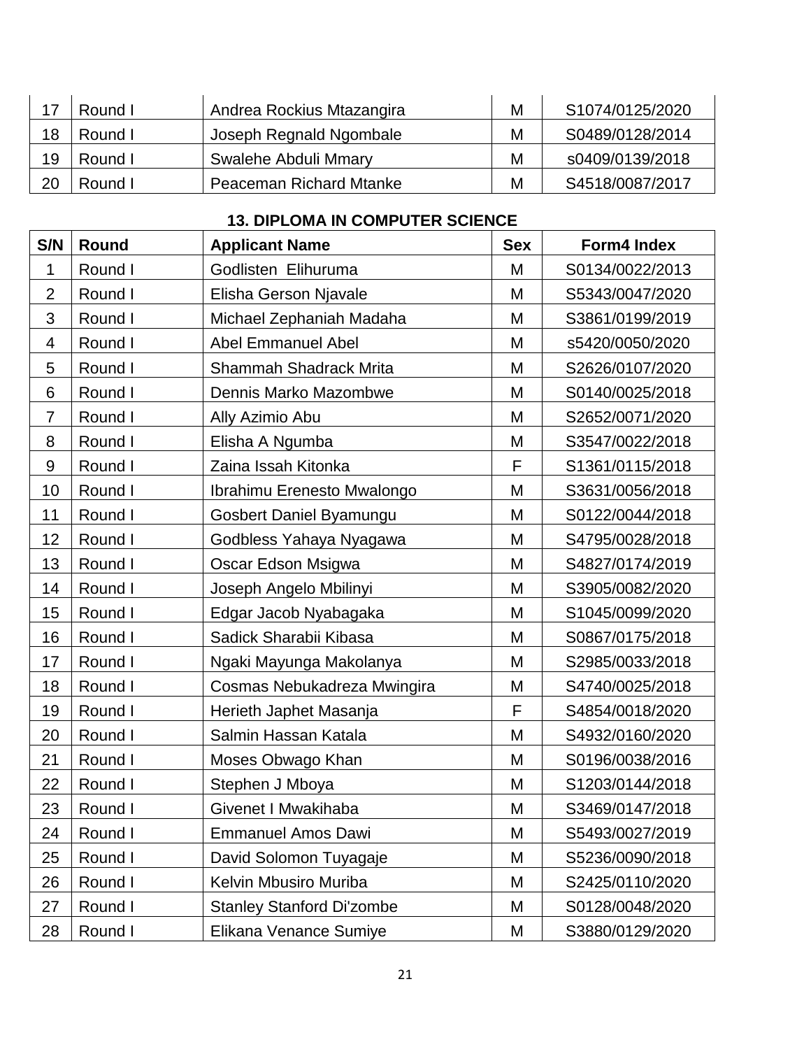| | | | | |
|---|---|---|---|---|
| 17 | Round I | Andrea Rockius Mtazangira | M | S1074/0125/2020 |
| 18 | Round I | Joseph Regnald Ngombale | M | S0489/0128/2014 |
| 19 | Round I | Swalehe Abduli Mmary | M | s0409/0139/2018 |
| 20 | Round I | Peaceman Richard Mtanke | M | S4518/0087/2017 |

### 13. DIPLOMA IN COMPUTER SCIENCE

| S/N | Round | Applicant Name | Sex | Form4 Index |
|---|---|---|---|---|
| 1 | Round I | Godlisten Elihuruma | M | S0134/0022/2013 |
| 2 | Round I | Elisha Gerson Njavale | M | S5343/0047/2020 |
| 3 | Round I | Michael Zephaniah Madaha | M | S3861/0199/2019 |
| 4 | Round I | Abel Emmanuel Abel | M | s5420/0050/2020 |
| 5 | Round I | Shammah Shadrack Mrita | M | S2626/0107/2020 |
| 6 | Round I | Dennis Marko Mazombwe | M | S0140/0025/2018 |
| 7 | Round I | Ally Azimio Abu | M | S2652/0071/2020 |
| 8 | Round I | Elisha A Ngumba | M | S3547/0022/2018 |
| 9 | Round I | Zaina Issah Kitonka | F | S1361/0115/2018 |
| 10 | Round I | Ibrahimu Erenesto Mwalongo | M | S3631/0056/2018 |
| 11 | Round I | Gosbert Daniel Byamungu | M | S0122/0044/2018 |
| 12 | Round I | Godbless Yahaya Nyagawa | M | S4795/0028/2018 |
| 13 | Round I | Oscar Edson Msigwa | M | S4827/0174/2019 |
| 14 | Round I | Joseph Angelo Mbilinyi | M | S3905/0082/2020 |
| 15 | Round I | Edgar Jacob Nyabagaka | M | S1045/0099/2020 |
| 16 | Round I | Sadick Sharabii Kibasa | M | S0867/0175/2018 |
| 17 | Round I | Ngaki Mayunga Makolanya | M | S2985/0033/2018 |
| 18 | Round I | Cosmas Nebukadreza Mwingira | M | S4740/0025/2018 |
| 19 | Round I | Herieth Japhet Masanja | F | S4854/0018/2020 |
| 20 | Round I | Salmin Hassan Katala | M | S4932/0160/2020 |
| 21 | Round I | Moses Obwago Khan | M | S0196/0038/2016 |
| 22 | Round I | Stephen J Mboya | M | S1203/0144/2018 |
| 23 | Round I | Givenet I Mwakihaba | M | S3469/0147/2018 |
| 24 | Round I | Emmanuel Amos Dawi | M | S5493/0027/2019 |
| 25 | Round I | David Solomon Tuyagaje | M | S5236/0090/2018 |
| 26 | Round I | Kelvin Mbusiro Muriba | M | S2425/0110/2020 |
| 27 | Round I | Stanley Stanford Di'zombe | M | S0128/0048/2020 |
| 28 | Round I | Elikana Venance Sumiye | M | S3880/0129/2020 |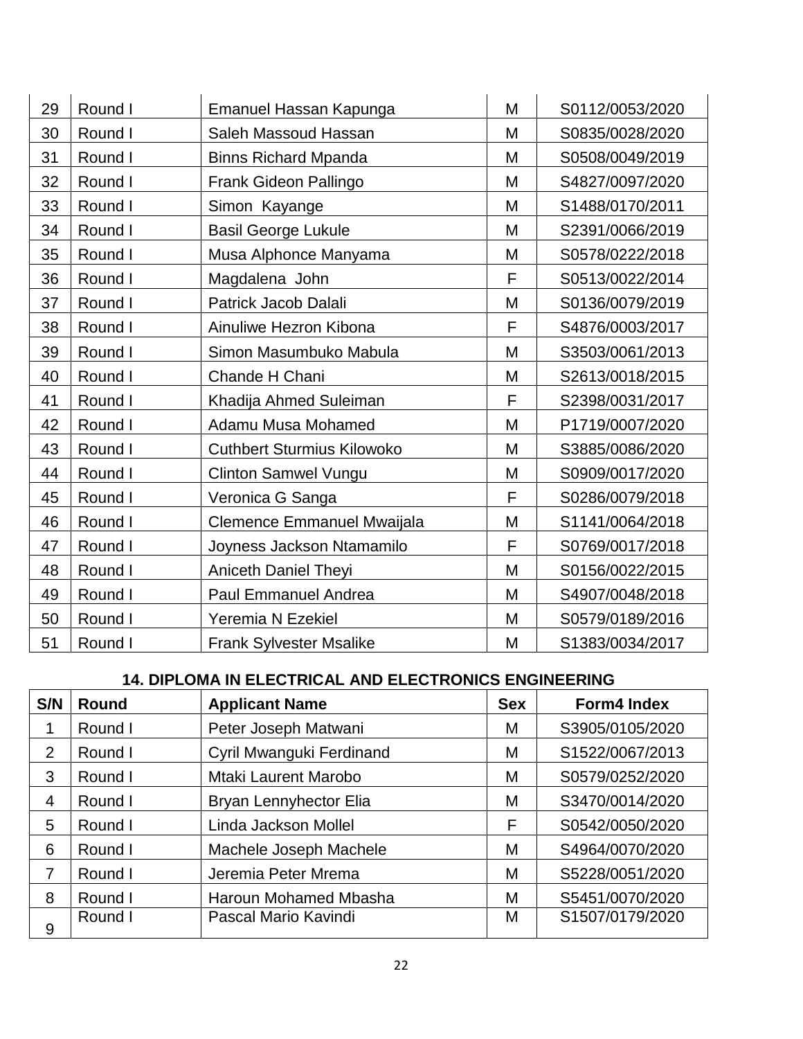| 29 | Round I | Emanuel Hassan Kapunga | M | S0112/0053/2020 |
|---|---|---|---|---|
| 30 | Round I | Saleh Massoud Hassan | M | S0835/0028/2020 |
| 31 | Round I | Binns Richard Mpanda | M | S0508/0049/2019 |
| 32 | Round I | Frank Gideon Pallingo | M | S4827/0097/2020 |
| 33 | Round I | Simon Kayange | M | S1488/0170/2011 |
| 34 | Round I | Basil George Lukule | M | S2391/0066/2019 |
| 35 | Round I | Musa Alphonce Manyama | M | S0578/0222/2018 |
| 36 | Round I | Magdalena John | F | S0513/0022/2014 |
| 37 | Round I | Patrick Jacob Dalali | M | S0136/0079/2019 |
| 38 | Round I | Ainuliwe Hezron Kibona | F | S4876/0003/2017 |
| 39 | Round I | Simon Masumbuko Mabula | M | S3503/0061/2013 |
| 40 | Round I | Chande H Chani | M | S2613/0018/2015 |
| 41 | Round I | Khadija Ahmed Suleiman | F | S2398/0031/2017 |
| 42 | Round I | Adamu Musa Mohamed | M | P1719/0007/2020 |
| 43 | Round I | Cuthbert Sturmius Kilowoko | M | S3885/0086/2020 |
| 44 | Round I | Clinton Samwel Vungu | M | S0909/0017/2020 |
| 45 | Round I | Veronica G Sanga | F | S0286/0079/2018 |
| 46 | Round I | Clemence Emmanuel Mwaijala | M | S1141/0064/2018 |
| 47 | Round I | Joyness Jackson Ntamamilo | F | S0769/0017/2018 |
| 48 | Round I | Aniceth Daniel Theyi | M | S0156/0022/2015 |
| 49 | Round I | Paul Emmanuel Andrea | M | S4907/0048/2018 |
| 50 | Round I | Yeremia N Ezekiel | M | S0579/0189/2016 |
| 51 | Round I | Frank Sylvester Msalike | M | S1383/0034/2017 |

### 14. DIPLOMA IN ELECTRICAL AND ELECTRONICS ENGINEERING

| S/N | Round | Applicant Name | Sex | Form4 Index |
|---|---|---|---|---|
| 1 | Round I | Peter Joseph Matwani | M | S3905/0105/2020 |
| 2 | Round I | Cyril Mwanguki Ferdinand | M | S1522/0067/2013 |
| 3 | Round I | Mtaki Laurent Marobo | M | S0579/0252/2020 |
| 4 | Round I | Bryan Lennyhector Elia | M | S3470/0014/2020 |
| 5 | Round I | Linda Jackson Mollel | F | S0542/0050/2020 |
| 6 | Round I | Machele Joseph Machele | M | S4964/0070/2020 |
| 7 | Round I | Jeremia Peter Mrema | M | S5228/0051/2020 |
| 8 | Round I | Haroun Mohamed Mbasha | M | S5451/0070/2020 |
| 9 | Round I | Pascal Mario Kavindi | M | S1507/0179/2020 |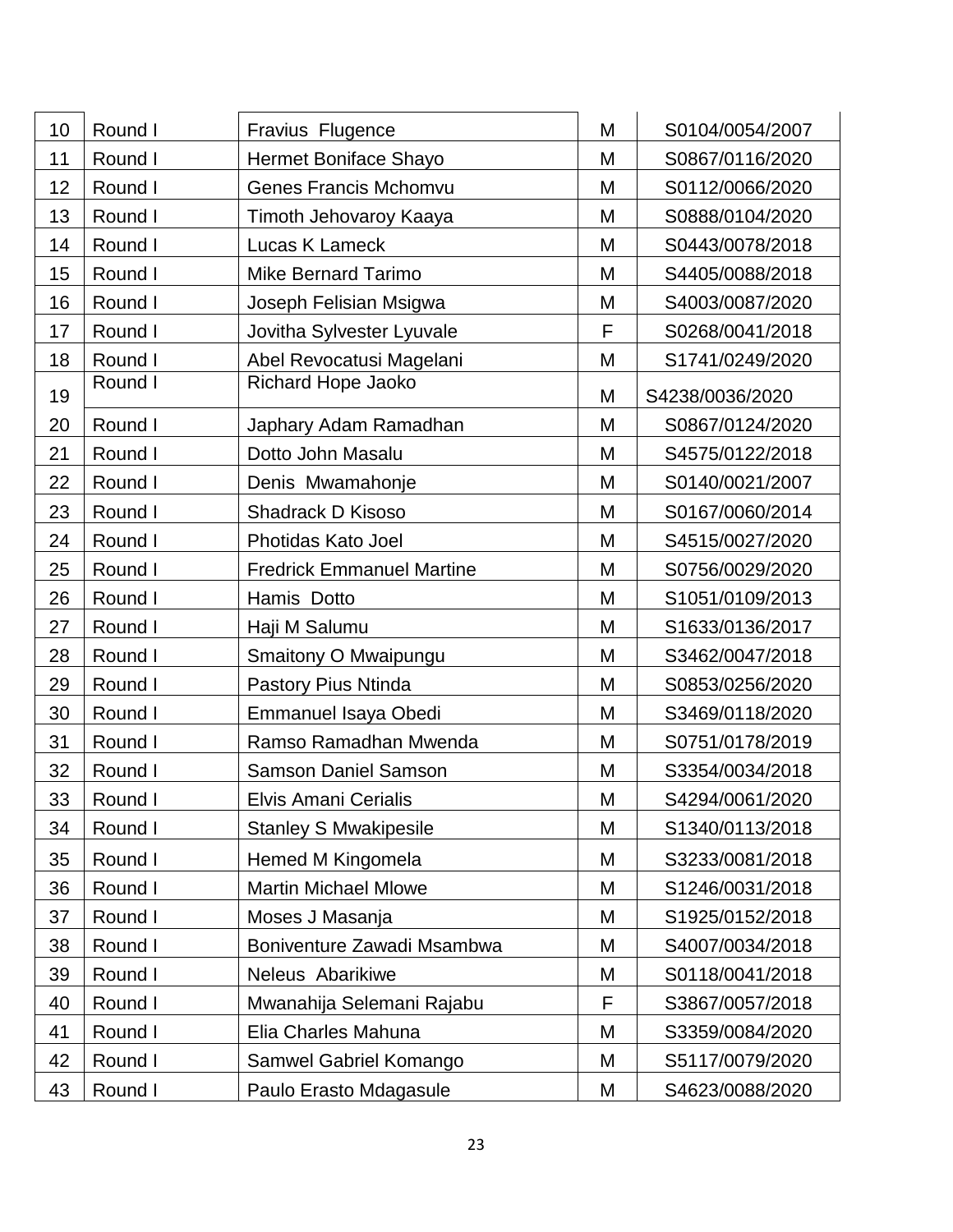| 10 | Round I | Fravius Flugence | M | S0104/0054/2007 |
|---|---|---|---|---|
| 11 | Round I | Hermet Boniface Shayo | M | S0867/0116/2020 |
| 12 | Round I | Genes Francis Mchomvu | M | S0112/0066/2020 |
| 13 | Round I | Timoth Jehovaroy Kaaya | M | S0888/0104/2020 |
| 14 | Round I | Lucas K Lameck | M | S0443/0078/2018 |
| 15 | Round I | Mike Bernard Tarimo | M | S4405/0088/2018 |
| 16 | Round I | Joseph Felisian Msigwa | M | S4003/0087/2020 |
| 17 | Round I | Jovitha Sylvester Lyuvale | F | S0268/0041/2018 |
| 18 | Round I | Abel Revocatusi Magelani | M | S1741/0249/2020 |
| 19 | Round I | Richard Hope Jaoko | M | S4238/0036/2020 |
| 20 | Round I | Japhary Adam Ramadhan | M | S0867/0124/2020 |
| 21 | Round I | Dotto John Masalu | M | S4575/0122/2018 |
| 22 | Round I | Denis Mwamahonje | M | S0140/0021/2007 |
| 23 | Round I | Shadrack D Kisoso | M | S0167/0060/2014 |
| 24 | Round I | Photidas Kato Joel | M | S4515/0027/2020 |
| 25 | Round I | Fredrick Emmanuel Martine | M | S0756/0029/2020 |
| 26 | Round I | Hamis Dotto | M | S1051/0109/2013 |
| 27 | Round I | Haji M Salumu | M | S1633/0136/2017 |
| 28 | Round I | Smaitony O Mwaipungu | M | S3462/0047/2018 |
| 29 | Round I | Pastory Pius Ntinda | M | S0853/0256/2020 |
| 30 | Round I | Emmanuel Isaya Obedi | M | S3469/0118/2020 |
| 31 | Round I | Ramso Ramadhan Mwenda | M | S0751/0178/2019 |
| 32 | Round I | Samson Daniel Samson | M | S3354/0034/2018 |
| 33 | Round I | Elvis Amani Cerialis | M | S4294/0061/2020 |
| 34 | Round I | Stanley S Mwakipesile | M | S1340/0113/2018 |
| 35 | Round I | Hemed M Kingomela | M | S3233/0081/2018 |
| 36 | Round I | Martin Michael Mlowe | M | S1246/0031/2018 |
| 37 | Round I | Moses J Masanja | M | S1925/0152/2018 |
| 38 | Round I | Boniventure Zawadi Msambwa | M | S4007/0034/2018 |
| 39 | Round I | Neleus Abarikiwe | M | S0118/0041/2018 |
| 40 | Round I | Mwanahija Selemani Rajabu | F | S3867/0057/2018 |
| 41 | Round I | Elia Charles Mahuna | M | S3359/0084/2020 |
| 42 | Round I | Samwel Gabriel Komango | M | S5117/0079/2020 |
| 43 | Round I | Paulo Erasto Mdagasule | M | S4623/0088/2020 |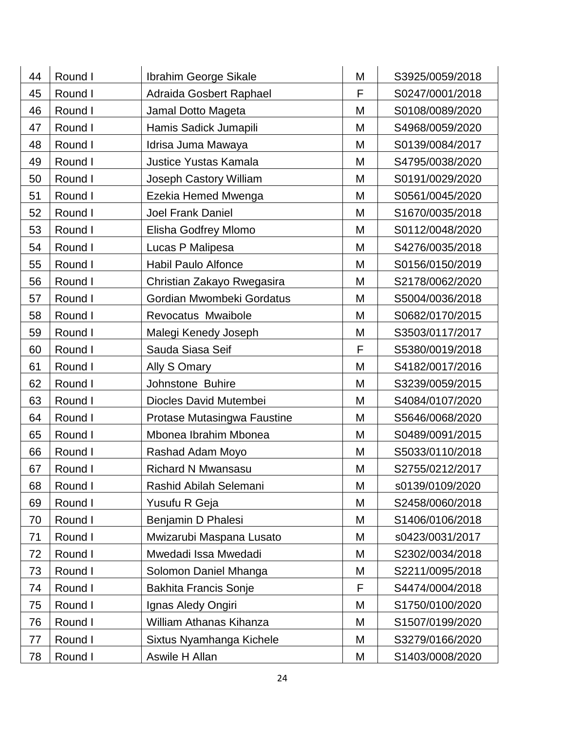| 44 | Round I | Ibrahim George Sikale | M | S3925/0059/2018 |
|---|---|---|---|---|
| 45 | Round I | Adraida Gosbert Raphael | F | S0247/0001/2018 |
| 46 | Round I | Jamal Dotto Mageta | M | S0108/0089/2020 |
| 47 | Round I | Hamis Sadick Jumapili | M | S4968/0059/2020 |
| 48 | Round I | Idrisa Juma Mawaya | M | S0139/0084/2017 |
| 49 | Round I | Justice Yustas Kamala | M | S4795/0038/2020 |
| 50 | Round I | Joseph Castory William | M | S0191/0029/2020 |
| 51 | Round I | Ezekia Hemed Mwenga | M | S0561/0045/2020 |
| 52 | Round I | Joel Frank Daniel | M | S1670/0035/2018 |
| 53 | Round I | Elisha Godfrey Mlomo | M | S0112/0048/2020 |
| 54 | Round I | Lucas P Malipesa | M | S4276/0035/2018 |
| 55 | Round I | Habil Paulo Alfonce | M | S0156/0150/2019 |
| 56 | Round I | Christian Zakayo Rwegasira | M | S2178/0062/2020 |
| 57 | Round I | Gordian Mwombeki Gordatus | M | S5004/0036/2018 |
| 58 | Round I | Revocatus  Mwaibole | M | S0682/0170/2015 |
| 59 | Round I | Malegi Kenedy Joseph | M | S3503/0117/2017 |
| 60 | Round I | Sauda Siasa Seif | F | S5380/0019/2018 |
| 61 | Round I | Ally S Omary | M | S4182/0017/2016 |
| 62 | Round I | Johnstone  Buhire | M | S3239/0059/2015 |
| 63 | Round I | Diocles David Mutembei | M | S4084/0107/2020 |
| 64 | Round I | Protase Mutasingwa Faustine | M | S5646/0068/2020 |
| 65 | Round I | Mbonea Ibrahim Mbonea | M | S0489/0091/2015 |
| 66 | Round I | Rashad Adam Moyo | M | S5033/0110/2018 |
| 67 | Round I | Richard N Mwansasu | M | S2755/0212/2017 |
| 68 | Round I | Rashid Abilah Selemani | M | s0139/0109/2020 |
| 69 | Round I | Yusufu R Geja | M | S2458/0060/2018 |
| 70 | Round I | Benjamin D Phalesi | M | S1406/0106/2018 |
| 71 | Round I | Mwizarubi Maspana Lusato | M | s0423/0031/2017 |
| 72 | Round I | Mwedadi Issa Mwedadi | M | S2302/0034/2018 |
| 73 | Round I | Solomon Daniel Mhanga | M | S2211/0095/2018 |
| 74 | Round I | Bakhita Francis Sonje | F | S4474/0004/2018 |
| 75 | Round I | Ignas Aledy Ongiri | M | S1750/0100/2020 |
| 76 | Round I | William Athanas Kihanza | M | S1507/0199/2020 |
| 77 | Round I | Sixtus Nyamhanga Kichele | M | S3279/0166/2020 |
| 78 | Round I | Aswile H Allan | M | S1403/0008/2020 |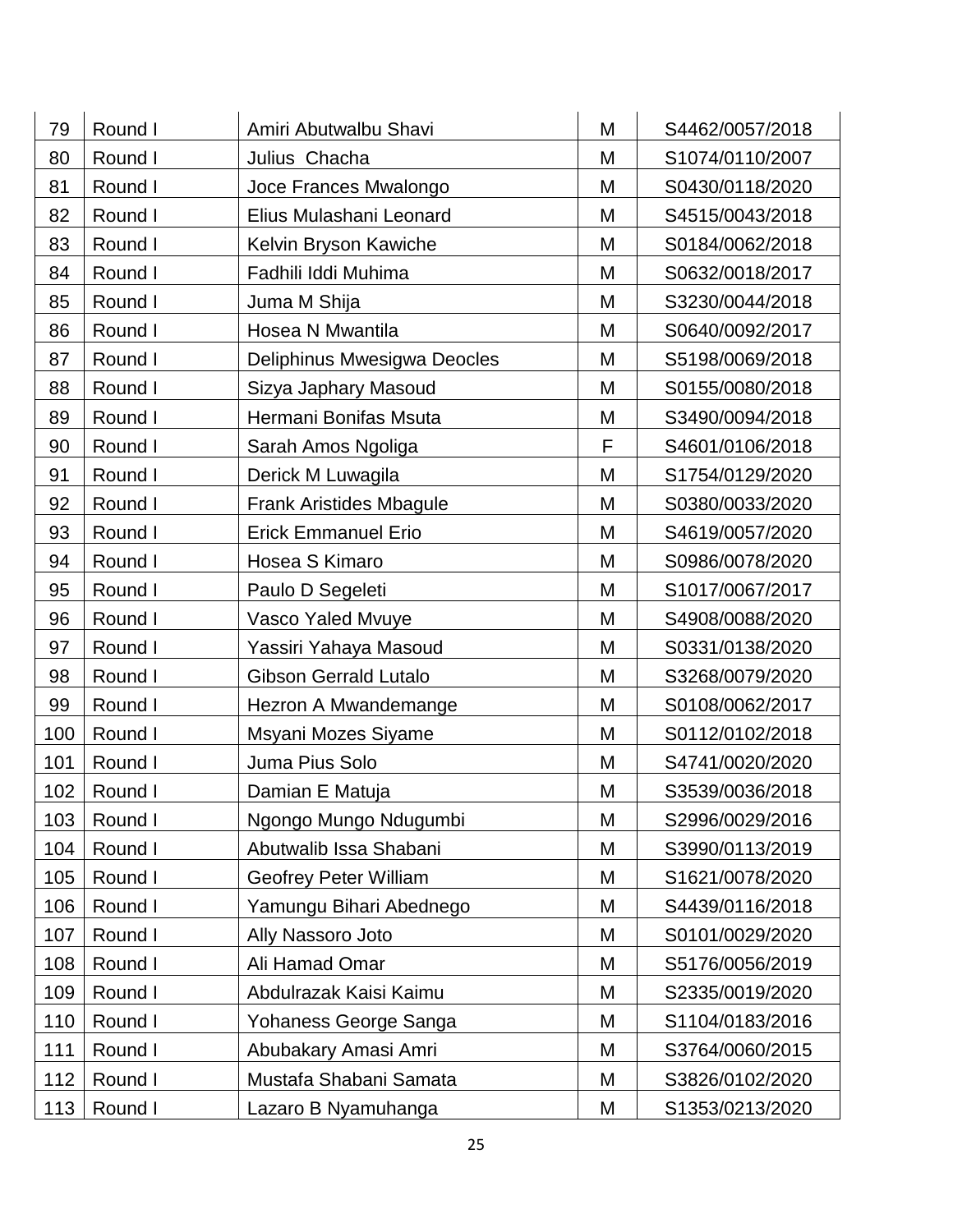| 79 | Round I | Amiri Abutwalbu Shavi | M | S4462/0057/2018 |
|---|---|---|---|---|
| 80 | Round I | Julius Chacha | M | S1074/0110/2007 |
| 81 | Round I | Joce Frances Mwalongo | M | S0430/0118/2020 |
| 82 | Round I | Elius Mulashani Leonard | M | S4515/0043/2018 |
| 83 | Round I | Kelvin Bryson Kawiche | M | S0184/0062/2018 |
| 84 | Round I | Fadhili Iddi Muhima | M | S0632/0018/2017 |
| 85 | Round I | Juma M Shija | M | S3230/0044/2018 |
| 86 | Round I | Hosea N Mwantila | M | S0640/0092/2017 |
| 87 | Round I | Deliphinus Mwesigwa Deocles | M | S5198/0069/2018 |
| 88 | Round I | Sizya Japhary Masoud | M | S0155/0080/2018 |
| 89 | Round I | Hermani Bonifas Msuta | M | S3490/0094/2018 |
| 90 | Round I | Sarah Amos Ngoliga | F | S4601/0106/2018 |
| 91 | Round I | Derick M Luwagila | M | S1754/0129/2020 |
| 92 | Round I | Frank Aristides Mbagule | M | S0380/0033/2020 |
| 93 | Round I | Erick Emmanuel Erio | M | S4619/0057/2020 |
| 94 | Round I | Hosea S Kimaro | M | S0986/0078/2020 |
| 95 | Round I | Paulo D Segeleti | M | S1017/0067/2017 |
| 96 | Round I | Vasco Yaled Mvuye | M | S4908/0088/2020 |
| 97 | Round I | Yassiri Yahaya Masoud | M | S0331/0138/2020 |
| 98 | Round I | Gibson Gerrald Lutalo | M | S3268/0079/2020 |
| 99 | Round I | Hezron A Mwandemange | M | S0108/0062/2017 |
| 100 | Round I | Msyani Mozes Siyame | M | S0112/0102/2018 |
| 101 | Round I | Juma Pius Solo | M | S4741/0020/2020 |
| 102 | Round I | Damian E Matuja | M | S3539/0036/2018 |
| 103 | Round I | Ngongo Mungo Ndugumbi | M | S2996/0029/2016 |
| 104 | Round I | Abutwalib Issa Shabani | M | S3990/0113/2019 |
| 105 | Round I | Geofrey Peter William | M | S1621/0078/2020 |
| 106 | Round I | Yamungu Bihari Abednego | M | S4439/0116/2018 |
| 107 | Round I | Ally Nassoro Joto | M | S0101/0029/2020 |
| 108 | Round I | Ali Hamad Omar | M | S5176/0056/2019 |
| 109 | Round I | Abdulrazak Kaisi Kaimu | M | S2335/0019/2020 |
| 110 | Round I | Yohaness George Sanga | M | S1104/0183/2016 |
| 111 | Round I | Abubakary Amasi Amri | M | S3764/0060/2015 |
| 112 | Round I | Mustafa Shabani Samata | M | S3826/0102/2020 |
| 113 | Round I | Lazaro B Nyamuhanga | M | S1353/0213/2020 |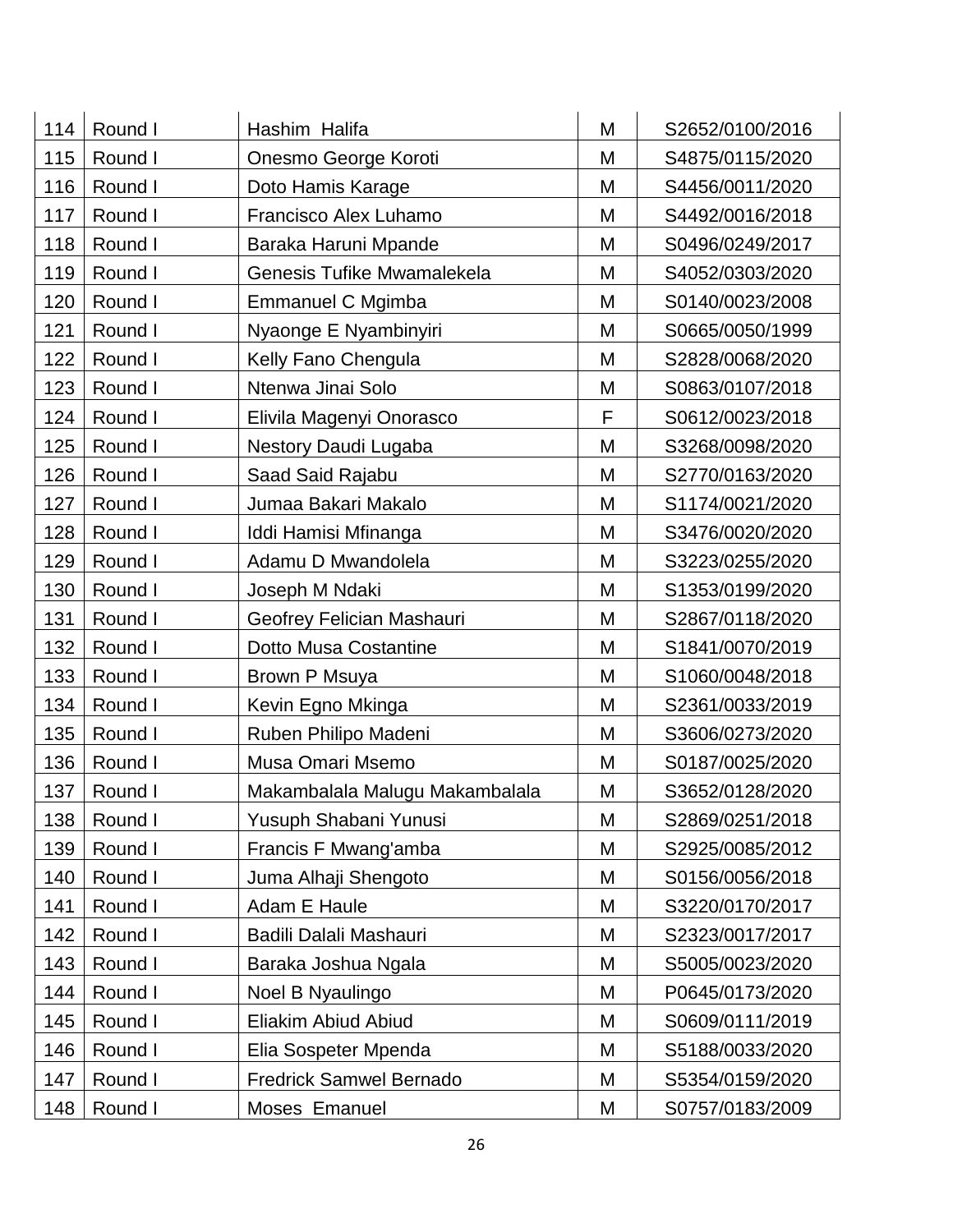| 114 | Round I | Hashim Halifa | M | S2652/0100/2016 |
|---|---|---|---|---|
| 115 | Round I | Onesmo George Koroti | M | S4875/0115/2020 |
| 116 | Round I | Doto Hamis Karage | M | S4456/0011/2020 |
| 117 | Round I | Francisco Alex Luhamo | M | S4492/0016/2018 |
| 118 | Round I | Baraka Haruni Mpande | M | S0496/0249/2017 |
| 119 | Round I | Genesis Tufike Mwamalekela | M | S4052/0303/2020 |
| 120 | Round I | Emmanuel C Mgimba | M | S0140/0023/2008 |
| 121 | Round I | Nyaonge E Nyambinyiri | M | S0665/0050/1999 |
| 122 | Round I | Kelly Fano Chengula | M | S2828/0068/2020 |
| 123 | Round I | Ntenwa Jinai Solo | M | S0863/0107/2018 |
| 124 | Round I | Elivila Magenyi Onorasco | F | S0612/0023/2018 |
| 125 | Round I | Nestory Daudi Lugaba | M | S3268/0098/2020 |
| 126 | Round I | Saad Said Rajabu | M | S2770/0163/2020 |
| 127 | Round I | Jumaa Bakari Makalo | M | S1174/0021/2020 |
| 128 | Round I | Iddi Hamisi Mfinanga | M | S3476/0020/2020 |
| 129 | Round I | Adamu D Mwandolela | M | S3223/0255/2020 |
| 130 | Round I | Joseph M Ndaki | M | S1353/0199/2020 |
| 131 | Round I | Geofrey Felician Mashauri | M | S2867/0118/2020 |
| 132 | Round I | Dotto Musa Costantine | M | S1841/0070/2019 |
| 133 | Round I | Brown P Msuya | M | S1060/0048/2018 |
| 134 | Round I | Kevin Egno Mkinga | M | S2361/0033/2019 |
| 135 | Round I | Ruben Philipo Madeni | M | S3606/0273/2020 |
| 136 | Round I | Musa Omari Msemo | M | S0187/0025/2020 |
| 137 | Round I | Makambalala Malugu Makambalala | M | S3652/0128/2020 |
| 138 | Round I | Yusuph Shabani Yunusi | M | S2869/0251/2018 |
| 139 | Round I | Francis F Mwang'amba | M | S2925/0085/2012 |
| 140 | Round I | Juma Alhaji Shengoto | M | S0156/0056/2018 |
| 141 | Round I | Adam E Haule | M | S3220/0170/2017 |
| 142 | Round I | Badili Dalali Mashauri | M | S2323/0017/2017 |
| 143 | Round I | Baraka Joshua Ngala | M | S5005/0023/2020 |
| 144 | Round I | Noel B Nyaulingo | M | P0645/0173/2020 |
| 145 | Round I | Eliakim Abiud Abiud | M | S0609/0111/2019 |
| 146 | Round I | Elia Sospeter Mpenda | M | S5188/0033/2020 |
| 147 | Round I | Fredrick Samwel Bernado | M | S5354/0159/2020 |
| 148 | Round I | Moses Emanuel | M | S0757/0183/2009 |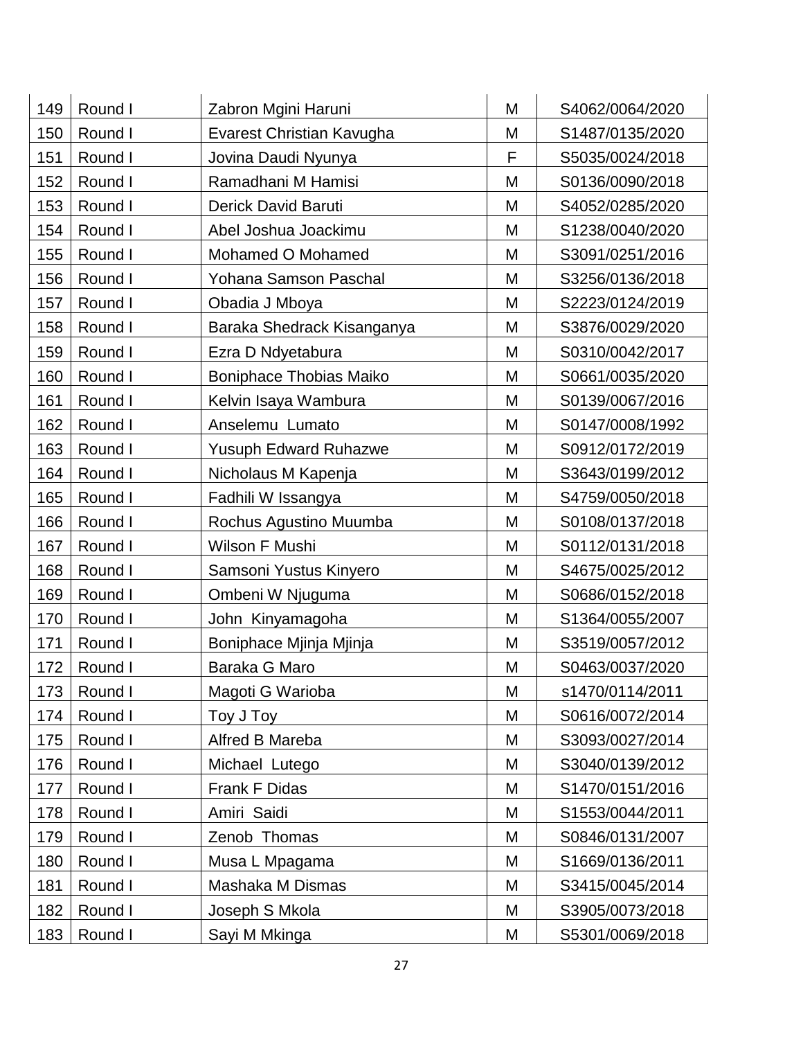| 149 | Round I | Zabron Mgini Haruni | M | S4062/0064/2020 |
|---|---|---|---|---|
| 150 | Round I | Evarest Christian Kavugha | M | S1487/0135/2020 |
| 151 | Round I | Jovina Daudi Nyunya | F | S5035/0024/2018 |
| 152 | Round I | Ramadhani M Hamisi | M | S0136/0090/2018 |
| 153 | Round I | Derick David Baruti | M | S4052/0285/2020 |
| 154 | Round I | Abel Joshua Joackimu | M | S1238/0040/2020 |
| 155 | Round I | Mohamed O Mohamed | M | S3091/0251/2016 |
| 156 | Round I | Yohana Samson Paschal | M | S3256/0136/2018 |
| 157 | Round I | Obadia J Mboya | M | S2223/0124/2019 |
| 158 | Round I | Baraka Shedrack Kisanganya | M | S3876/0029/2020 |
| 159 | Round I | Ezra D Ndyetabura | M | S0310/0042/2017 |
| 160 | Round I | Boniphace Thobias Maiko | M | S0661/0035/2020 |
| 161 | Round I | Kelvin Isaya Wambura | M | S0139/0067/2016 |
| 162 | Round I | Anselemu Lumato | M | S0147/0008/1992 |
| 163 | Round I | Yusuph Edward Ruhazwe | M | S0912/0172/2019 |
| 164 | Round I | Nicholaus M Kapenja | M | S3643/0199/2012 |
| 165 | Round I | Fadhili W Issangya | M | S4759/0050/2018 |
| 166 | Round I | Rochus Agustino Muumba | M | S0108/0137/2018 |
| 167 | Round I | Wilson F Mushi | M | S0112/0131/2018 |
| 168 | Round I | Samsoni Yustus Kinyero | M | S4675/0025/2012 |
| 169 | Round I | Ombeni W Njuguma | M | S0686/0152/2018 |
| 170 | Round I | John Kinyamagoha | M | S1364/0055/2007 |
| 171 | Round I | Boniphace Mjinja Mjinja | M | S3519/0057/2012 |
| 172 | Round I | Baraka G Maro | M | S0463/0037/2020 |
| 173 | Round I | Magoti G Warioba | M | s1470/0114/2011 |
| 174 | Round I | Toy J Toy | M | S0616/0072/2014 |
| 175 | Round I | Alfred B Mareba | M | S3093/0027/2014 |
| 176 | Round I | Michael Lutego | M | S3040/0139/2012 |
| 177 | Round I | Frank F Didas | M | S1470/0151/2016 |
| 178 | Round I | Amiri Saidi | M | S1553/0044/2011 |
| 179 | Round I | Zenob Thomas | M | S0846/0131/2007 |
| 180 | Round I | Musa L Mpagama | M | S1669/0136/2011 |
| 181 | Round I | Mashaka M Dismas | M | S3415/0045/2014 |
| 182 | Round I | Joseph S Mkola | M | S3905/0073/2018 |
| 183 | Round I | Sayi M Mkinga | M | S5301/0069/2018 |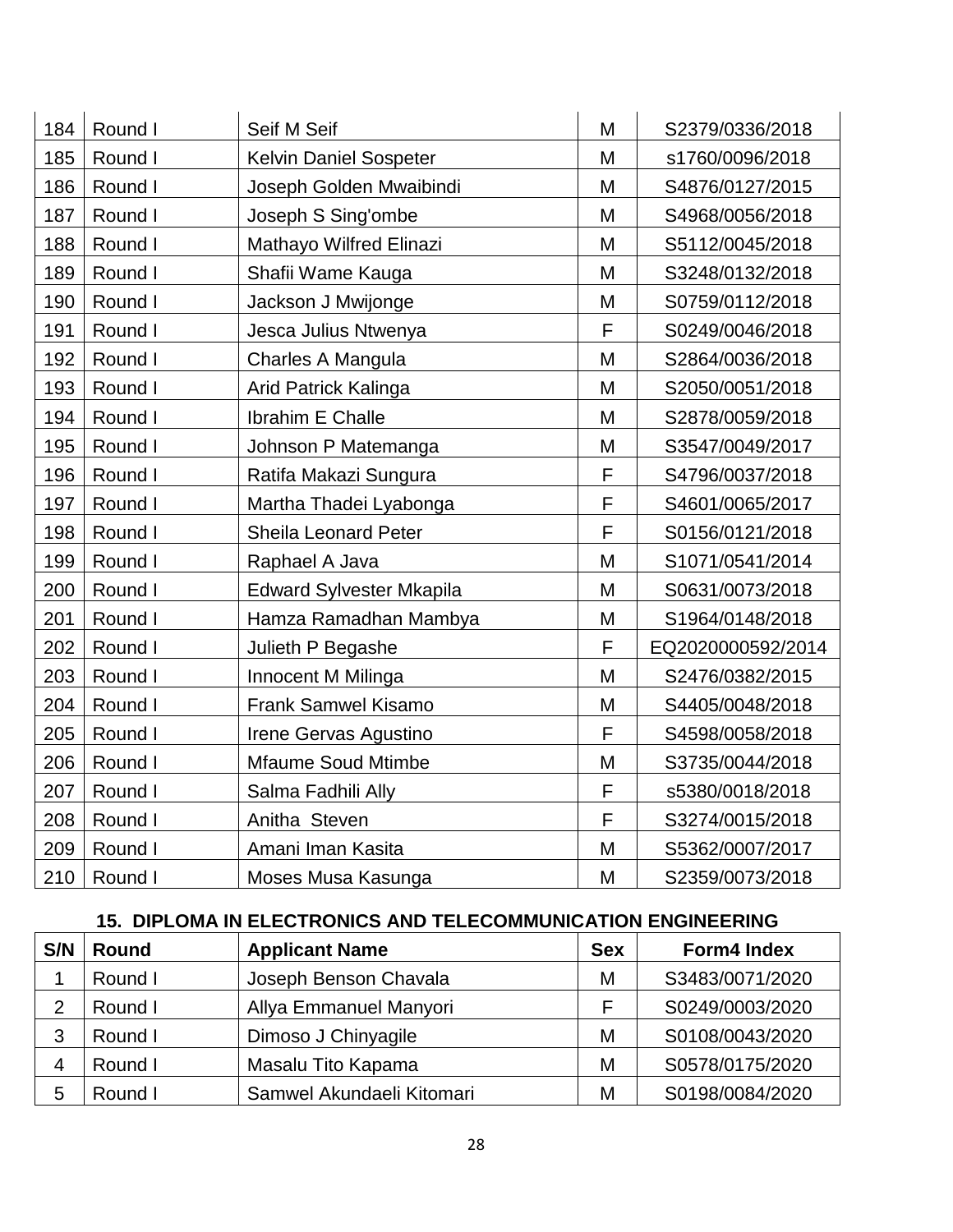| | | | | |
|---|---|---|---|---|
| 184 | Round I | Seif M Seif | M | S2379/0336/2018 |
| 185 | Round I | Kelvin Daniel Sospeter | M | s1760/0096/2018 |
| 186 | Round I | Joseph Golden Mwaibindi | M | S4876/0127/2015 |
| 187 | Round I | Joseph S Sing'ombe | M | S4968/0056/2018 |
| 188 | Round I | Mathayo Wilfred Elinazi | M | S5112/0045/2018 |
| 189 | Round I | Shafii Wame Kauga | M | S3248/0132/2018 |
| 190 | Round I | Jackson J Mwijonge | M | S0759/0112/2018 |
| 191 | Round I | Jesca Julius Ntwenya | F | S0249/0046/2018 |
| 192 | Round I | Charles A Mangula | M | S2864/0036/2018 |
| 193 | Round I | Arid Patrick Kalinga | M | S2050/0051/2018 |
| 194 | Round I | Ibrahim E Challe | M | S2878/0059/2018 |
| 195 | Round I | Johnson P Matemanga | M | S3547/0049/2017 |
| 196 | Round I | Ratifa Makazi Sungura | F | S4796/0037/2018 |
| 197 | Round I | Martha Thadei Lyabonga | F | S4601/0065/2017 |
| 198 | Round I | Sheila Leonard Peter | F | S0156/0121/2018 |
| 199 | Round I | Raphael A Java | M | S1071/0541/2014 |
| 200 | Round I | Edward Sylvester Mkapila | M | S0631/0073/2018 |
| 201 | Round I | Hamza Ramadhan Mambya | M | S1964/0148/2018 |
| 202 | Round I | Julieth P Begashe | F | EQ2020000592/2014 |
| 203 | Round I | Innocent M Milinga | M | S2476/0382/2015 |
| 204 | Round I | Frank Samwel Kisamo | M | S4405/0048/2018 |
| 205 | Round I | Irene Gervas Agustino | F | S4598/0058/2018 |
| 206 | Round I | Mfaume Soud Mtimbe | M | S3735/0044/2018 |
| 207 | Round I | Salma Fadhili Ally | F | s5380/0018/2018 |
| 208 | Round I | Anitha Steven | F | S3274/0015/2018 |
| 209 | Round I | Amani Iman Kasita | M | S5362/0007/2017 |
| 210 | Round I | Moses Musa Kasunga | M | S2359/0073/2018 |

## 15. DIPLOMA IN ELECTRONICS AND TELECOMMUNICATION ENGINEERING

| S/N | Round | Applicant Name | Sex | Form4 Index |
|---|---|---|---|---|
| 1 | Round I | Joseph Benson Chavala | M | S3483/0071/2020 |
| 2 | Round I | Allya Emmanuel Manyori | F | S0249/0003/2020 |
| 3 | Round I | Dimoso J Chinyagile | M | S0108/0043/2020 |
| 4 | Round I | Masalu Tito Kapama | M | S0578/0175/2020 |
| 5 | Round I | Samwel Akundaeli Kitomari | M | S0198/0084/2020 |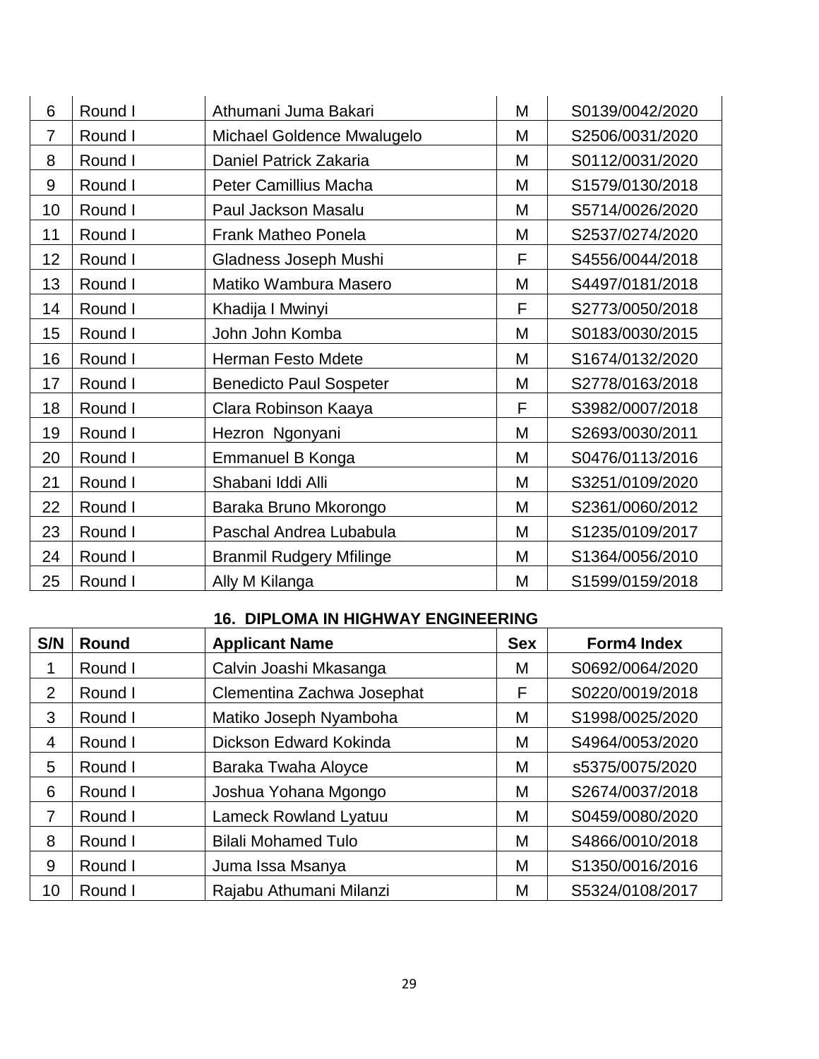| | | | | |
|---|---|---|---|---|
| 6 | Round I | Athumani Juma Bakari | M | S0139/0042/2020 |
| 7 | Round I | Michael Goldence Mwalugelo | M | S2506/0031/2020 |
| 8 | Round I | Daniel Patrick Zakaria | M | S0112/0031/2020 |
| 9 | Round I | Peter Camillius Macha | M | S1579/0130/2018 |
| 10 | Round I | Paul Jackson Masalu | M | S5714/0026/2020 |
| 11 | Round I | Frank Matheo Ponela | M | S2537/0274/2020 |
| 12 | Round I | Gladness Joseph Mushi | F | S4556/0044/2018 |
| 13 | Round I | Matiko Wambura Masero | M | S4497/0181/2018 |
| 14 | Round I | Khadija I Mwinyi | F | S2773/0050/2018 |
| 15 | Round I | John John Komba | M | S0183/0030/2015 |
| 16 | Round I | Herman Festo Mdete | M | S1674/0132/2020 |
| 17 | Round I | Benedicto Paul Sospeter | M | S2778/0163/2018 |
| 18 | Round I | Clara Robinson Kaaya | F | S3982/0007/2018 |
| 19 | Round I | Hezron Ngonyani | M | S2693/0030/2011 |
| 20 | Round I | Emmanuel B Konga | M | S0476/0113/2016 |
| 21 | Round I | Shabani Iddi Alli | M | S3251/0109/2020 |
| 22 | Round I | Baraka Bruno Mkorongo | M | S2361/0060/2012 |
| 23 | Round I | Paschal Andrea Lubabula | M | S1235/0109/2017 |
| 24 | Round I | Branmil Rudgery Mfilinge | M | S1364/0056/2010 |
| 25 | Round I | Ally M Kilanga | M | S1599/0159/2018 |

### 16. DIPLOMA IN HIGHWAY ENGINEERING

| S/N | Round | Applicant Name | Sex | Form4 Index |
|---|---|---|---|---|
| 1 | Round I | Calvin Joashi Mkasanga | M | S0692/0064/2020 |
| 2 | Round I | Clementina Zachwa Josephat | F | S0220/0019/2018 |
| 3 | Round I | Matiko Joseph Nyamboha | M | S1998/0025/2020 |
| 4 | Round I | Dickson Edward Kokinda | M | S4964/0053/2020 |
| 5 | Round I | Baraka Twaha Aloyce | M | s5375/0075/2020 |
| 6 | Round I | Joshua Yohana Mgongo | M | S2674/0037/2018 |
| 7 | Round I | Lameck Rowland Lyatuu | M | S0459/0080/2020 |
| 8 | Round I | Bilali Mohamed Tulo | M | S4866/0010/2018 |
| 9 | Round I | Juma Issa Msanya | M | S1350/0016/2016 |
| 10 | Round I | Rajabu Athumani Milanzi | M | S5324/0108/2017 |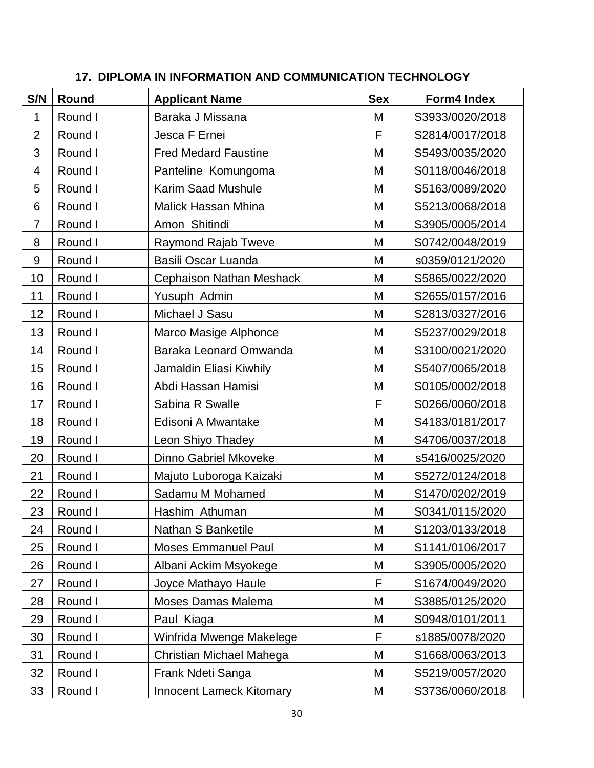### 17. DIPLOMA IN INFORMATION AND COMMUNICATION TECHNOLOGY

| S/N | Round | Applicant Name | Sex | Form4 Index |
|---|---|---|---|---|
| 1 | Round I | Baraka J Missana | M | S3933/0020/2018 |
| 2 | Round I | Jesca F Ernei | F | S2814/0017/2018 |
| 3 | Round I | Fred Medard Faustine | M | S5493/0035/2020 |
| 4 | Round I | Panteline  Komungoma | M | S0118/0046/2018 |
| 5 | Round I | Karim Saad Mushule | M | S5163/0089/2020 |
| 6 | Round I | Malick Hassan Mhina | M | S5213/0068/2018 |
| 7 | Round I | Amon  Shitindi | M | S3905/0005/2014 |
| 8 | Round I | Raymond Rajab Tweve | M | S0742/0048/2019 |
| 9 | Round I | Basili Oscar Luanda | M | s0359/0121/2020 |
| 10 | Round I | Cephaison Nathan Meshack | M | S5865/0022/2020 |
| 11 | Round I | Yusuph  Admin | M | S2655/0157/2016 |
| 12 | Round I | Michael J Sasu | M | S2813/0327/2016 |
| 13 | Round I | Marco Masige Alphonce | M | S5237/0029/2018 |
| 14 | Round I | Baraka Leonard Omwanda | M | S3100/0021/2020 |
| 15 | Round I | Jamaldin Eliasi Kiwhily | M | S5407/0065/2018 |
| 16 | Round I | Abdi Hassan Hamisi | M | S0105/0002/2018 |
| 17 | Round I | Sabina R Swalle | F | S0266/0060/2018 |
| 18 | Round I | Edisoni A Mwantake | M | S4183/0181/2017 |
| 19 | Round I | Leon Shiyo Thadey | M | S4706/0037/2018 |
| 20 | Round I | Dinno Gabriel Mkoveke | M | s5416/0025/2020 |
| 21 | Round I | Majuto Luboroga Kaizaki | M | S5272/0124/2018 |
| 22 | Round I | Sadamu M Mohamed | M | S1470/0202/2019 |
| 23 | Round I | Hashim  Athuman | M | S0341/0115/2020 |
| 24 | Round I | Nathan S Banketile | M | S1203/0133/2018 |
| 25 | Round I | Moses Emmanuel Paul | M | S1141/0106/2017 |
| 26 | Round I | Albani Ackim Msyokege | M | S3905/0005/2020 |
| 27 | Round I | Joyce Mathayo Haule | F | S1674/0049/2020 |
| 28 | Round I | Moses Damas Malema | M | S3885/0125/2020 |
| 29 | Round I | Paul  Kiaga | M | S0948/0101/2011 |
| 30 | Round I | Winfrida Mwenge Makelege | F | s1885/0078/2020 |
| 31 | Round I | Christian Michael Mahega | M | S1668/0063/2013 |
| 32 | Round I | Frank Ndeti Sanga | M | S5219/0057/2020 |
| 33 | Round I | Innocent Lameck Kitomary | M | S3736/0060/2018 |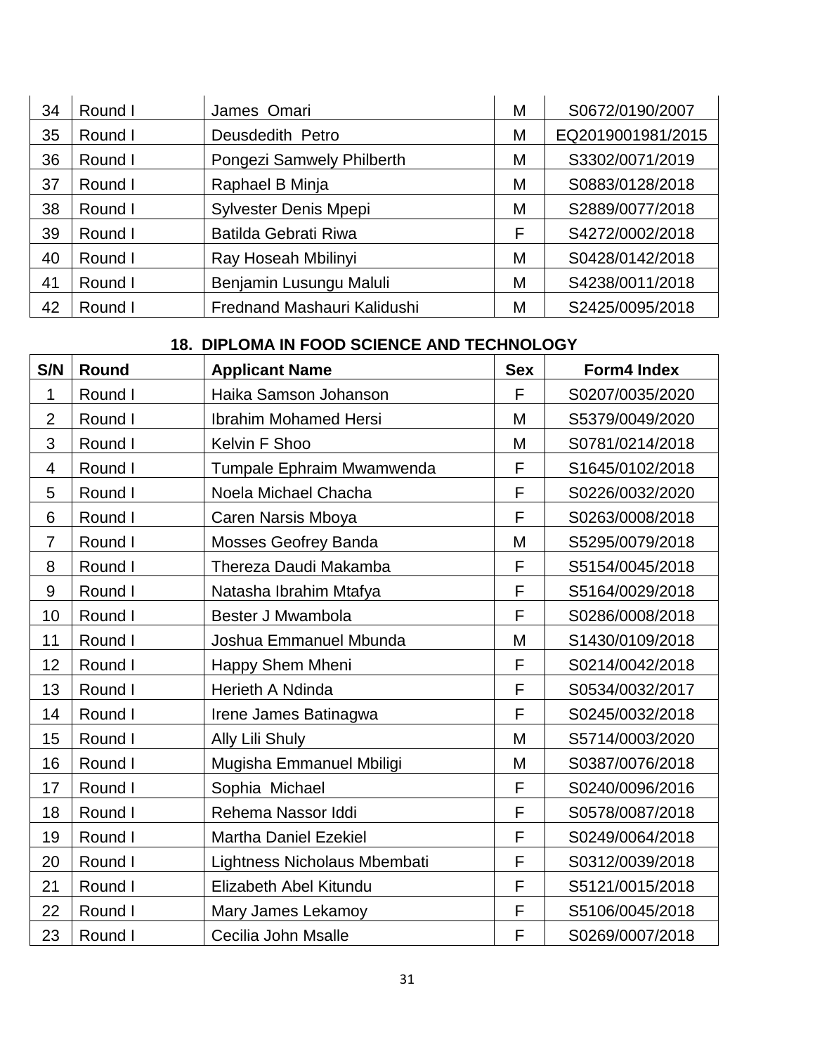| | | | | |
|---|---|---|---|---|
| 34 | Round I | James Omari | M | S0672/0190/2007 |
| 35 | Round I | Deusdedith Petro | M | EQ2019001981/2015 |
| 36 | Round I | Pongezi Samwely Philberth | M | S3302/0071/2019 |
| 37 | Round I | Raphael B Minja | M | S0883/0128/2018 |
| 38 | Round I | Sylvester Denis Mpepi | M | S2889/0077/2018 |
| 39 | Round I | Batilda Gebrati Riwa | F | S4272/0002/2018 |
| 40 | Round I | Ray Hoseah Mbilinyi | M | S0428/0142/2018 |
| 41 | Round I | Benjamin Lusungu Maluli | M | S4238/0011/2018 |
| 42 | Round I | Frednand Mashauri Kalidushi | M | S2425/0095/2018 |

### 18. DIPLOMA IN FOOD SCIENCE AND TECHNOLOGY

| S/N | Round | Applicant Name | Sex | Form4 Index |
|---|---|---|---|---|
| 1 | Round I | Haika Samson Johanson | F | S0207/0035/2020 |
| 2 | Round I | Ibrahim Mohamed Hersi | M | S5379/0049/2020 |
| 3 | Round I | Kelvin F Shoo | M | S0781/0214/2018 |
| 4 | Round I | Tumpale Ephraim Mwamwenda | F | S1645/0102/2018 |
| 5 | Round I | Noela Michael Chacha | F | S0226/0032/2020 |
| 6 | Round I | Caren Narsis Mboya | F | S0263/0008/2018 |
| 7 | Round I | Mosses Geofrey Banda | M | S5295/0079/2018 |
| 8 | Round I | Thereza Daudi Makamba | F | S5154/0045/2018 |
| 9 | Round I | Natasha Ibrahim Mtafya | F | S5164/0029/2018 |
| 10 | Round I | Bester J Mwambola | F | S0286/0008/2018 |
| 11 | Round I | Joshua Emmanuel Mbunda | M | S1430/0109/2018 |
| 12 | Round I | Happy Shem Mheni | F | S0214/0042/2018 |
| 13 | Round I | Herieth A Ndinda | F | S0534/0032/2017 |
| 14 | Round I | Irene James Batinagwa | F | S0245/0032/2018 |
| 15 | Round I | Ally Lili Shuly | M | S5714/0003/2020 |
| 16 | Round I | Mugisha Emmanuel Mbiligi | M | S0387/0076/2018 |
| 17 | Round I | Sophia Michael | F | S0240/0096/2016 |
| 18 | Round I | Rehema Nassor Iddi | F | S0578/0087/2018 |
| 19 | Round I | Martha Daniel Ezekiel | F | S0249/0064/2018 |
| 20 | Round I | Lightness Nicholaus Mbembati | F | S0312/0039/2018 |
| 21 | Round I | Elizabeth Abel Kitundu | F | S5121/0015/2018 |
| 22 | Round I | Mary James Lekamoy | F | S5106/0045/2018 |
| 23 | Round I | Cecilia John Msalle | F | S0269/0007/2018 |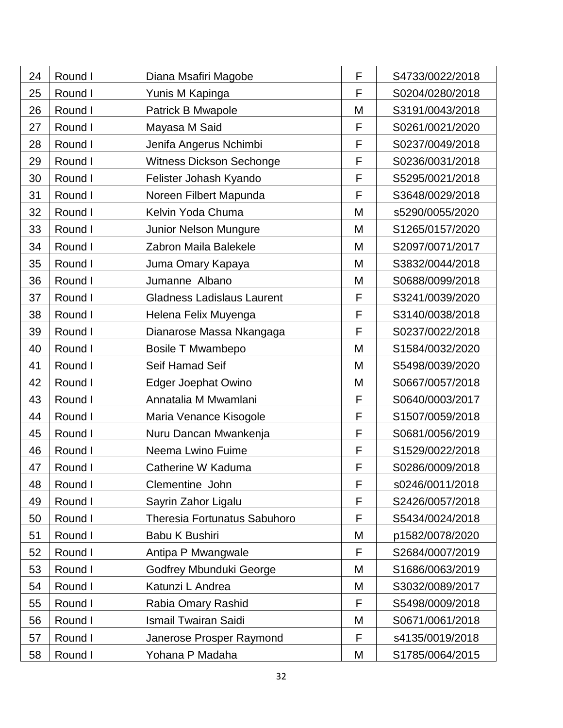| | | | | |
|---|---|---|---|---|
| 24 | Round I | Diana Msafiri Magobe | F | S4733/0022/2018 |
| 25 | Round I | Yunis M Kapinga | F | S0204/0280/2018 |
| 26 | Round I | Patrick B Mwapole | M | S3191/0043/2018 |
| 27 | Round I | Mayasa M Said | F | S0261/0021/2020 |
| 28 | Round I | Jenifa Angerus Nchimbi | F | S0237/0049/2018 |
| 29 | Round I | Witness Dickson Sechonge | F | S0236/0031/2018 |
| 30 | Round I | Felister Johash Kyando | F | S5295/0021/2018 |
| 31 | Round I | Noreen Filbert Mapunda | F | S3648/0029/2018 |
| 32 | Round I | Kelvin Yoda Chuma | M | s5290/0055/2020 |
| 33 | Round I | Junior Nelson Mungure | M | S1265/0157/2020 |
| 34 | Round I | Zabron Maila Balekele | M | S2097/0071/2017 |
| 35 | Round I | Juma Omary Kapaya | M | S3832/0044/2018 |
| 36 | Round I | Jumanne Albano | M | S0688/0099/2018 |
| 37 | Round I | Gladness Ladislaus Laurent | F | S3241/0039/2020 |
| 38 | Round I | Helena Felix Muyenga | F | S3140/0038/2018 |
| 39 | Round I | Dianarose Massa Nkangaga | F | S0237/0022/2018 |
| 40 | Round I | Bosile T Mwambepo | M | S1584/0032/2020 |
| 41 | Round I | Seif Hamad Seif | M | S5498/0039/2020 |
| 42 | Round I | Edger Joephat Owino | M | S0667/0057/2018 |
| 43 | Round I | Annatalia M Mwamlani | F | S0640/0003/2017 |
| 44 | Round I | Maria Venance Kisogole | F | S1507/0059/2018 |
| 45 | Round I | Nuru Dancan Mwankenja | F | S0681/0056/2019 |
| 46 | Round I | Neema Lwino Fuime | F | S1529/0022/2018 |
| 47 | Round I | Catherine W Kaduma | F | S0286/0009/2018 |
| 48 | Round I | Clementine John | F | s0246/0011/2018 |
| 49 | Round I | Sayrin Zahor Ligalu | F | S2426/0057/2018 |
| 50 | Round I | Theresia Fortunatus Sabuhoro | F | S5434/0024/2018 |
| 51 | Round I | Babu K Bushiri | M | p1582/0078/2020 |
| 52 | Round I | Antipa P Mwangwale | F | S2684/0007/2019 |
| 53 | Round I | Godfrey Mbunduki George | M | S1686/0063/2019 |
| 54 | Round I | Katunzi L Andrea | M | S3032/0089/2017 |
| 55 | Round I | Rabia Omary Rashid | F | S5498/0009/2018 |
| 56 | Round I | Ismail Twairan Saidi | M | S0671/0061/2018 |
| 57 | Round I | Janerose Prosper Raymond | F | s4135/0019/2018 |
| 58 | Round I | Yohana P Madaha | M | S1785/0064/2015 |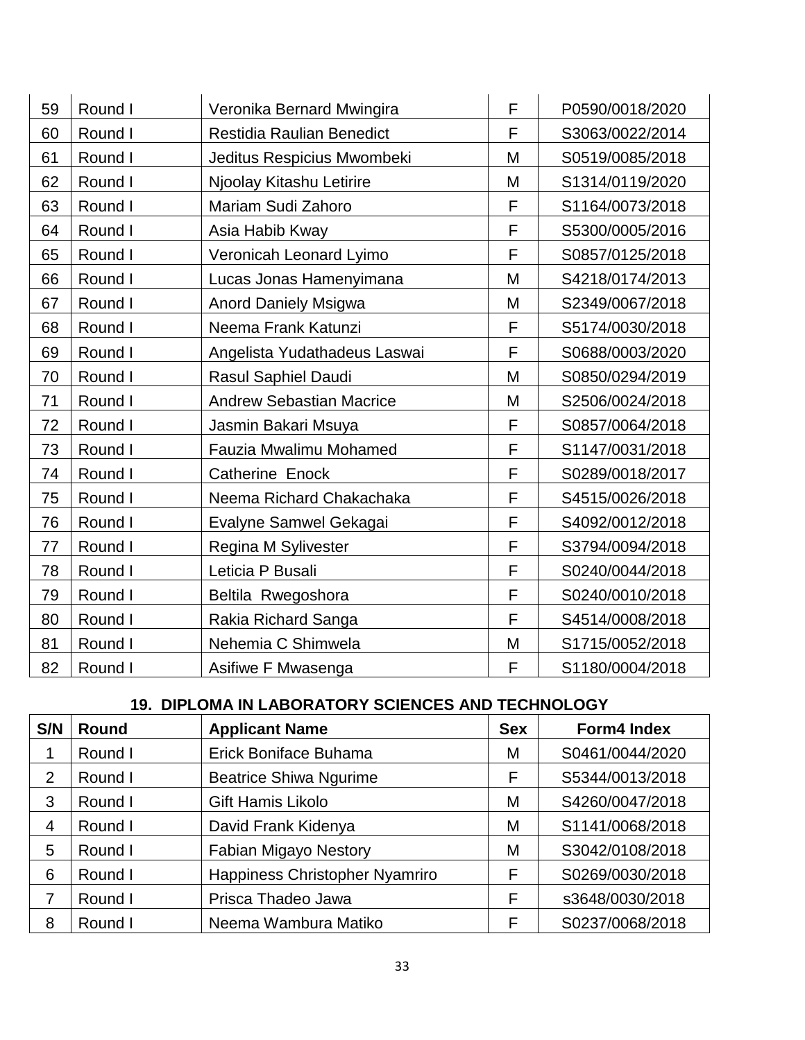| S/N | Round | Applicant Name | Sex | Form4 Index |
|---|---|---|---|---|
| 59 | Round I | Veronika Bernard Mwingira | F | P0590/0018/2020 |
| 60 | Round I | Restidia Raulian Benedict | F | S3063/0022/2014 |
| 61 | Round I | Jeditus Respicius Mwombeki | M | S0519/0085/2018 |
| 62 | Round I | Njoolay Kitashu Letirire | M | S1314/0119/2020 |
| 63 | Round I | Mariam Sudi Zahoro | F | S1164/0073/2018 |
| 64 | Round I | Asia Habib Kway | F | S5300/0005/2016 |
| 65 | Round I | Veronicah Leonard Lyimo | F | S0857/0125/2018 |
| 66 | Round I | Lucas Jonas Hamenyimana | M | S4218/0174/2013 |
| 67 | Round I | Anord Daniely Msigwa | M | S2349/0067/2018 |
| 68 | Round I | Neema Frank Katunzi | F | S5174/0030/2018 |
| 69 | Round I | Angelista Yudathadeus Laswai | F | S0688/0003/2020 |
| 70 | Round I | Rasul Saphiel Daudi | M | S0850/0294/2019 |
| 71 | Round I | Andrew Sebastian Macrice | M | S2506/0024/2018 |
| 72 | Round I | Jasmin Bakari Msuya | F | S0857/0064/2018 |
| 73 | Round I | Fauzia Mwalimu Mohamed | F | S1147/0031/2018 |
| 74 | Round I | Catherine Enock | F | S0289/0018/2017 |
| 75 | Round I | Neema Richard Chakachaka | F | S4515/0026/2018 |
| 76 | Round I | Evalyne Samwel Gekagai | F | S4092/0012/2018 |
| 77 | Round I | Regina M Sylivester | F | S3794/0094/2018 |
| 78 | Round I | Leticia P Busali | F | S0240/0044/2018 |
| 79 | Round I | Beltila Rwegoshora | F | S0240/0010/2018 |
| 80 | Round I | Rakia Richard Sanga | F | S4514/0008/2018 |
| 81 | Round I | Nehemia C Shimwela | M | S1715/0052/2018 |
| 82 | Round I | Asifiwe F Mwasenga | F | S1180/0004/2018 |

## 19. DIPLOMA IN LABORATORY SCIENCES AND TECHNOLOGY

| S/N | Round | Applicant Name | Sex | Form4 Index |
|---|---|---|---|---|
| 1 | Round I | Erick Boniface Buhama | M | S0461/0044/2020 |
| 2 | Round I | Beatrice Shiwa Ngurime | F | S5344/0013/2018 |
| 3 | Round I | Gift Hamis Likolo | M | S4260/0047/2018 |
| 4 | Round I | David Frank Kidenya | M | S1141/0068/2018 |
| 5 | Round I | Fabian Migayo Nestory | M | S3042/0108/2018 |
| 6 | Round I | Happiness Christopher Nyamriro | F | S0269/0030/2018 |
| 7 | Round I | Prisca Thadeo Jawa | F | s3648/0030/2018 |
| 8 | Round I | Neema Wambura Matiko | F | S0237/0068/2018 |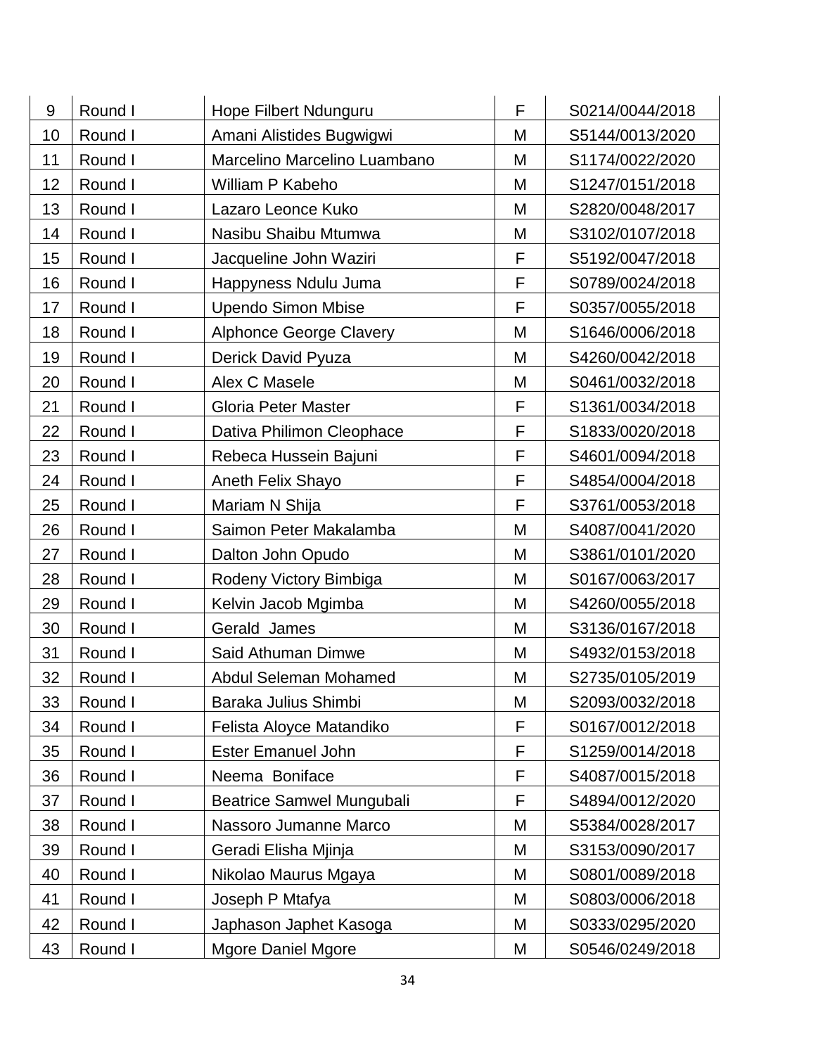| | | | | |
|---|---|---|---|---|
| 9 | Round I | Hope Filbert Ndunguru | F | S0214/0044/2018 |
| 10 | Round I | Amani Alistides Bugwigwi | M | S5144/0013/2020 |
| 11 | Round I | Marcelino Marcelino Luambano | M | S1174/0022/2020 |
| 12 | Round I | William P Kabeho | M | S1247/0151/2018 |
| 13 | Round I | Lazaro Leonce Kuko | M | S2820/0048/2017 |
| 14 | Round I | Nasibu Shaibu Mtumwa | M | S3102/0107/2018 |
| 15 | Round I | Jacqueline John Waziri | F | S5192/0047/2018 |
| 16 | Round I | Happyness Ndulu Juma | F | S0789/0024/2018 |
| 17 | Round I | Upendo Simon Mbise | F | S0357/0055/2018 |
| 18 | Round I | Alphonce George Clavery | M | S1646/0006/2018 |
| 19 | Round I | Derick David Pyuza | M | S4260/0042/2018 |
| 20 | Round I | Alex C Masele | M | S0461/0032/2018 |
| 21 | Round I | Gloria Peter Master | F | S1361/0034/2018 |
| 22 | Round I | Dativa Philimon Cleophace | F | S1833/0020/2018 |
| 23 | Round I | Rebeca Hussein Bajuni | F | S4601/0094/2018 |
| 24 | Round I | Aneth Felix Shayo | F | S4854/0004/2018 |
| 25 | Round I | Mariam N Shija | F | S3761/0053/2018 |
| 26 | Round I | Saimon Peter Makalamba | M | S4087/0041/2020 |
| 27 | Round I | Dalton John Opudo | M | S3861/0101/2020 |
| 28 | Round I | Rodeny Victory Bimbiga | M | S0167/0063/2017 |
| 29 | Round I | Kelvin Jacob Mgimba | M | S4260/0055/2018 |
| 30 | Round I | Gerald James | M | S3136/0167/2018 |
| 31 | Round I | Said Athuman Dimwe | M | S4932/0153/2018 |
| 32 | Round I | Abdul Seleman Mohamed | M | S2735/0105/2019 |
| 33 | Round I | Baraka Julius Shimbi | M | S2093/0032/2018 |
| 34 | Round I | Felista Aloyce Matandiko | F | S0167/0012/2018 |
| 35 | Round I | Ester Emanuel John | F | S1259/0014/2018 |
| 36 | Round I | Neema Boniface | F | S4087/0015/2018 |
| 37 | Round I | Beatrice Samwel Mungubali | F | S4894/0012/2020 |
| 38 | Round I | Nassoro Jumanne Marco | M | S5384/0028/2017 |
| 39 | Round I | Geradi Elisha Mjinja | M | S3153/0090/2017 |
| 40 | Round I | Nikolao Maurus Mgaya | M | S0801/0089/2018 |
| 41 | Round I | Joseph P Mtafya | M | S0803/0006/2018 |
| 42 | Round I | Japhason Japhet Kasoga | M | S0333/0295/2020 |
| 43 | Round I | Mgore Daniel Mgore | M | S0546/0249/2018 |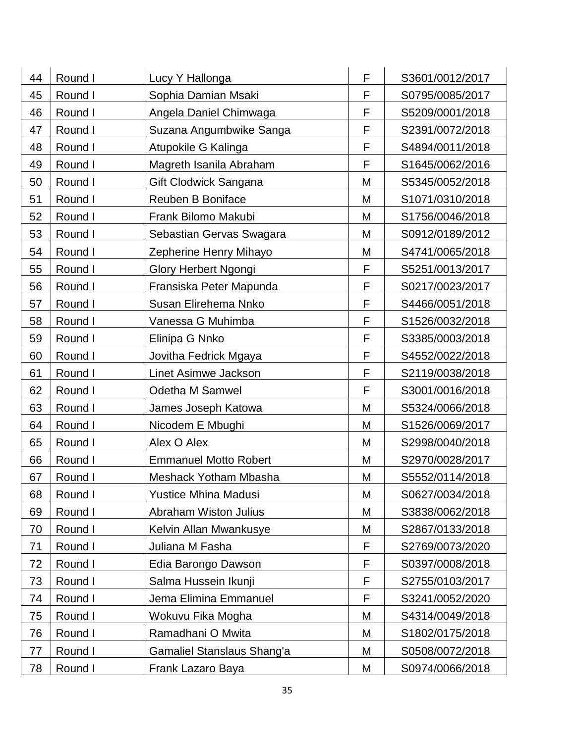| | | | | |
|---|---|---|---|---|
| 44 | Round I | Lucy Y Hallonga | F | S3601/0012/2017 |
| 45 | Round I | Sophia Damian Msaki | F | S0795/0085/2017 |
| 46 | Round I | Angela Daniel Chimwaga | F | S5209/0001/2018 |
| 47 | Round I | Suzana Angumbwike Sanga | F | S2391/0072/2018 |
| 48 | Round I | Atupokile G Kalinga | F | S4894/0011/2018 |
| 49 | Round I | Magreth Isanila Abraham | F | S1645/0062/2016 |
| 50 | Round I | Gift Clodwick Sangana | M | S5345/0052/2018 |
| 51 | Round I | Reuben B Boniface | M | S1071/0310/2018 |
| 52 | Round I | Frank Bilomo Makubi | M | S1756/0046/2018 |
| 53 | Round I | Sebastian Gervas Swagara | M | S0912/0189/2012 |
| 54 | Round I | Zepherine Henry Mihayo | M | S4741/0065/2018 |
| 55 | Round I | Glory Herbert Ngongi | F | S5251/0013/2017 |
| 56 | Round I | Fransiska Peter Mapunda | F | S0217/0023/2017 |
| 57 | Round I | Susan Elirehema Nnko | F | S4466/0051/2018 |
| 58 | Round I | Vanessa G Muhimba | F | S1526/0032/2018 |
| 59 | Round I | Elinipa G Nnko | F | S3385/0003/2018 |
| 60 | Round I | Jovitha Fedrick Mgaya | F | S4552/0022/2018 |
| 61 | Round I | Linet Asimwe Jackson | F | S2119/0038/2018 |
| 62 | Round I | Odetha M Samwel | F | S3001/0016/2018 |
| 63 | Round I | James Joseph Katowa | M | S5324/0066/2018 |
| 64 | Round I | Nicodem E Mbughi | M | S1526/0069/2017 |
| 65 | Round I | Alex O Alex | M | S2998/0040/2018 |
| 66 | Round I | Emmanuel Motto Robert | M | S2970/0028/2017 |
| 67 | Round I | Meshack Yotham Mbasha | M | S5552/0114/2018 |
| 68 | Round I | Yustice Mhina Madusi | M | S0627/0034/2018 |
| 69 | Round I | Abraham Wiston Julius | M | S3838/0062/2018 |
| 70 | Round I | Kelvin Allan Mwankusye | M | S2867/0133/2018 |
| 71 | Round I | Juliana M Fasha | F | S2769/0073/2020 |
| 72 | Round I | Edia Barongo Dawson | F | S0397/0008/2018 |
| 73 | Round I | Salma Hussein Ikunji | F | S2755/0103/2017 |
| 74 | Round I | Jema Elimina Emmanuel | F | S3241/0052/2020 |
| 75 | Round I | Wokuvu Fika Mogha | M | S4314/0049/2018 |
| 76 | Round I | Ramadhani O Mwita | M | S1802/0175/2018 |
| 77 | Round I | Gamaliel Stanslaus Shang'a | M | S0508/0072/2018 |
| 78 | Round I | Frank Lazaro Baya | M | S0974/0066/2018 |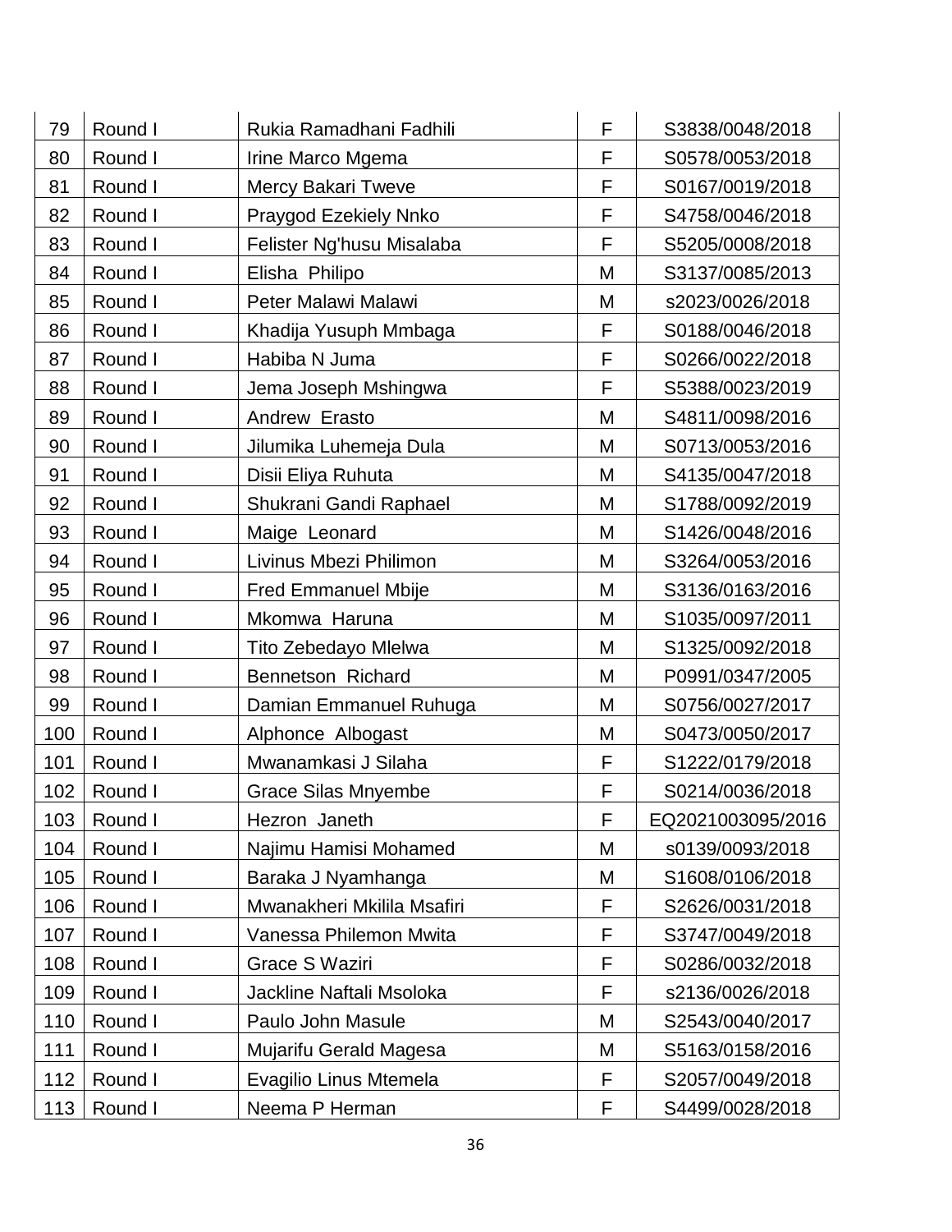| 79 | Round I | Rukia Ramadhani Fadhili | F | S3838/0048/2018 |
|---|---|---|---|---|
| 80 | Round I | Irine Marco Mgema | F | S0578/0053/2018 |
| 81 | Round I | Mercy Bakari Tweve | F | S0167/0019/2018 |
| 82 | Round I | Praygod Ezekiely Nnko | F | S4758/0046/2018 |
| 83 | Round I | Felister Ng'husu Misalaba | F | S5205/0008/2018 |
| 84 | Round I | Elisha  Philipo | M | S3137/0085/2013 |
| 85 | Round I | Peter Malawi Malawi | M | s2023/0026/2018 |
| 86 | Round I | Khadija Yusuph Mmbaga | F | S0188/0046/2018 |
| 87 | Round I | Habiba N Juma | F | S0266/0022/2018 |
| 88 | Round I | Jema Joseph Mshingwa | F | S5388/0023/2019 |
| 89 | Round I | Andrew  Erasto | M | S4811/0098/2016 |
| 90 | Round I | Jilumika Luhemeja Dula | M | S0713/0053/2016 |
| 91 | Round I | Disii Eliya Ruhuta | M | S4135/0047/2018 |
| 92 | Round I | Shukrani Gandi Raphael | M | S1788/0092/2019 |
| 93 | Round I | Maige  Leonard | M | S1426/0048/2016 |
| 94 | Round I | Livinus Mbezi Philimon | M | S3264/0053/2016 |
| 95 | Round I | Fred Emmanuel Mbije | M | S3136/0163/2016 |
| 96 | Round I | Mkomwa  Haruna | M | S1035/0097/2011 |
| 97 | Round I | Tito Zebedayo Mlelwa | M | S1325/0092/2018 |
| 98 | Round I | Bennetson  Richard | M | P0991/0347/2005 |
| 99 | Round I | Damian Emmanuel Ruhuga | M | S0756/0027/2017 |
| 100 | Round I | Alphonce  Albogast | M | S0473/0050/2017 |
| 101 | Round I | Mwanamkasi J Silaha | F | S1222/0179/2018 |
| 102 | Round I | Grace Silas Mnyembe | F | S0214/0036/2018 |
| 103 | Round I | Hezron  Janeth | F | EQ2021003095/2016 |
| 104 | Round I | Najimu Hamisi Mohamed | M | s0139/0093/2018 |
| 105 | Round I | Baraka J Nyamhanga | M | S1608/0106/2018 |
| 106 | Round I | Mwanakheri Mkilila Msafiri | F | S2626/0031/2018 |
| 107 | Round I | Vanessa Philemon Mwita | F | S3747/0049/2018 |
| 108 | Round I | Grace S Waziri | F | S0286/0032/2018 |
| 109 | Round I | Jackline Naftali Msoloka | F | s2136/0026/2018 |
| 110 | Round I | Paulo John Masule | M | S2543/0040/2017 |
| 111 | Round I | Mujarifu Gerald Magesa | M | S5163/0158/2016 |
| 112 | Round I | Evagilio Linus Mtemela | F | S2057/0049/2018 |
| 113 | Round I | Neema P Herman | F | S4499/0028/2018 |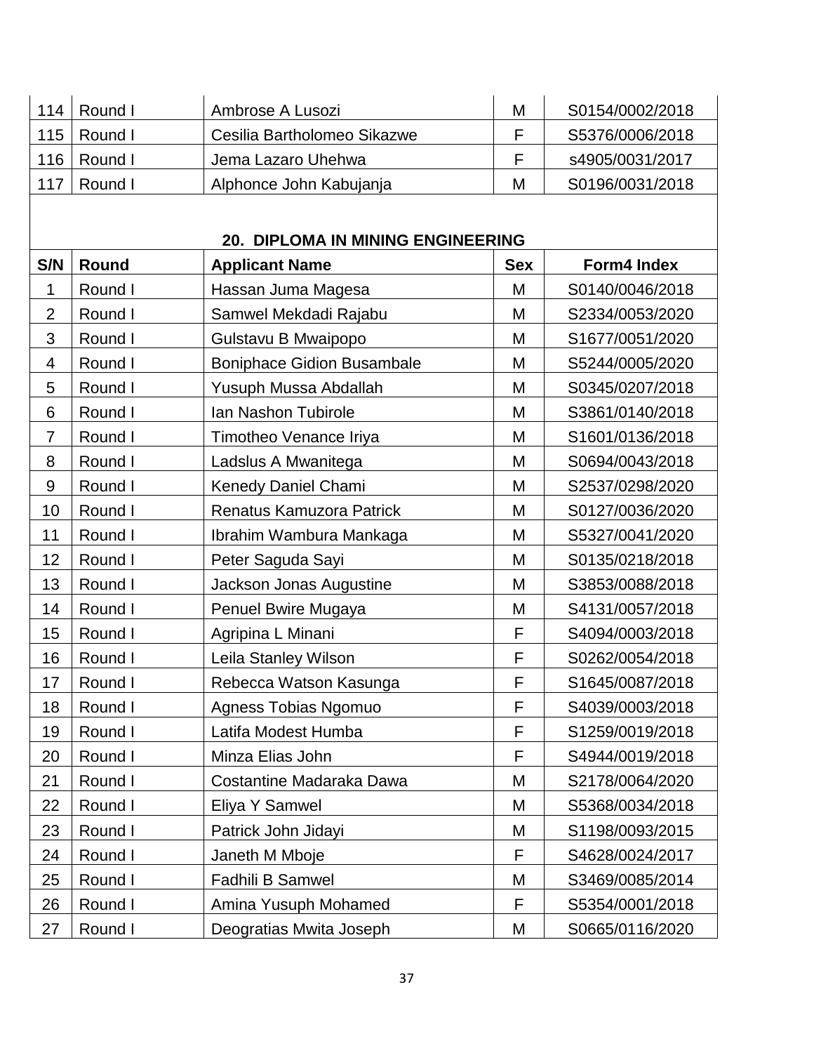| 114 | Round I | Ambrose A Lusozi | M | S0154/0002/2018 |
|---|---|---|---|---|
| 115 | Round I | Cesilia Bartholomeo Sikazwe | F | S5376/0006/2018 |
| 116 | Round I | Jema Lazaro Uhehwa | F | s4905/0031/2017 |
| 117 | Round I | Alphonce John Kabujanja | M | S0196/0031/2018 |

## 20. DIPLOMA IN MINING ENGINEERING

| S/N | Round | Applicant Name | Sex | Form4 Index |
|---|---|---|---|---|
| 1 | Round I | Hassan Juma Magesa | M | S0140/0046/2018 |
| 2 | Round I | Samwel Mekdadi Rajabu | M | S2334/0053/2020 |
| 3 | Round I | Gulstavu B Mwaipopo | M | S1677/0051/2020 |
| 4 | Round I | Boniphace Gidion Busambale | M | S5244/0005/2020 |
| 5 | Round I | Yusuph Mussa Abdallah | M | S0345/0207/2018 |
| 6 | Round I | Ian Nashon Tubirole | M | S3861/0140/2018 |
| 7 | Round I | Timotheo Venance Iriya | M | S1601/0136/2018 |
| 8 | Round I | Ladslus A Mwanitega | M | S0694/0043/2018 |
| 9 | Round I | Kenedy Daniel Chami | M | S2537/0298/2020 |
| 10 | Round I | Renatus Kamuzora Patrick | M | S0127/0036/2020 |
| 11 | Round I | Ibrahim Wambura Mankaga | M | S5327/0041/2020 |
| 12 | Round I | Peter Saguda Sayi | M | S0135/0218/2018 |
| 13 | Round I | Jackson Jonas Augustine | M | S3853/0088/2018 |
| 14 | Round I | Penuel Bwire Mugaya | M | S4131/0057/2018 |
| 15 | Round I | Agripina L Minani | F | S4094/0003/2018 |
| 16 | Round I | Leila Stanley Wilson | F | S0262/0054/2018 |
| 17 | Round I | Rebecca Watson Kasunga | F | S1645/0087/2018 |
| 18 | Round I | Agness Tobias Ngomuo | F | S4039/0003/2018 |
| 19 | Round I | Latifa Modest Humba | F | S1259/0019/2018 |
| 20 | Round I | Minza Elias John | F | S4944/0019/2018 |
| 21 | Round I | Costantine Madaraka Dawa | M | S2178/0064/2020 |
| 22 | Round I | Eliya Y Samwel | M | S5368/0034/2018 |
| 23 | Round I | Patrick John Jidayi | M | S1198/0093/2015 |
| 24 | Round I | Janeth M Mboje | F | S4628/0024/2017 |
| 25 | Round I | Fadhili B Samwel | M | S3469/0085/2014 |
| 26 | Round I | Amina Yusuph Mohamed | F | S5354/0001/2018 |
| 27 | Round I | Deogratias Mwita Joseph | M | S0665/0116/2020 |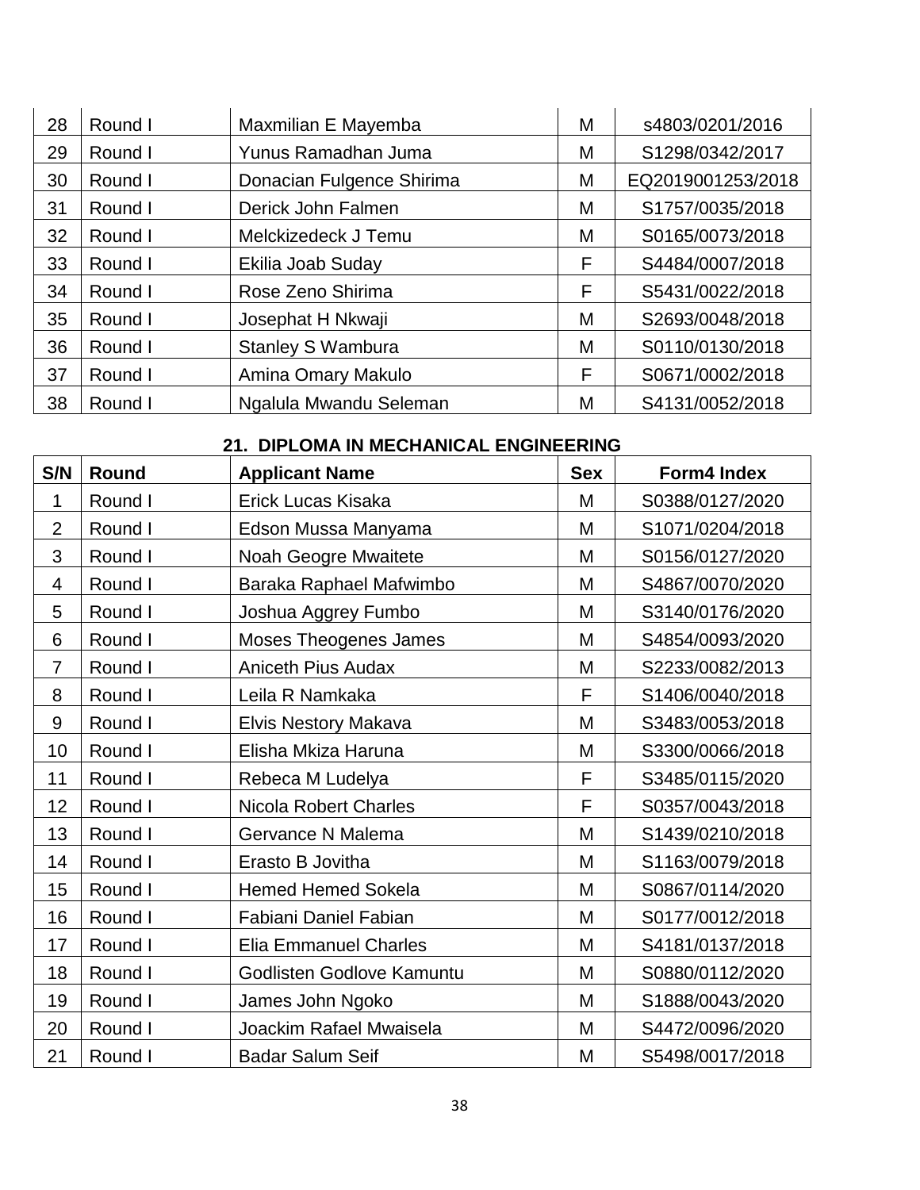| | | | | |
|---|---|---|---|---|
| 28 | Round I | Maxmilian E Mayemba | M | s4803/0201/2016 |
| 29 | Round I | Yunus Ramadhan Juma | M | S1298/0342/2017 |
| 30 | Round I | Donacian Fulgence Shirima | M | EQ2019001253/2018 |
| 31 | Round I | Derick John Falmen | M | S1757/0035/2018 |
| 32 | Round I | Melckizedeck J Temu | M | S0165/0073/2018 |
| 33 | Round I | Ekilia Joab Suday | F | S4484/0007/2018 |
| 34 | Round I | Rose Zeno Shirima | F | S5431/0022/2018 |
| 35 | Round I | Josephat H Nkwaji | M | S2693/0048/2018 |
| 36 | Round I | Stanley S Wambura | M | S0110/0130/2018 |
| 37 | Round I | Amina Omary Makulo | F | S0671/0002/2018 |
| 38 | Round I | Ngalula Mwandu Seleman | M | S4131/0052/2018 |

## 21. DIPLOMA IN MECHANICAL ENGINEERING

| S/N | Round | Applicant Name | Sex | Form4 Index |
|---|---|---|---|---|
| 1 | Round I | Erick Lucas Kisaka | M | S0388/0127/2020 |
| 2 | Round I | Edson Mussa Manyama | M | S1071/0204/2018 |
| 3 | Round I | Noah Geogre Mwaitete | M | S0156/0127/2020 |
| 4 | Round I | Baraka Raphael Mafwimbo | M | S4867/0070/2020 |
| 5 | Round I | Joshua Aggrey Fumbo | M | S3140/0176/2020 |
| 6 | Round I | Moses Theogenes James | M | S4854/0093/2020 |
| 7 | Round I | Aniceth Pius Audax | M | S2233/0082/2013 |
| 8 | Round I | Leila R Namkaka | F | S1406/0040/2018 |
| 9 | Round I | Elvis Nestory Makava | M | S3483/0053/2018 |
| 10 | Round I | Elisha Mkiza Haruna | M | S3300/0066/2018 |
| 11 | Round I | Rebeca M Ludelya | F | S3485/0115/2020 |
| 12 | Round I | Nicola Robert Charles | F | S0357/0043/2018 |
| 13 | Round I | Gervance N Malema | M | S1439/0210/2018 |
| 14 | Round I | Erasto B Jovitha | M | S1163/0079/2018 |
| 15 | Round I | Hemed Hemed Sokela | M | S0867/0114/2020 |
| 16 | Round I | Fabiani Daniel Fabian | M | S0177/0012/2018 |
| 17 | Round I | Elia Emmanuel Charles | M | S4181/0137/2018 |
| 18 | Round I | Godlisten Godlove Kamuntu | M | S0880/0112/2020 |
| 19 | Round I | James John Ngoko | M | S1888/0043/2020 |
| 20 | Round I | Joackim Rafael Mwaisela | M | S4472/0096/2020 |
| 21 | Round I | Badar Salum Seif | M | S5498/0017/2018 |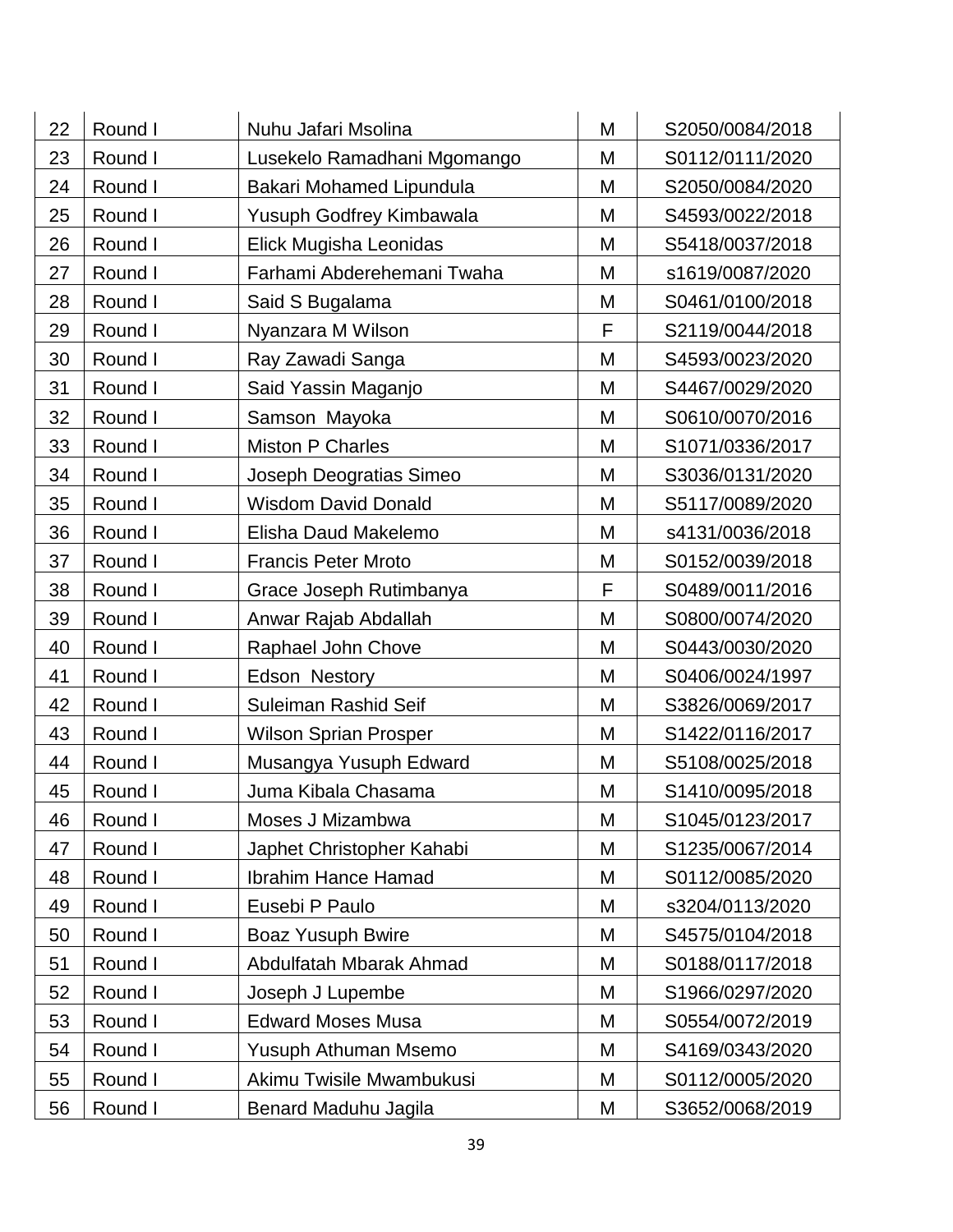| 22 | Round I | Nuhu Jafari Msolina | M | S2050/0084/2018 |
|---|---|---|---|---|
| 23 | Round I | Lusekelo Ramadhani Mgomango | M | S0112/0111/2020 |
| 24 | Round I | Bakari Mohamed Lipundula | M | S2050/0084/2020 |
| 25 | Round I | Yusuph Godfrey Kimbawala | M | S4593/0022/2018 |
| 26 | Round I | Elick Mugisha Leonidas | M | S5418/0037/2018 |
| 27 | Round I | Farhami Abderehemani Twaha | M | s1619/0087/2020 |
| 28 | Round I | Said S Bugalama | M | S0461/0100/2018 |
| 29 | Round I | Nyanzara M Wilson | F | S2119/0044/2018 |
| 30 | Round I | Ray Zawadi Sanga | M | S4593/0023/2020 |
| 31 | Round I | Said Yassin Maganjo | M | S4467/0029/2020 |
| 32 | Round I | Samson Mayoka | M | S0610/0070/2016 |
| 33 | Round I | Miston P Charles | M | S1071/0336/2017 |
| 34 | Round I | Joseph Deogratias Simeo | M | S3036/0131/2020 |
| 35 | Round I | Wisdom David Donald | M | S5117/0089/2020 |
| 36 | Round I | Elisha Daud Makelemo | M | s4131/0036/2018 |
| 37 | Round I | Francis Peter Mroto | M | S0152/0039/2018 |
| 38 | Round I | Grace Joseph Rutimbanya | F | S0489/0011/2016 |
| 39 | Round I | Anwar Rajab Abdallah | M | S0800/0074/2020 |
| 40 | Round I | Raphael John Chove | M | S0443/0030/2020 |
| 41 | Round I | Edson Nestory | M | S0406/0024/1997 |
| 42 | Round I | Suleiman Rashid Seif | M | S3826/0069/2017 |
| 43 | Round I | Wilson Sprian Prosper | M | S1422/0116/2017 |
| 44 | Round I | Musangya Yusuph Edward | M | S5108/0025/2018 |
| 45 | Round I | Juma Kibala Chasama | M | S1410/0095/2018 |
| 46 | Round I | Moses J Mizambwa | M | S1045/0123/2017 |
| 47 | Round I | Japhet Christopher Kahabi | M | S1235/0067/2014 |
| 48 | Round I | Ibrahim Hance Hamad | M | S0112/0085/2020 |
| 49 | Round I | Eusebi P Paulo | M | s3204/0113/2020 |
| 50 | Round I | Boaz Yusuph Bwire | M | S4575/0104/2018 |
| 51 | Round I | Abdulfatah Mbarak Ahmad | M | S0188/0117/2018 |
| 52 | Round I | Joseph J Lupembe | M | S1966/0297/2020 |
| 53 | Round I | Edward Moses Musa | M | S0554/0072/2019 |
| 54 | Round I | Yusuph Athuman Msemo | M | S4169/0343/2020 |
| 55 | Round I | Akimu Twisile Mwambukusi | M | S0112/0005/2020 |
| 56 | Round I | Benard Maduhu Jagila | M | S3652/0068/2019 |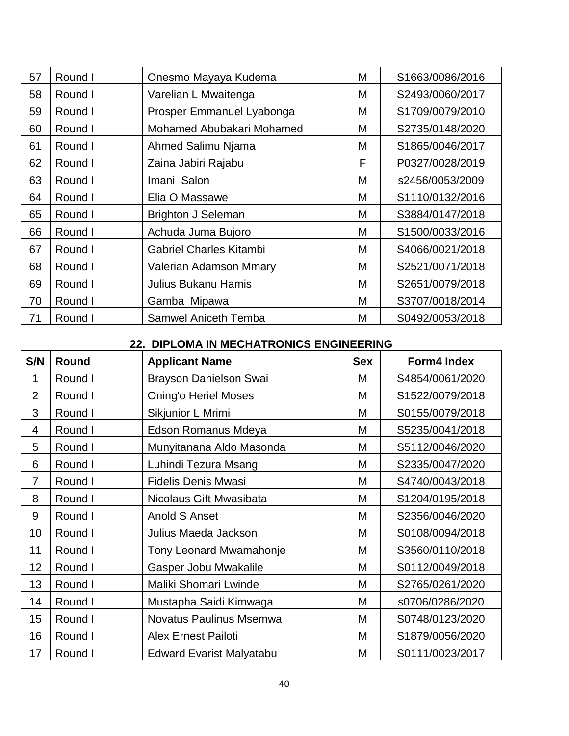| 57 | Round I | Onesmo Mayaya Kudema | M | S1663/0086/2016 |
|---|---|---|---|---|
| 58 | Round I | Varelian L Mwaitenga | M | S2493/0060/2017 |
| 59 | Round I | Prosper Emmanuel Lyabonga | M | S1709/0079/2010 |
| 60 | Round I | Mohamed Abubakari Mohamed | M | S2735/0148/2020 |
| 61 | Round I | Ahmed Salimu Njama | M | S1865/0046/2017 |
| 62 | Round I | Zaina Jabiri Rajabu | F | P0327/0028/2019 |
| 63 | Round I | Imani  Salon | M | s2456/0053/2009 |
| 64 | Round I | Elia O Massawe | M | S1110/0132/2016 |
| 65 | Round I | Brighton J Seleman | M | S3884/0147/2018 |
| 66 | Round I | Achuda Juma Bujoro | M | S1500/0033/2016 |
| 67 | Round I | Gabriel Charles Kitambi | M | S4066/0021/2018 |
| 68 | Round I | Valerian Adamson Mmary | M | S2521/0071/2018 |
| 69 | Round I | Julius Bukanu Hamis | M | S2651/0079/2018 |
| 70 | Round I | Gamba  Mipawa | M | S3707/0018/2014 |
| 71 | Round I | Samwel Aniceth Temba | M | S0492/0053/2018 |

## 22. DIPLOMA IN MECHATRONICS ENGINEERING

| S/N | Round | Applicant Name | Sex | Form4 Index |
|---|---|---|---|---|
| 1 | Round I | Brayson Danielson Swai | M | S4854/0061/2020 |
| 2 | Round I | Oning'o Heriel Moses | M | S1522/0079/2018 |
| 3 | Round I | Sikjunior L Mrimi | M | S0155/0079/2018 |
| 4 | Round I | Edson Romanus Mdeya | M | S5235/0041/2018 |
| 5 | Round I | Munyitanana Aldo Masonda | M | S5112/0046/2020 |
| 6 | Round I | Luhindi Tezura Msangi | M | S2335/0047/2020 |
| 7 | Round I | Fidelis Denis Mwasi | M | S4740/0043/2018 |
| 8 | Round I | Nicolaus Gift Mwasibata | M | S1204/0195/2018 |
| 9 | Round I | Anold S Anset | M | S2356/0046/2020 |
| 10 | Round I | Julius Maeda Jackson | M | S0108/0094/2018 |
| 11 | Round I | Tony Leonard Mwamahonje | M | S3560/0110/2018 |
| 12 | Round I | Gasper Jobu Mwakalile | M | S0112/0049/2018 |
| 13 | Round I | Maliki Shomari Lwinde | M | S2765/0261/2020 |
| 14 | Round I | Mustapha Saidi Kimwaga | M | s0706/0286/2020 |
| 15 | Round I | Novatus Paulinus Msemwa | M | S0748/0123/2020 |
| 16 | Round I | Alex Ernest Pailoti | M | S1879/0056/2020 |
| 17 | Round I | Edward Evarist Malyatabu | M | S0111/0023/2017 |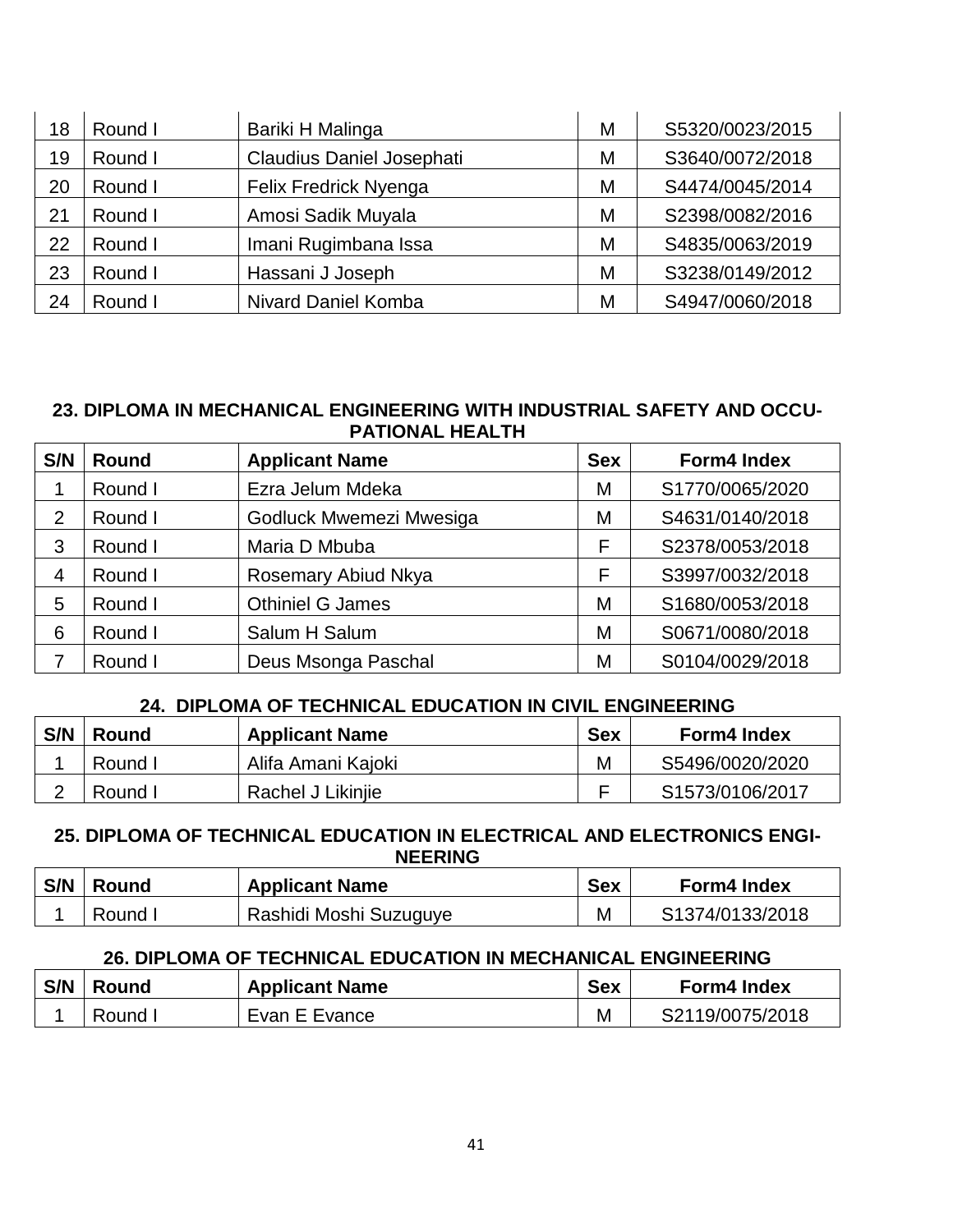| | | | | |
|---|---|---|---|---|
| 18 | Round I | Bariki H Malinga | M | S5320/0023/2015 |
| 19 | Round I | Claudius Daniel Josephati | M | S3640/0072/2018 |
| 20 | Round I | Felix Fredrick Nyenga | M | S4474/0045/2014 |
| 21 | Round I | Amosi Sadik Muyala | M | S2398/0082/2016 |
| 22 | Round I | Imani Rugimbana Issa | M | S4835/0063/2019 |
| 23 | Round I | Hassani J Joseph | M | S3238/0149/2012 |
| 24 | Round I | Nivard Daniel Komba | M | S4947/0060/2018 |

### 23. DIPLOMA IN MECHANICAL ENGINEERING WITH INDUSTRIAL SAFETY AND OCCUPATIONAL HEALTH

| S/N | Round | Applicant Name | Sex | Form4 Index |
|---|---|---|---|---|
| 1 | Round I | Ezra Jelum Mdeka | M | S1770/0065/2020 |
| 2 | Round I | Godluck Mwemezi Mwesiga | M | S4631/0140/2018 |
| 3 | Round I | Maria D Mbuba | F | S2378/0053/2018 |
| 4 | Round I | Rosemary Abiud Nkya | F | S3997/0032/2018 |
| 5 | Round I | Othiniel G James | M | S1680/0053/2018 |
| 6 | Round I | Salum H Salum | M | S0671/0080/2018 |
| 7 | Round I | Deus Msonga Paschal | M | S0104/0029/2018 |

### 24. DIPLOMA OF TECHNICAL EDUCATION IN CIVIL ENGINEERING

| S/N | Round | Applicant Name | Sex | Form4 Index |
|---|---|---|---|---|
| 1 | Round I | Alifa Amani Kajoki | M | S5496/0020/2020 |
| 2 | Round I | Rachel J Likinjie | F | S1573/0106/2017 |

### 25. DIPLOMA OF TECHNICAL EDUCATION IN ELECTRICAL AND ELECTRONICS ENGINEERING

| S/N | Round | Applicant Name | Sex | Form4 Index |
|---|---|---|---|---|
| 1 | Round I | Rashidi Moshi Suzuguye | M | S1374/0133/2018 |

### 26. DIPLOMA OF TECHNICAL EDUCATION IN MECHANICAL ENGINEERING

| S/N | Round | Applicant Name | Sex | Form4 Index |
|---|---|---|---|---|
| 1 | Round I | Evan E Evance | M | S2119/0075/2018 |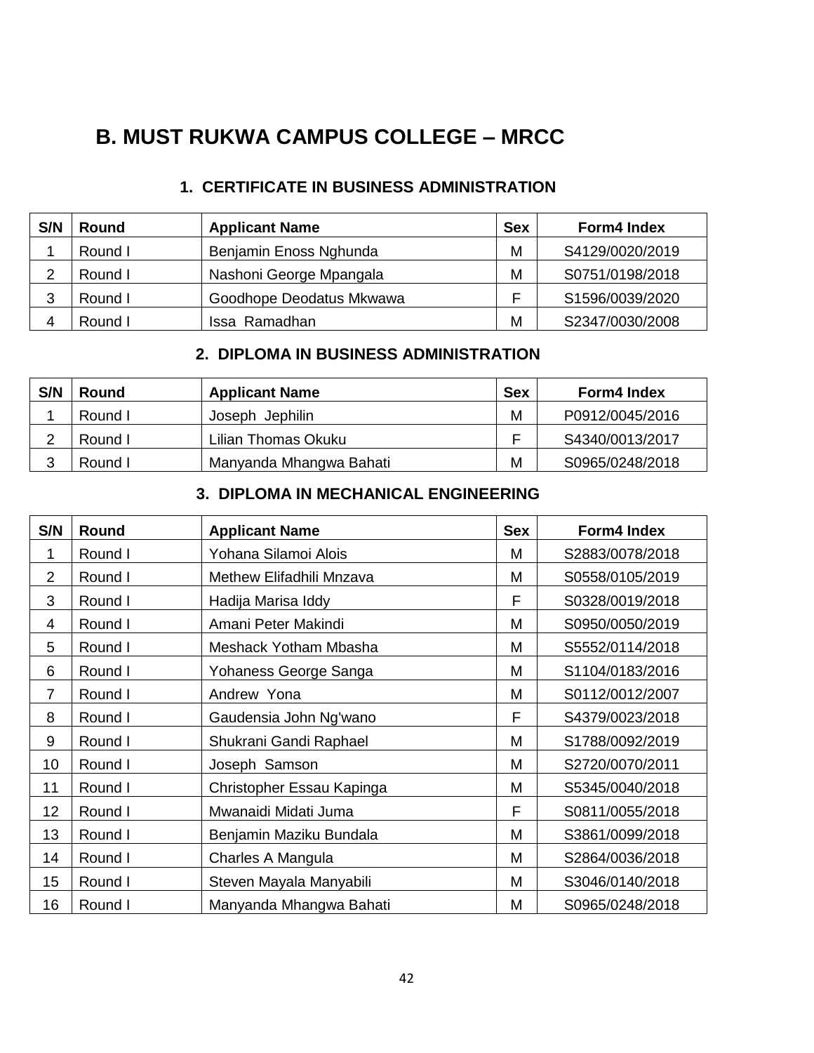## B. MUST RUKWA CAMPUS COLLEGE – MRCC

### 1. CERTIFICATE IN BUSINESS ADMINISTRATION

| S/N | Round | Applicant Name | Sex | Form4 Index |
|---|---|---|---|---|
| 1 | Round I | Benjamin Enoss Nghunda | M | S4129/0020/2019 |
| 2 | Round I | Nashoni George Mpangala | M | S0751/0198/2018 |
| 3 | Round I | Goodhope Deodatus Mkwawa | F | S1596/0039/2020 |
| 4 | Round I | Issa  Ramadhan | M | S2347/0030/2008 |

### 2. DIPLOMA IN BUSINESS ADMINISTRATION

| S/N | Round | Applicant Name | Sex | Form4 Index |
|---|---|---|---|---|
| 1 | Round I | Joseph  Jephilin | M | P0912/0045/2016 |
| 2 | Round I | Lilian Thomas Okuku | F | S4340/0013/2017 |
| 3 | Round I | Manyanda Mhangwa Bahati | M | S0965/0248/2018 |

### 3. DIPLOMA IN MECHANICAL ENGINEERING

| S/N | Round | Applicant Name | Sex | Form4 Index |
|---|---|---|---|---|
| 1 | Round I | Yohana Silamoi Alois | M | S2883/0078/2018 |
| 2 | Round I | Methew Elifadhili Mnzava | M | S0558/0105/2019 |
| 3 | Round I | Hadija Marisa Iddy | F | S0328/0019/2018 |
| 4 | Round I | Amani Peter Makindi | M | S0950/0050/2019 |
| 5 | Round I | Meshack Yotham Mbasha | M | S5552/0114/2018 |
| 6 | Round I | Yohaness George Sanga | M | S1104/0183/2016 |
| 7 | Round I | Andrew  Yona | M | S0112/0012/2007 |
| 8 | Round I | Gaudensia John Ng'wano | F | S4379/0023/2018 |
| 9 | Round I | Shukrani Gandi Raphael | M | S1788/0092/2019 |
| 10 | Round I | Joseph  Samson | M | S2720/0070/2011 |
| 11 | Round I | Christopher Essau Kapinga | M | S5345/0040/2018 |
| 12 | Round I | Mwanaidi Midati Juma | F | S0811/0055/2018 |
| 13 | Round I | Benjamin Maziku Bundala | M | S3861/0099/2018 |
| 14 | Round I | Charles A Mangula | M | S2864/0036/2018 |
| 15 | Round I | Steven Mayala Manyabili | M | S3046/0140/2018 |
| 16 | Round I | Manyanda Mhangwa Bahati | M | S0965/0248/2018 |